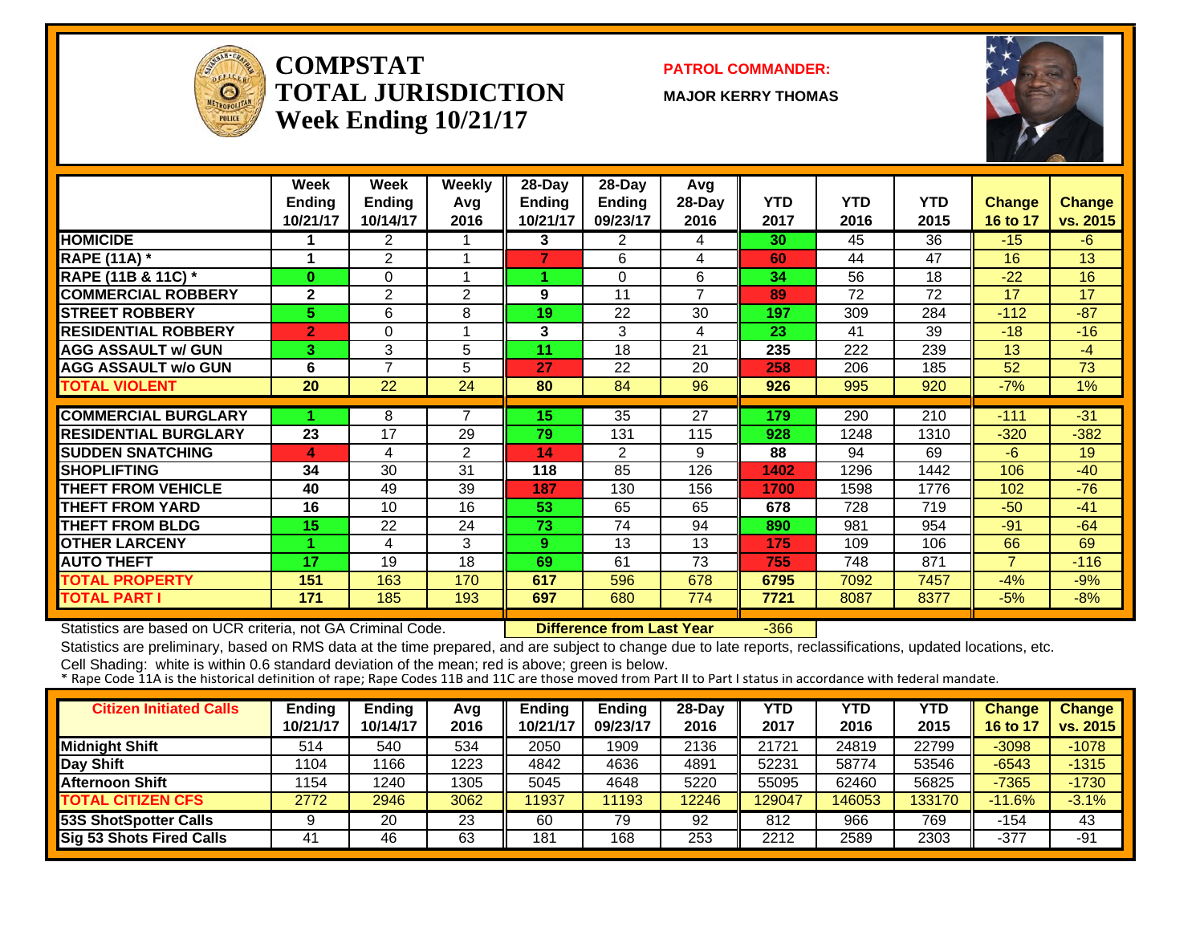# COMPSTAT TOTAL JURISDICTION Week Ending 10/21/17

**PATROL COMMANDER:**

**MAJOR KERRY THOMAS**

| | Week Ending 10/21/17 | Week Ending 10/14/17 | Weekly Avg 2016 | 28-Day Ending 10/21/17 | 28-Day Ending 09/23/17 | Avg 28-Day 2016 | YTD 2017 | YTD 2016 | YTD 2015 | Change 16 to 17 | Change vs. 2015 |
|---|---|---|---|---|---|---|---|---|---|---|---|
| HOMICIDE | 1 | 2 | 1 | 3 | 2 | 4 | 30 | 45 | 36 | -15 | -6 |
| RAPE (11A) * | 1 | 2 | 1 | 7 | 6 | 4 | 60 | 44 | 47 | 16 | 13 |
| RAPE (11B & 11C) * | 0 | 0 | 1 | 1 | 0 | 6 | 34 | 56 | 18 | -22 | 16 |
| COMMERCIAL ROBBERY | 2 | 2 | 2 | 9 | 11 | 7 | 89 | 72 | 72 | 17 | 17 |
| STREET ROBBERY | 5 | 6 | 8 | 19 | 22 | 30 | 197 | 309 | 284 | -112 | -87 |
| RESIDENTIAL ROBBERY | 2 | 0 | 1 | 3 | 3 | 4 | 23 | 41 | 39 | -18 | -16 |
| AGG ASSAULT w/ GUN | 3 | 3 | 5 | 11 | 18 | 21 | 235 | 222 | 239 | 13 | -4 |
| AGG ASSAULT w/o GUN | 6 | 7 | 5 | 27 | 22 | 20 | 258 | 206 | 185 | 52 | 73 |
| TOTAL VIOLENT | 20 | 22 | 24 | 80 | 84 | 96 | 926 | 995 | 920 | -7% | 1% |
| COMMERCIAL BURGLARY | 1 | 8 | 7 | 15 | 35 | 27 | 179 | 290 | 210 | -111 | -31 |
| RESIDENTIAL BURGLARY | 23 | 17 | 29 | 79 | 131 | 115 | 928 | 1248 | 1310 | -320 | -382 |
| SUDDEN SNATCHING | 4 | 4 | 2 | 14 | 2 | 9 | 88 | 94 | 69 | -6 | 19 |
| SHOPLIFTING | 34 | 30 | 31 | 118 | 85 | 126 | 1402 | 1296 | 1442 | 106 | -40 |
| THEFT FROM VEHICLE | 40 | 49 | 39 | 187 | 130 | 156 | 1700 | 1598 | 1776 | 102 | -76 |
| THEFT FROM YARD | 16 | 10 | 16 | 53 | 65 | 65 | 678 | 728 | 719 | -50 | -41 |
| THEFT FROM BLDG | 15 | 22 | 24 | 73 | 74 | 94 | 890 | 981 | 954 | -91 | -64 |
| OTHER LARCENY | 1 | 4 | 3 | 9 | 13 | 13 | 175 | 109 | 106 | 66 | 69 |
| AUTO THEFT | 17 | 19 | 18 | 69 | 61 | 73 | 755 | 748 | 871 | 7 | -116 |
| TOTAL PROPERTY | 151 | 163 | 170 | 617 | 596 | 678 | 6795 | 7092 | 7457 | -4% | -9% |
| TOTAL PART I | 171 | 185 | 193 | 697 | 680 | 774 | 7721 | 8087 | 8377 | -5% | -8% |

Statistics are based on UCR criteria, not GA Criminal Code. **Difference from Last Year** -366

Statistics are preliminary, based on RMS data at the time prepared, and are subject to change due to late reports, reclassifications, updated locations, etc.

Cell Shading: white is within 0.6 standard deviation of the mean; red is above; green is below.

\* Rape Code 11A is the historical definition of rape; Rape Codes 11B and 11C are those moved from Part II to Part I status in accordance with federal mandate.

| Citizen Initiated Calls | Ending 10/21/17 | Ending 10/14/17 | Avg 2016 | Ending 10/21/17 | Ending 09/23/17 | 28-Day 2016 | YTD 2017 | YTD 2016 | YTD 2015 | Change 16 to 17 | Change vs. 2015 |
|---|---|---|---|---|---|---|---|---|---|---|---|
| Midnight Shift | 514 | 540 | 534 | 2050 | 1909 | 2136 | 21721 | 24819 | 22799 | -3098 | -1078 |
| Day Shift | 1104 | 1166 | 1223 | 4842 | 4636 | 4891 | 52231 | 58774 | 53546 | -6543 | -1315 |
| Afternoon Shift | 1154 | 1240 | 1305 | 5045 | 4648 | 5220 | 55095 | 62460 | 56825 | -7365 | -1730 |
| TOTAL CITIZEN CFS | 2772 | 2946 | 3062 | 11937 | 11193 | 12246 | 129047 | 146053 | 133170 | -11.6% | -3.1% |
| 53S ShotSpotter Calls | 9 | 20 | 23 | 60 | 79 | 92 | 812 | 966 | 769 | -154 | 43 |
| Sig 53 Shots Fired Calls | 41 | 46 | 63 | 181 | 168 | 253 | 2212 | 2589 | 2303 | -377 | -91 |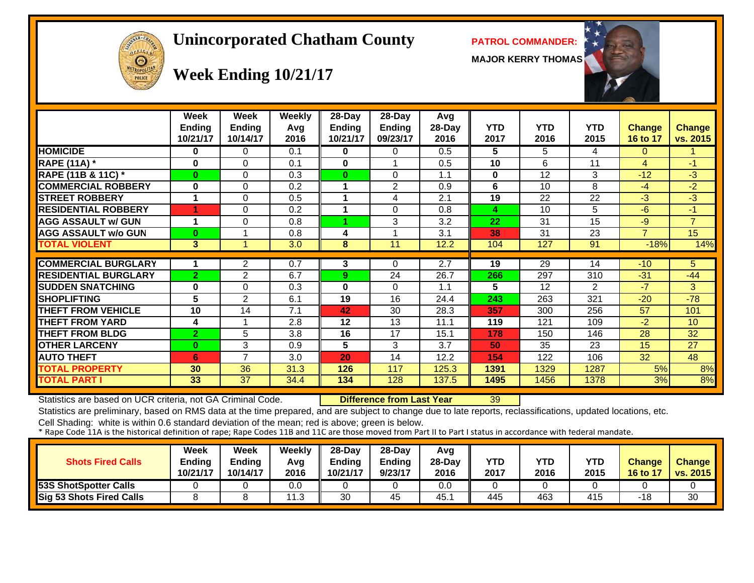# Unincorporated Chatham County

## Week Ending 10/21/17

**PATROL COMMANDER:**

**MAJOR KERRY THOMAS**

| | Week Ending 10/21/17 | Week Ending 10/14/17 | Weekly Avg 2016 | 28-Day Ending 10/21/17 | 28-Day Ending 09/23/17 | Avg 28-Day 2016 | YTD 2017 | YTD 2016 | YTD 2015 | Change 16 to 17 | Change vs. 2015 |
|---|---|---|---|---|---|---|---|---|---|---|---|
| HOMICIDE | 0 | 0 | 0.1 | 0 | 0 | 0.5 | 5 | 5 | 4 | 0 | 1 |
| RAPE (11A) * | 0 | 0 | 0.1 | 0 | 1 | 0.5 | 10 | 6 | 11 | 4 | -1 |
| RAPE (11B & 11C) * | 0 | 0 | 0.3 | 0 | 0 | 1.1 | 0 | 12 | 3 | -12 | -3 |
| COMMERCIAL ROBBERY | 0 | 0 | 0.2 | 1 | 2 | 0.9 | 6 | 10 | 8 | -4 | -2 |
| STREET ROBBERY | 1 | 0 | 0.5 | 1 | 4 | 2.1 | 19 | 22 | 22 | -3 | -3 |
| RESIDENTIAL ROBBERY | 1 | 0 | 0.2 | 1 | 0 | 0.8 | 4 | 10 | 5 | -6 | -1 |
| AGG ASSAULT w/ GUN | 1 | 0 | 0.8 | 1 | 3 | 3.2 | 22 | 31 | 15 | -9 | 7 |
| AGG ASSAULT w/o GUN | 0 | 1 | 0.8 | 4 | 1 | 3.1 | 38 | 31 | 23 | 7 | 15 |
| TOTAL VIOLENT | 3 | 1 | 3.0 | 8 | 11 | 12.2 | 104 | 127 | 91 | -18% | 14% |
| COMMERCIAL BURGLARY | 1 | 2 | 0.7 | 3 | 0 | 2.7 | 19 | 29 | 14 | -10 | 5 |
| RESIDENTIAL BURGLARY | 2 | 2 | 6.7 | 9 | 24 | 26.7 | 266 | 297 | 310 | -31 | -44 |
| SUDDEN SNATCHING | 0 | 0 | 0.3 | 0 | 0 | 1.1 | 5 | 12 | 2 | -7 | 3 |
| SHOPLIFTING | 5 | 2 | 6.1 | 19 | 16 | 24.4 | 243 | 263 | 321 | -20 | -78 |
| THEFT FROM VEHICLE | 10 | 14 | 7.1 | 42 | 30 | 28.3 | 357 | 300 | 256 | 57 | 101 |
| THEFT FROM YARD | 4 | 1 | 2.8 | 12 | 13 | 11.1 | 119 | 121 | 109 | -2 | 10 |
| THEFT FROM BLDG | 2 | 5 | 3.8 | 16 | 17 | 15.1 | 178 | 150 | 146 | 28 | 32 |
| OTHER LARCENY | 0 | 3 | 0.9 | 5 | 3 | 3.7 | 50 | 35 | 23 | 15 | 27 |
| AUTO THEFT | 6 | 7 | 3.0 | 20 | 14 | 12.2 | 154 | 122 | 106 | 32 | 48 |
| TOTAL PROPERTY | 30 | 36 | 31.3 | 126 | 117 | 125.3 | 1391 | 1329 | 1287 | 5% | 8% |
| TOTAL PART I | 33 | 37 | 34.4 | 134 | 128 | 137.5 | 1495 | 1456 | 1378 | 3% | 8% |

Statistics are based on UCR criteria, not GA Criminal Code. **Difference from Last Year** 39

Statistics are preliminary, based on RMS data at the time prepared, and are subject to change due to late reports, reclassifications, updated locations, etc.

Cell Shading: white is within 0.6 standard deviation of the mean; red is above; green is below.

* Rape Code 11A is the historical definition of rape; Rape Codes 11B and 11C are those moved from Part II to Part I status in accordance with federal mandate.

| Shots Fired Calls | Week Ending 10/21/17 | Week Ending 10/14/17 | Weekly Avg 2016 | 28-Day Ending 10/21/17 | 28-Day Ending 9/23/17 | Avg 28-Day 2016 | YTD 2017 | YTD 2016 | YTD 2015 | Change 16 to 17 | Change vs. 2015 |
|---|---|---|---|---|---|---|---|---|---|---|---|
| 53S ShotSpotter Calls | 0 | 0 | 0.0 | 0 | 0 | 0.0 | 0 | 0 | 0 | 0 | 0 |
| Sig 53 Shots Fired Calls | 8 | 8 | 11.3 | 30 | 45 | 45.1 | 445 | 463 | 415 | -18 | 30 |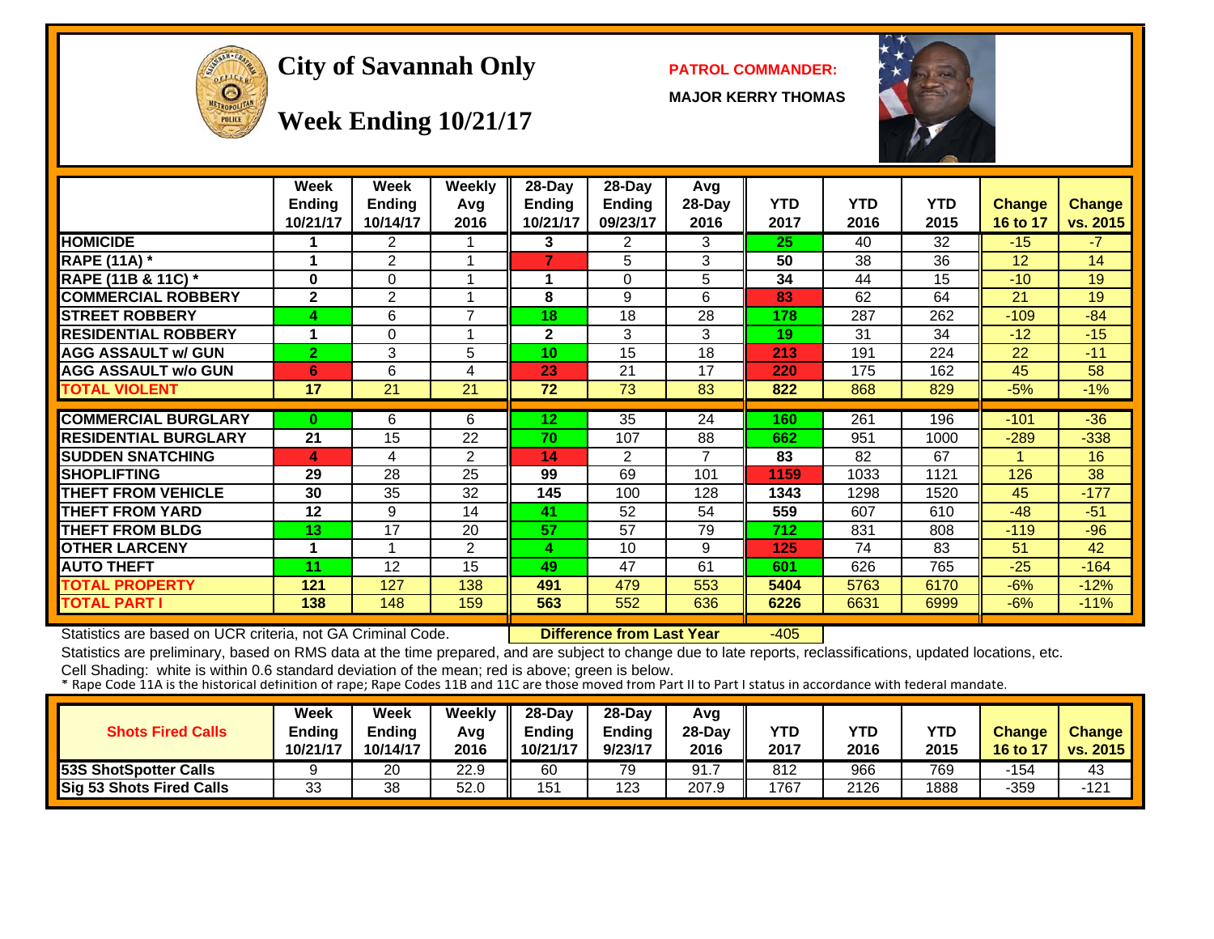# City of Savannah Only

## Week Ending 10/21/17

**PATROL COMMANDER:**

**MAJOR KERRY THOMAS**

| | Week Ending 10/21/17 | Week Ending 10/14/17 | Weekly Avg 2016 | 28-Day Ending 10/21/17 | 28-Day Ending 09/23/17 | Avg 28-Day 2016 | YTD 2017 | YTD 2016 | YTD 2015 | Change 16 to 17 | Change vs. 2015 |
|---|---|---|---|---|---|---|---|---|---|---|---|
| HOMICIDE | 1 | 2 | 1 | 3 | 2 | 3 | 25 | 40 | 32 | -15 | -7 |
| RAPE (11A) * | 1 | 2 | 1 | 7 | 5 | 3 | 50 | 38 | 36 | 12 | 14 |
| RAPE (11B & 11C) * | 0 | 0 | 1 | 1 | 0 | 5 | 34 | 44 | 15 | -10 | 19 |
| COMMERCIAL ROBBERY | 2 | 2 | 1 | 8 | 9 | 6 | 83 | 62 | 64 | 21 | 19 |
| STREET ROBBERY | 4 | 6 | 7 | 18 | 18 | 28 | 178 | 287 | 262 | -109 | -84 |
| RESIDENTIAL ROBBERY | 1 | 0 | 1 | 2 | 3 | 3 | 19 | 31 | 34 | -12 | -15 |
| AGG ASSAULT w/ GUN | 2 | 3 | 5 | 10 | 15 | 18 | 213 | 191 | 224 | 22 | -11 |
| AGG ASSAULT w/o GUN | 6 | 6 | 4 | 23 | 21 | 17 | 220 | 175 | 162 | 45 | 58 |
| TOTAL VIOLENT | 17 | 21 | 21 | 72 | 73 | 83 | 822 | 868 | 829 | -5% | -1% |
| COMMERCIAL BURGLARY | 0 | 6 | 6 | 12 | 35 | 24 | 160 | 261 | 196 | -101 | -36 |
| RESIDENTIAL BURGLARY | 21 | 15 | 22 | 70 | 107 | 88 | 662 | 951 | 1000 | -289 | -338 |
| SUDDEN SNATCHING | 4 | 4 | 2 | 14 | 2 | 7 | 83 | 82 | 67 | 1 | 16 |
| SHOPLIFTING | 29 | 28 | 25 | 99 | 69 | 101 | 1159 | 1033 | 1121 | 126 | 38 |
| THEFT FROM VEHICLE | 30 | 35 | 32 | 145 | 100 | 128 | 1343 | 1298 | 1520 | 45 | -177 |
| THEFT FROM YARD | 12 | 9 | 14 | 41 | 52 | 54 | 559 | 607 | 610 | -48 | -51 |
| THEFT FROM BLDG | 13 | 17 | 20 | 57 | 57 | 79 | 712 | 831 | 808 | -119 | -96 |
| OTHER LARCENY | 1 | 1 | 2 | 4 | 10 | 9 | 125 | 74 | 83 | 51 | 42 |
| AUTO THEFT | 11 | 12 | 15 | 49 | 47 | 61 | 601 | 626 | 765 | -25 | -164 |
| TOTAL PROPERTY | 121 | 127 | 138 | 491 | 479 | 553 | 5404 | 5763 | 6170 | -6% | -12% |
| TOTAL PART I | 138 | 148 | 159 | 563 | 552 | 636 | 6226 | 6631 | 6999 | -6% | -11% |

Statistics are based on UCR criteria, not GA Criminal Code. **Difference from Last Year** -405

Statistics are preliminary, based on RMS data at the time prepared, and are subject to change due to late reports, reclassifications, updated locations, etc.

Cell Shading: white is within 0.6 standard deviation of the mean; red is above; green is below.

* Rape Code 11A is the historical definition of rape; Rape Codes 11B and 11C are those moved from Part II to Part I status in accordance with federal mandate.

| Shots Fired Calls | Week Ending 10/21/17 | Week Ending 10/14/17 | Weekly Avg 2016 | 28-Day Ending 10/21/17 | 28-Day Ending 9/23/17 | Avg 28-Day 2016 | YTD 2017 | YTD 2016 | YTD 2015 | Change 16 to 17 | Change vs. 2015 |
|---|---|---|---|---|---|---|---|---|---|---|---|
| 53S ShotSpotter Calls | 9 | 20 | 22.9 | 60 | 79 | 91.7 | 812 | 966 | 769 | -154 | 43 |
| Sig 53 Shots Fired Calls | 33 | 38 | 52.0 | 151 | 123 | 207.9 | 1767 | 2126 | 1888 | -359 | -121 |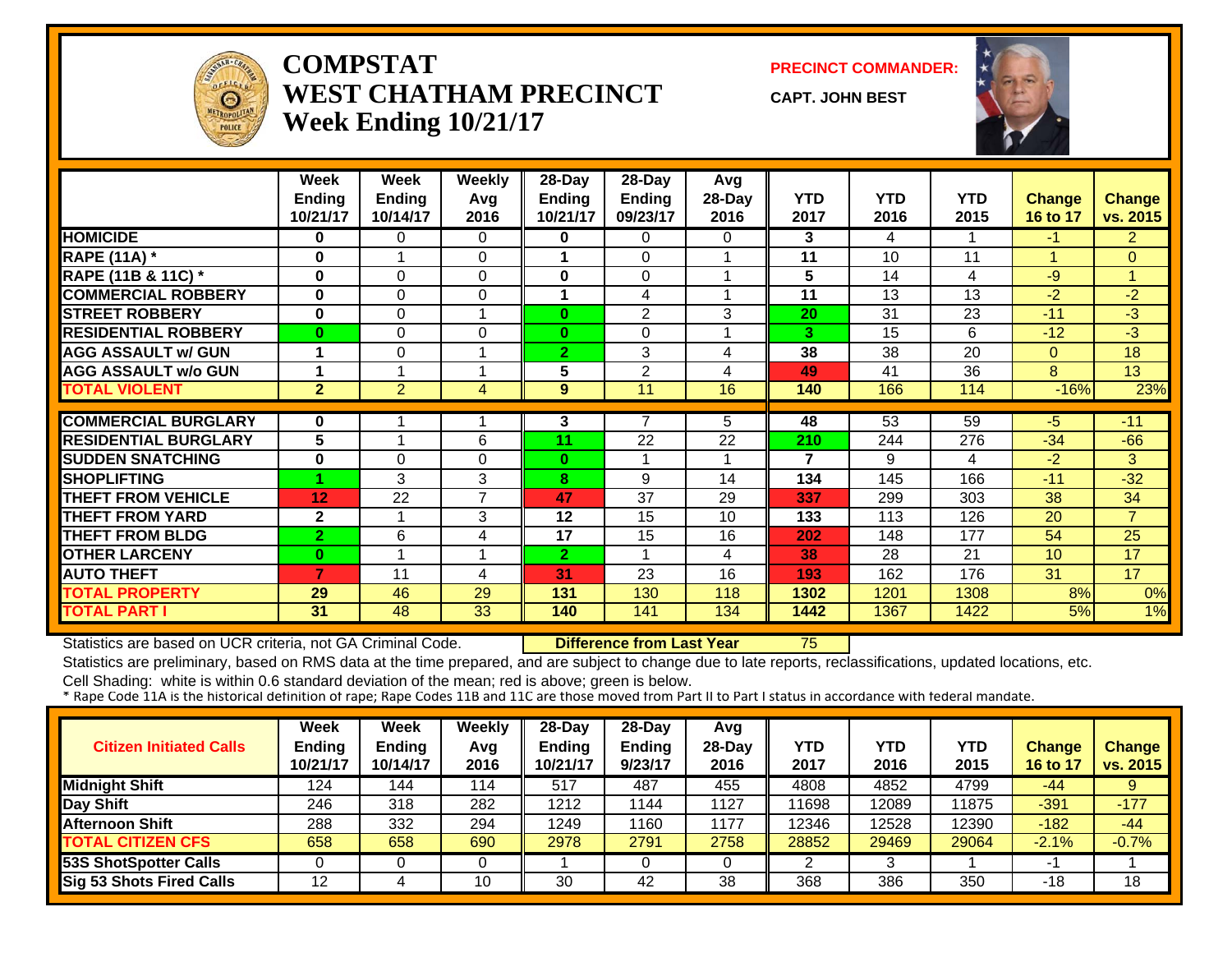# COMPSTAT
# WEST CHATHAM PRECINCT
# Week Ending 10/21/17

**PRECINCT COMMANDER:**

**CAPT. JOHN BEST**

| | Week Ending 10/21/17 | Week Ending 10/14/17 | Weekly Avg 2016 | 28-Day Ending 10/21/17 | 28-Day Ending 09/23/17 | Avg 28-Day 2016 | YTD 2017 | YTD 2016 | YTD 2015 | Change 16 to 17 | Change vs. 2015 |
|---|---|---|---|---|---|---|---|---|---|---|---|
| HOMICIDE | 0 | 0 | 0 | 0 | 0 | 0 | 3 | 4 | 1 | -1 | 2 |
| RAPE (11A) * | 0 | 1 | 0 | 1 | 0 | 1 | 11 | 10 | 11 | 1 | 0 |
| RAPE (11B & 11C) * | 0 | 0 | 0 | 0 | 0 | 1 | 5 | 14 | 4 | -9 | 1 |
| COMMERCIAL ROBBERY | 0 | 0 | 0 | 1 | 4 | 1 | 11 | 13 | 13 | -2 | -2 |
| STREET ROBBERY | 0 | 0 | 1 | 0 | 2 | 3 | 20 | 31 | 23 | -11 | -3 |
| RESIDENTIAL ROBBERY | 0 | 0 | 0 | 0 | 0 | 1 | 3 | 15 | 6 | -12 | -3 |
| AGG ASSAULT w/ GUN | 1 | 0 | 1 | 2 | 3 | 4 | 38 | 38 | 20 | 0 | 18 |
| AGG ASSAULT w/o GUN | 1 | 1 | 1 | 5 | 2 | 4 | 49 | 41 | 36 | 8 | 13 |
| TOTAL VIOLENT | 2 | 2 | 4 | 9 | 11 | 16 | 140 | 166 | 114 | -16% | 23% |
| COMMERCIAL BURGLARY | 0 | 1 | 1 | 3 | 7 | 5 | 48 | 53 | 59 | -5 | -11 |
| RESIDENTIAL BURGLARY | 5 | 1 | 6 | 11 | 22 | 22 | 210 | 244 | 276 | -34 | -66 |
| SUDDEN SNATCHING | 0 | 0 | 0 | 0 | 1 | 1 | 7 | 9 | 4 | -2 | 3 |
| SHOPLIFTING | 1 | 3 | 3 | 8 | 9 | 14 | 134 | 145 | 166 | -11 | -32 |
| THEFT FROM VEHICLE | 12 | 22 | 7 | 47 | 37 | 29 | 337 | 299 | 303 | 38 | 34 |
| THEFT FROM YARD | 2 | 1 | 3 | 12 | 15 | 10 | 133 | 113 | 126 | 20 | 7 |
| THEFT FROM BLDG | 2 | 6 | 4 | 17 | 15 | 16 | 202 | 148 | 177 | 54 | 25 |
| OTHER LARCENY | 0 | 1 | 1 | 2 | 1 | 4 | 38 | 28 | 21 | 10 | 17 |
| AUTO THEFT | 7 | 11 | 4 | 31 | 23 | 16 | 193 | 162 | 176 | 31 | 17 |
| TOTAL PROPERTY | 29 | 46 | 29 | 131 | 130 | 118 | 1302 | 1201 | 1308 | 8% | 0% |
| TOTAL PART I | 31 | 48 | 33 | 140 | 141 | 134 | 1442 | 1367 | 1422 | 5% | 1% |

Statistics are based on UCR criteria, not GA Criminal Code. **Difference from Last Year** 75

Statistics are preliminary, based on RMS data at the time prepared, and are subject to change due to late reports, reclassifications, updated locations, etc.

Cell Shading: white is within 0.6 standard deviation of the mean; red is above; green is below.

* Rape Code 11A is the historical definition of rape; Rape Codes 11B and 11C are those moved from Part II to Part I status in accordance with federal mandate.

| Citizen Initiated Calls | Week Ending 10/21/17 | Week Ending 10/14/17 | Weekly Avg 2016 | 28-Day Ending 10/21/17 | 28-Day Ending 9/23/17 | Avg 28-Day 2016 | YTD 2017 | YTD 2016 | YTD 2015 | Change 16 to 17 | Change vs. 2015 |
|---|---|---|---|---|---|---|---|---|---|---|---|
| Midnight Shift | 124 | 144 | 114 | 517 | 487 | 455 | 4808 | 4852 | 4799 | -44 | 9 |
| Day Shift | 246 | 318 | 282 | 1212 | 1144 | 1127 | 11698 | 12089 | 11875 | -391 | -177 |
| Afternoon Shift | 288 | 332 | 294 | 1249 | 1160 | 1177 | 12346 | 12528 | 12390 | -182 | -44 |
| TOTAL CITIZEN CFS | 658 | 658 | 690 | 2978 | 2791 | 2758 | 28852 | 29469 | 29064 | -2.1% | -0.7% |
| 53S ShotSpotter Calls | 0 | 0 | 0 | 1 | 0 | 0 | 2 | 3 | 1 | -1 | 1 |
| Sig 53 Shots Fired Calls | 12 | 4 | 10 | 30 | 42 | 38 | 368 | 386 | 350 | -18 | 18 |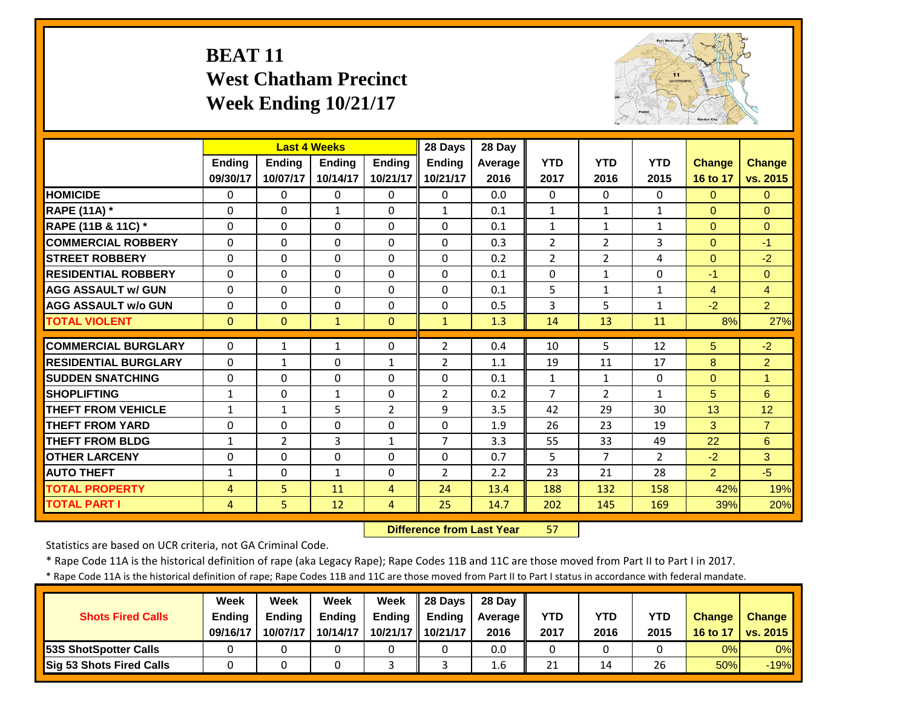# BEAT 11
## West Chatham Precinct
## Week Ending 10/21/17

| | Last 4 Weeks | | | | 28 Days | 28 Day | | | | | |
|---|---|---|---|---|---|---|---|---|---|---|---|
| | Ending 09/30/17 | Ending 10/07/17 | Ending 10/14/17 | Ending 10/21/17 | Ending 10/21/17 | Average 2016 | YTD 2017 | YTD 2016 | YTD 2015 | Change 16 to 17 | Change vs. 2015 |
| **HOMICIDE** | 0 | 0 | 0 | 0 | 0 | 0.0 | 0 | 0 | 0 | 0 | 0 |
| **RAPE (11A) *** | 0 | 0 | 1 | 0 | 1 | 0.1 | 1 | 1 | 1 | 0 | 0 |
| **RAPE (11B & 11C) *** | 0 | 0 | 0 | 0 | 0 | 0.1 | 1 | 1 | 1 | 0 | 0 |
| **COMMERCIAL ROBBERY** | 0 | 0 | 0 | 0 | 0 | 0.3 | 2 | 2 | 3 | 0 | -1 |
| **STREET ROBBERY** | 0 | 0 | 0 | 0 | 0 | 0.2 | 2 | 2 | 4 | 0 | -2 |
| **RESIDENTIAL ROBBERY** | 0 | 0 | 0 | 0 | 0 | 0.1 | 0 | 1 | 0 | -1 | 0 |
| **AGG ASSAULT w/ GUN** | 0 | 0 | 0 | 0 | 0 | 0.1 | 5 | 1 | 1 | 4 | 4 |
| **AGG ASSAULT w/o GUN** | 0 | 0 | 0 | 0 | 0 | 0.5 | 3 | 5 | 1 | -2 | 2 |
| **TOTAL VIOLENT** | 0 | 0 | 1 | 0 | 1 | 1.3 | 14 | 13 | 11 | 8% | 27% |
| **COMMERCIAL BURGLARY** | 0 | 1 | 1 | 0 | 2 | 0.4 | 10 | 5 | 12 | 5 | -2 |
| **RESIDENTIAL BURGLARY** | 0 | 1 | 0 | 1 | 2 | 1.1 | 19 | 11 | 17 | 8 | 2 |
| **SUDDEN SNATCHING** | 0 | 0 | 0 | 0 | 0 | 0.1 | 1 | 1 | 0 | 0 | 1 |
| **SHOPLIFTING** | 1 | 0 | 1 | 0 | 2 | 0.2 | 7 | 2 | 1 | 5 | 6 |
| **THEFT FROM VEHICLE** | 1 | 1 | 5 | 2 | 9 | 3.5 | 42 | 29 | 30 | 13 | 12 |
| **THEFT FROM YARD** | 0 | 0 | 0 | 0 | 0 | 1.9 | 26 | 23 | 19 | 3 | 7 |
| **THEFT FROM BLDG** | 1 | 2 | 3 | 1 | 7 | 3.3 | 55 | 33 | 49 | 22 | 6 |
| **OTHER LARCENY** | 0 | 0 | 0 | 0 | 0 | 0.7 | 5 | 7 | 2 | -2 | 3 |
| **AUTO THEFT** | 1 | 0 | 1 | 0 | 2 | 2.2 | 23 | 21 | 28 | 2 | -5 |
| **TOTAL PROPERTY** | 4 | 5 | 11 | 4 | 24 | 13.4 | 188 | 132 | 158 | 42% | 19% |
| **TOTAL PART I** | 4 | 5 | 12 | 4 | 25 | 14.7 | 202 | 145 | 169 | 39% | 20% |

**Difference from Last Year** 57

Statistics are based on UCR criteria, not GA Criminal Code.

* Rape Code 11A is the historical definition of rape (aka Legacy Rape); Rape Codes 11B and 11C are those moved from Part II to Part I in 2017.

* Rape Code 11A is the historical definition of rape; Rape Codes 11B and 11C are those moved from Part II to Part I status in accordance with federal mandate.

| Shots Fired Calls | Week Ending 09/16/17 | Week Ending 10/07/17 | Week Ending 10/14/17 | Week Ending 10/21/17 | 28 Days Ending 10/21/17 | 28 Day Average 2016 | YTD 2017 | YTD 2016 | YTD 2015 | Change 16 to 17 | Change vs. 2015 |
|---|---|---|---|---|---|---|---|---|---|---|---|
| **53S ShotSpotter Calls** | 0 | 0 | 0 | 0 | 0 | 0.0 | 0 | 0 | 0 | 0% | 0% |
| **Sig 53 Shots Fired Calls** | 0 | 0 | 0 | 3 | 3 | 1.6 | 21 | 14 | 26 | 50% | -19% |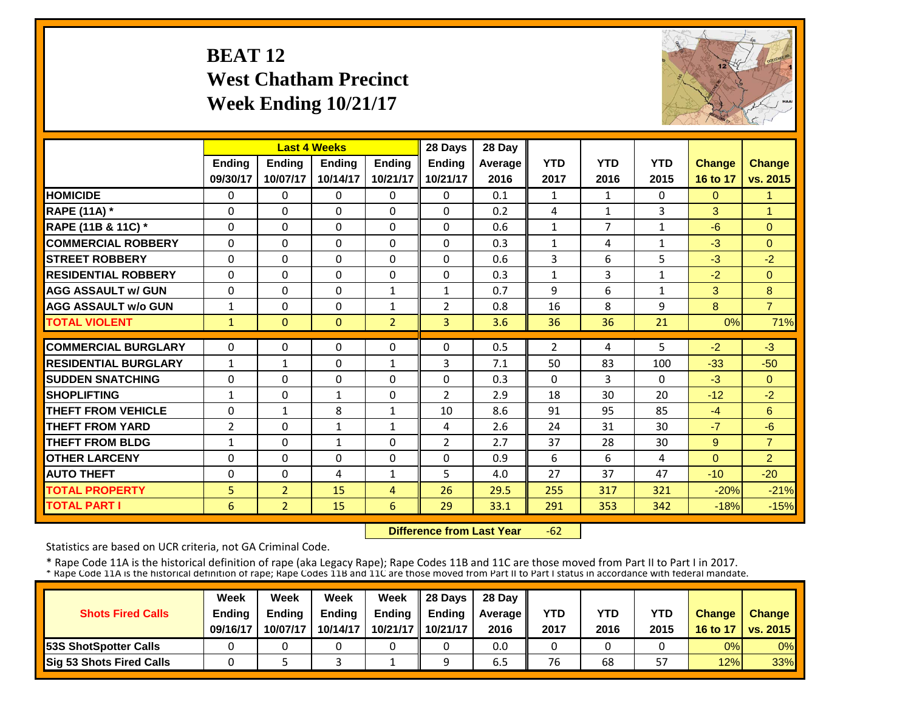# BEAT 12
## West Chatham Precinct
## Week Ending 10/21/17

| | Last 4 Weeks | | | | 28 Days | 28 Day | | | | | |
|---|---|---|---|---|---|---|---|---|---|---|---|
| | Ending 09/30/17 | Ending 10/07/17 | Ending 10/14/17 | Ending 10/21/17 | Ending 10/21/17 | Average 2016 | YTD 2017 | YTD 2016 | YTD 2015 | Change 16 to 17 | Change vs. 2015 |
| HOMICIDE | 0 | 0 | 0 | 0 | 0 | 0.1 | 1 | 1 | 0 | 0 | 1 |
| RAPE (11A) * | 0 | 0 | 0 | 0 | 0 | 0.2 | 4 | 1 | 3 | 3 | 1 |
| RAPE (11B & 11C) * | 0 | 0 | 0 | 0 | 0 | 0.6 | 1 | 7 | 1 | -6 | 0 |
| COMMERCIAL ROBBERY | 0 | 0 | 0 | 0 | 0 | 0.3 | 1 | 4 | 1 | -3 | 0 |
| STREET ROBBERY | 0 | 0 | 0 | 0 | 0 | 0.6 | 3 | 6 | 5 | -3 | -2 |
| RESIDENTIAL ROBBERY | 0 | 0 | 0 | 0 | 0 | 0.3 | 1 | 3 | 1 | -2 | 0 |
| AGG ASSAULT w/ GUN | 0 | 0 | 0 | 1 | 1 | 0.7 | 9 | 6 | 1 | 3 | 8 |
| AGG ASSAULT w/o GUN | 1 | 0 | 0 | 1 | 2 | 0.8 | 16 | 8 | 9 | 8 | 7 |
| TOTAL VIOLENT | 1 | 0 | 0 | 2 | 3 | 3.6 | 36 | 36 | 21 | 0% | 71% |
| COMMERCIAL BURGLARY | 0 | 0 | 0 | 0 | 0 | 0.5 | 2 | 4 | 5 | -2 | -3 |
| RESIDENTIAL BURGLARY | 1 | 1 | 0 | 1 | 3 | 7.1 | 50 | 83 | 100 | -33 | -50 |
| SUDDEN SNATCHING | 0 | 0 | 0 | 0 | 0 | 0.3 | 0 | 3 | 0 | -3 | 0 |
| SHOPLIFTING | 1 | 0 | 1 | 0 | 2 | 2.9 | 18 | 30 | 20 | -12 | -2 |
| THEFT FROM VEHICLE | 0 | 1 | 8 | 1 | 10 | 8.6 | 91 | 95 | 85 | -4 | 6 |
| THEFT FROM YARD | 2 | 0 | 1 | 1 | 4 | 2.6 | 24 | 31 | 30 | -7 | -6 |
| THEFT FROM BLDG | 1 | 0 | 1 | 0 | 2 | 2.7 | 37 | 28 | 30 | 9 | 7 |
| OTHER LARCENY | 0 | 0 | 0 | 0 | 0 | 0.9 | 6 | 6 | 4 | 0 | 2 |
| AUTO THEFT | 0 | 0 | 4 | 1 | 5 | 4.0 | 27 | 37 | 47 | -10 | -20 |
| TOTAL PROPERTY | 5 | 2 | 15 | 4 | 26 | 29.5 | 255 | 317 | 321 | -20% | -21% |
| TOTAL PART I | 6 | 2 | 15 | 6 | 29 | 33.1 | 291 | 353 | 342 | -18% | -15% |

**Difference from Last Year** -62

Statistics are based on UCR criteria, not GA Criminal Code.

* Rape Code 11A is the historical definition of rape (aka Legacy Rape); Rape Codes 11B and 11C are those moved from Part II to Part I in 2017.
* Rape Code 11A is the historical definition of rape; Rape Codes 11B and 11C are those moved from Part II to Part I status in accordance with federal mandate.

| Shots Fired Calls | Week Ending 09/16/17 | Week Ending 10/07/17 | Week Ending 10/14/17 | Week Ending 10/21/17 | 28 Days Ending 10/21/17 | 28 Day Average 2016 | YTD 2017 | YTD 2016 | YTD 2015 | Change 16 to 17 | Change vs. 2015 |
|---|---|---|---|---|---|---|---|---|---|---|---|
| 53S ShotSpotter Calls | 0 | 0 | 0 | 0 | 0 | 0.0 | 0 | 0 | 0 | 0% | 0% |
| Sig 53 Shots Fired Calls | 0 | 5 | 3 | 1 | 9 | 6.5 | 76 | 68 | 57 | 12% | 33% |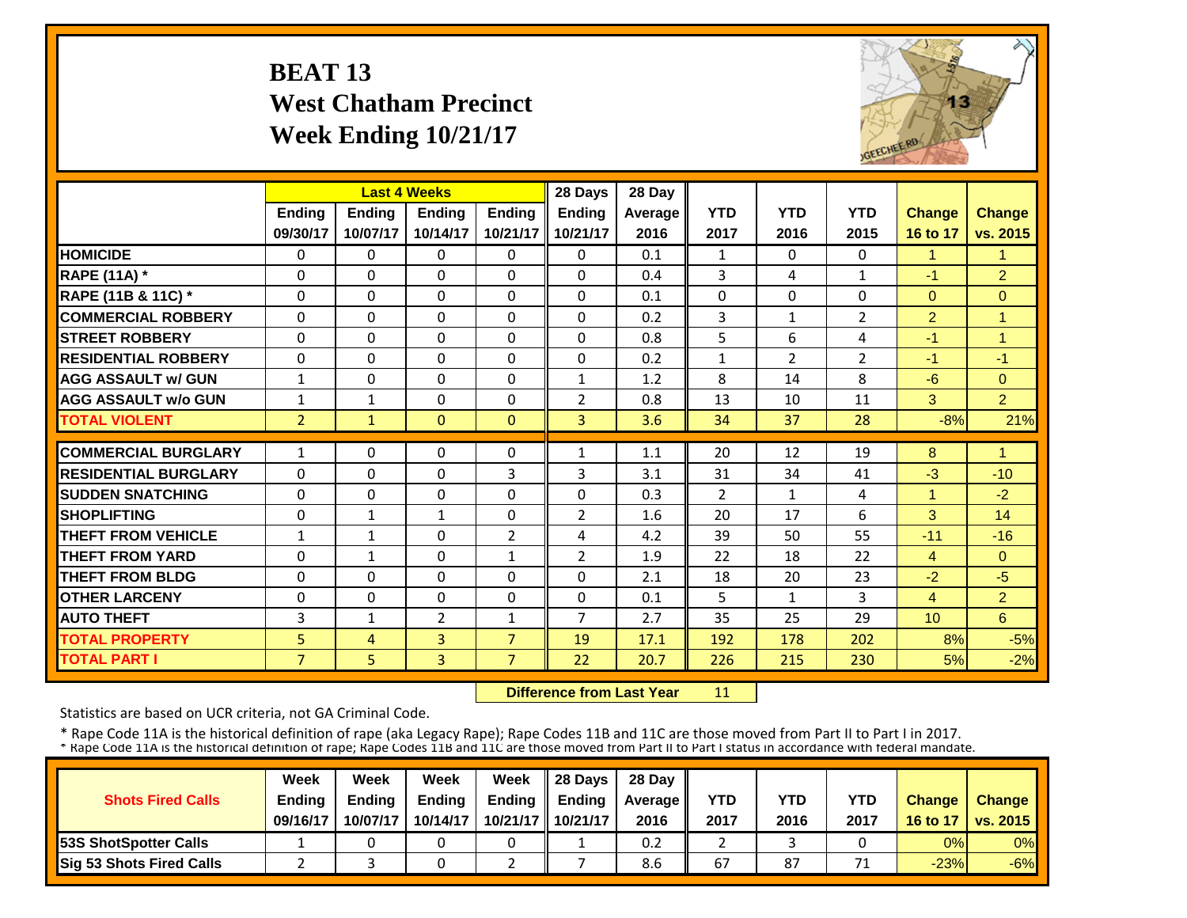# BEAT 13
## West Chatham Precinct
## Week Ending 10/21/17

| | Last 4 Weeks | | | | 28 Days | 28 Day | | | | | |
|---|---|---|---|---|---|---|---|---|---|---|---|
| | Ending 09/30/17 | Ending 10/07/17 | Ending 10/14/17 | Ending 10/21/17 | Ending 10/21/17 | Average 2016 | YTD 2017 | YTD 2016 | YTD 2015 | Change 16 to 17 | Change vs. 2015 |
| HOMICIDE | 0 | 0 | 0 | 0 | 0 | 0.1 | 1 | 0 | 0 | 1 | 1 |
| RAPE (11A) * | 0 | 0 | 0 | 0 | 0 | 0.4 | 3 | 4 | 1 | -1 | 2 |
| RAPE (11B & 11C) * | 0 | 0 | 0 | 0 | 0 | 0.1 | 0 | 0 | 0 | 0 | 0 |
| COMMERCIAL ROBBERY | 0 | 0 | 0 | 0 | 0 | 0.2 | 3 | 1 | 2 | 2 | 1 |
| STREET ROBBERY | 0 | 0 | 0 | 0 | 0 | 0.8 | 5 | 6 | 4 | -1 | 1 |
| RESIDENTIAL ROBBERY | 0 | 0 | 0 | 0 | 0 | 0.2 | 1 | 2 | 2 | -1 | -1 |
| AGG ASSAULT w/ GUN | 1 | 0 | 0 | 0 | 1 | 1.2 | 8 | 14 | 8 | -6 | 0 |
| AGG ASSAULT w/o GUN | 1 | 1 | 0 | 0 | 2 | 0.8 | 13 | 10 | 11 | 3 | 2 |
| TOTAL VIOLENT | 2 | 1 | 0 | 0 | 3 | 3.6 | 34 | 37 | 28 | -8% | 21% |
| COMMERCIAL BURGLARY | 1 | 0 | 0 | 0 | 1 | 1.1 | 20 | 12 | 19 | 8 | 1 |
| RESIDENTIAL BURGLARY | 0 | 0 | 0 | 3 | 3 | 3.1 | 31 | 34 | 41 | -3 | -10 |
| SUDDEN SNATCHING | 0 | 0 | 0 | 0 | 0 | 0.3 | 2 | 1 | 4 | 1 | -2 |
| SHOPLIFTING | 0 | 1 | 1 | 0 | 2 | 1.6 | 20 | 17 | 6 | 3 | 14 |
| THEFT FROM VEHICLE | 1 | 1 | 0 | 2 | 4 | 4.2 | 39 | 50 | 55 | -11 | -16 |
| THEFT FROM YARD | 0 | 1 | 0 | 1 | 2 | 1.9 | 22 | 18 | 22 | 4 | 0 |
| THEFT FROM BLDG | 0 | 0 | 0 | 0 | 0 | 2.1 | 18 | 20 | 23 | -2 | -5 |
| OTHER LARCENY | 0 | 0 | 0 | 0 | 0 | 0.1 | 5 | 1 | 3 | 4 | 2 |
| AUTO THEFT | 3 | 1 | 2 | 1 | 7 | 2.7 | 35 | 25 | 29 | 10 | 6 |
| TOTAL PROPERTY | 5 | 4 | 3 | 7 | 19 | 17.1 | 192 | 178 | 202 | 8% | -5% |
| TOTAL PART I | 7 | 5 | 3 | 7 | 22 | 20.7 | 226 | 215 | 230 | 5% | -2% |

**Difference from Last Year** 11

Statistics are based on UCR criteria, not GA Criminal Code.

\* Rape Code 11A is the historical definition of rape (aka Legacy Rape); Rape Codes 11B and 11C are those moved from Part II to Part I in 2017.
\* Rape Code 11A is the historical definition of rape; Rape Codes 11B and 11C are those moved from Part II to Part I status in accordance with federal mandate.

| Shots Fired Calls | Week Ending 09/16/17 | Week Ending 10/07/17 | Week Ending 10/14/17 | Week Ending 10/21/17 | 28 Days Ending 10/21/17 | 28 Day Average 2016 | YTD 2017 | YTD 2016 | YTD 2017 | Change 16 to 17 | Change vs. 2015 |
|---|---|---|---|---|---|---|---|---|---|---|---|
| 53S ShotSpotter Calls | 1 | 0 | 0 | 0 | 1 | 0.2 | 2 | 3 | 0 | 0% | 0% |
| Sig 53 Shots Fired Calls | 2 | 3 | 0 | 2 | 7 | 8.6 | 67 | 87 | 71 | -23% | -6% |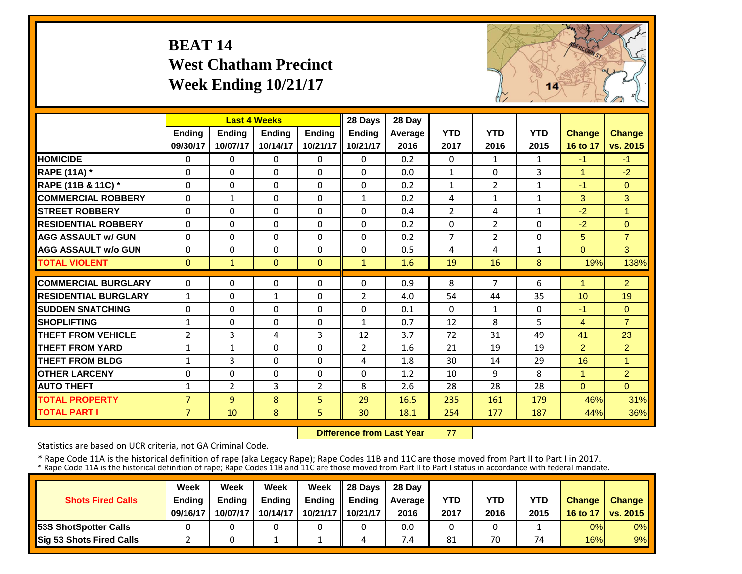# BEAT 14
## West Chatham Precinct
## Week Ending 10/21/17

| | Last 4 Weeks | | | | 28 Days | 28 Day | | | | | |
|---|---|---|---|---|---|---|---|---|---|---|---|
| | Ending 09/30/17 | Ending 10/07/17 | Ending 10/14/17 | Ending 10/21/17 | Ending 10/21/17 | Average 2016 | YTD 2017 | YTD 2016 | YTD 2015 | Change 16 to 17 | Change vs. 2015 |
| HOMICIDE | 0 | 0 | 0 | 0 | 0 | 0.2 | 0 | 1 | 1 | -1 | -1 |
| RAPE (11A) * | 0 | 0 | 0 | 0 | 0 | 0.0 | 1 | 0 | 3 | 1 | -2 |
| RAPE (11B & 11C) * | 0 | 0 | 0 | 0 | 0 | 0.2 | 1 | 2 | 1 | -1 | 0 |
| COMMERCIAL ROBBERY | 0 | 1 | 0 | 0 | 1 | 0.2 | 4 | 1 | 1 | 3 | 3 |
| STREET ROBBERY | 0 | 0 | 0 | 0 | 0 | 0.4 | 2 | 4 | 1 | -2 | 1 |
| RESIDENTIAL ROBBERY | 0 | 0 | 0 | 0 | 0 | 0.2 | 0 | 2 | 0 | -2 | 0 |
| AGG ASSAULT w/ GUN | 0 | 0 | 0 | 0 | 0 | 0.2 | 7 | 2 | 0 | 5 | 7 |
| AGG ASSAULT w/o GUN | 0 | 0 | 0 | 0 | 0 | 0.5 | 4 | 4 | 1 | 0 | 3 |
| TOTAL VIOLENT | 0 | 1 | 0 | 0 | 1 | 1.6 | 19 | 16 | 8 | 19% | 138% |
| COMMERCIAL BURGLARY | 0 | 0 | 0 | 0 | 0 | 0.9 | 8 | 7 | 6 | 1 | 2 |
| RESIDENTIAL BURGLARY | 1 | 0 | 1 | 0 | 2 | 4.0 | 54 | 44 | 35 | 10 | 19 |
| SUDDEN SNATCHING | 0 | 0 | 0 | 0 | 0 | 0.1 | 0 | 1 | 0 | -1 | 0 |
| SHOPLIFTING | 1 | 0 | 0 | 0 | 1 | 0.7 | 12 | 8 | 5 | 4 | 7 |
| THEFT FROM VEHICLE | 2 | 3 | 4 | 3 | 12 | 3.7 | 72 | 31 | 49 | 41 | 23 |
| THEFT FROM YARD | 1 | 1 | 0 | 0 | 2 | 1.6 | 21 | 19 | 19 | 2 | 2 |
| THEFT FROM BLDG | 1 | 3 | 0 | 0 | 4 | 1.8 | 30 | 14 | 29 | 16 | 1 |
| OTHER LARCENY | 0 | 0 | 0 | 0 | 0 | 1.2 | 10 | 9 | 8 | 1 | 2 |
| AUTO THEFT | 1 | 2 | 3 | 2 | 8 | 2.6 | 28 | 28 | 28 | 0 | 0 |
| TOTAL PROPERTY | 7 | 9 | 8 | 5 | 29 | 16.5 | 235 | 161 | 179 | 46% | 31% |
| TOTAL PART I | 7 | 10 | 8 | 5 | 30 | 18.1 | 254 | 177 | 187 | 44% | 36% |

**Difference from Last Year** 77

Statistics are based on UCR criteria, not GA Criminal Code.

\* Rape Code 11A is the historical definition of rape (aka Legacy Rape); Rape Codes 11B and 11C are those moved from Part II to Part I in 2017.
\* Rape Code 11A is the historical definition of rape; Rape Codes 11B and 11C are those moved from Part II to Part I status in accordance with federal mandate.

| Shots Fired Calls | Week Ending 09/16/17 | Week Ending 10/07/17 | Week Ending 10/14/17 | Week Ending 10/21/17 | 28 Days Ending 10/21/17 | 28 Day Average 2016 | YTD 2017 | YTD 2016 | YTD 2015 | Change 16 to 17 | Change vs. 2015 |
|---|---|---|---|---|---|---|---|---|---|---|---|
| 53S ShotSpotter Calls | 0 | 0 | 0 | 0 | 0 | 0.0 | 0 | 0 | 1 | 0% | 0% |
| Sig 53 Shots Fired Calls | 2 | 0 | 1 | 1 | 4 | 7.4 | 81 | 70 | 74 | 16% | 9% |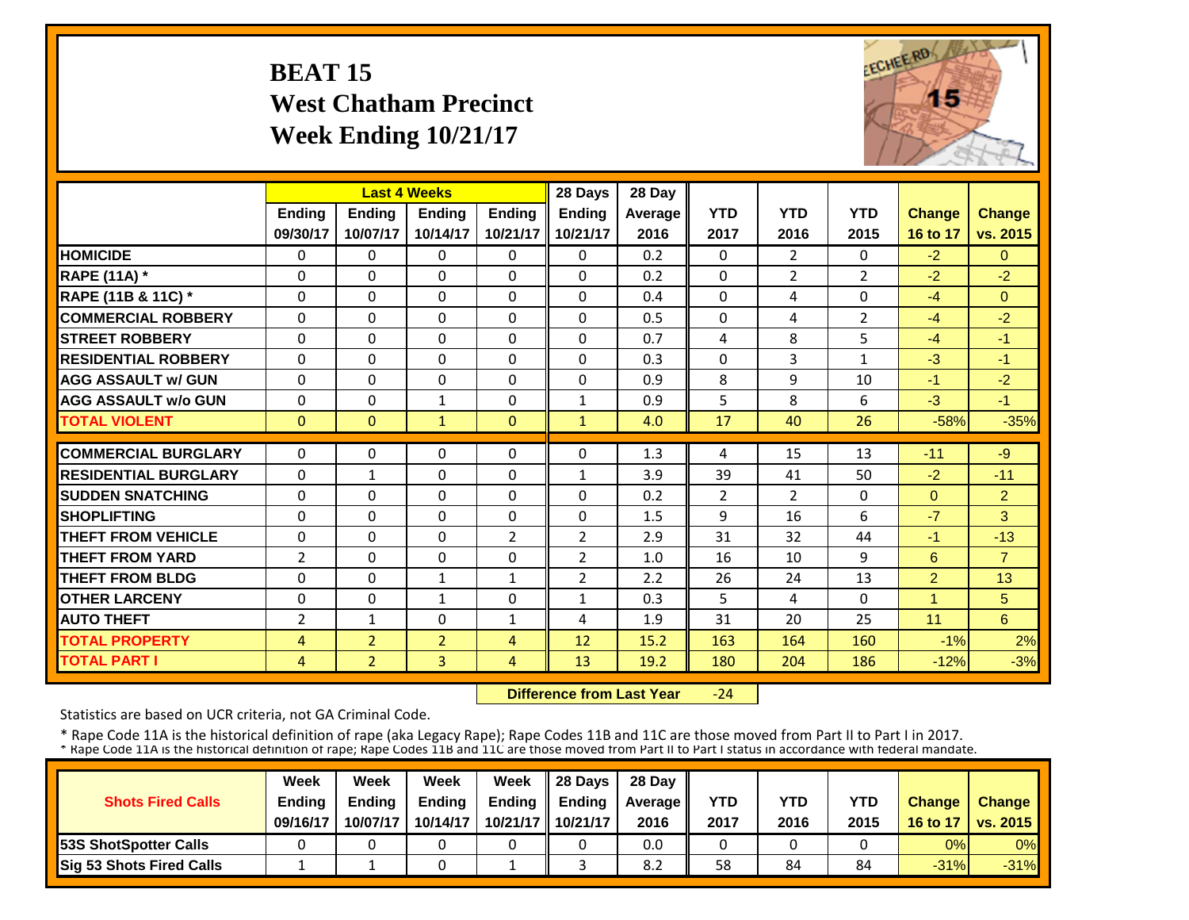# BEAT 15
## West Chatham Precinct
## Week Ending 10/21/17

| | Last 4 Weeks | | | | 28 Days | 28 Day | | | | | |
|---|---|---|---|---|---|---|---|---|---|---|---|
| | Ending 09/30/17 | Ending 10/07/17 | Ending 10/14/17 | Ending 10/21/17 | Ending 10/21/17 | Average 2016 | YTD 2017 | YTD 2016 | YTD 2015 | Change 16 to 17 | Change vs. 2015 |
| HOMICIDE | 0 | 0 | 0 | 0 | 0 | 0.2 | 0 | 2 | 0 | -2 | 0 |
| RAPE (11A) * | 0 | 0 | 0 | 0 | 0 | 0.2 | 0 | 2 | 2 | -2 | -2 |
| RAPE (11B & 11C) * | 0 | 0 | 0 | 0 | 0 | 0.4 | 0 | 4 | 0 | -4 | 0 |
| COMMERCIAL ROBBERY | 0 | 0 | 0 | 0 | 0 | 0.5 | 0 | 4 | 2 | -4 | -2 |
| STREET ROBBERY | 0 | 0 | 0 | 0 | 0 | 0.7 | 4 | 8 | 5 | -4 | -1 |
| RESIDENTIAL ROBBERY | 0 | 0 | 0 | 0 | 0 | 0.3 | 0 | 3 | 1 | -3 | -1 |
| AGG ASSAULT w/ GUN | 0 | 0 | 0 | 0 | 0 | 0.9 | 8 | 9 | 10 | -1 | -2 |
| AGG ASSAULT w/o GUN | 0 | 0 | 1 | 0 | 1 | 0.9 | 5 | 8 | 6 | -3 | -1 |
| TOTAL VIOLENT | 0 | 0 | 1 | 0 | 1 | 4.0 | 17 | 40 | 26 | -58% | -35% |
| COMMERCIAL BURGLARY | 0 | 0 | 0 | 0 | 0 | 1.3 | 4 | 15 | 13 | -11 | -9 |
| RESIDENTIAL BURGLARY | 0 | 1 | 0 | 0 | 1 | 3.9 | 39 | 41 | 50 | -2 | -11 |
| SUDDEN SNATCHING | 0 | 0 | 0 | 0 | 0 | 0.2 | 2 | 2 | 0 | 0 | 2 |
| SHOPLIFTING | 0 | 0 | 0 | 0 | 0 | 1.5 | 9 | 16 | 6 | -7 | 3 |
| THEFT FROM VEHICLE | 0 | 0 | 0 | 2 | 2 | 2.9 | 31 | 32 | 44 | -1 | -13 |
| THEFT FROM YARD | 2 | 0 | 0 | 0 | 2 | 1.0 | 16 | 10 | 9 | 6 | 7 |
| THEFT FROM BLDG | 0 | 0 | 1 | 1 | 2 | 2.2 | 26 | 24 | 13 | 2 | 13 |
| OTHER LARCENY | 0 | 0 | 1 | 0 | 1 | 0.3 | 5 | 4 | 0 | 1 | 5 |
| AUTO THEFT | 2 | 1 | 0 | 1 | 4 | 1.9 | 31 | 20 | 25 | 11 | 6 |
| TOTAL PROPERTY | 4 | 2 | 2 | 4 | 12 | 15.2 | 163 | 164 | 160 | -1% | 2% |
| TOTAL PART I | 4 | 2 | 3 | 4 | 13 | 19.2 | 180 | 204 | 186 | -12% | -3% |

**Difference from Last Year** -24

Statistics are based on UCR criteria, not GA Criminal Code.

* Rape Code 11A is the historical definition of rape (aka Legacy Rape); Rape Codes 11B and 11C are those moved from Part II to Part I in 2017.
* Rape Code 11A is the historical definition of rape; Rape Codes 11B and 11C are those moved from Part II to Part I status in accordance with federal mandate.

| Shots Fired Calls | Week Ending 09/16/17 | Week Ending 10/07/17 | Week Ending 10/14/17 | Week Ending 10/21/17 | 28 Days Ending 10/21/17 | 28 Day Average 2016 | YTD 2017 | YTD 2016 | YTD 2015 | Change 16 to 17 | Change vs. 2015 |
|---|---|---|---|---|---|---|---|---|---|---|---|
| 53S ShotSpotter Calls | 0 | 0 | 0 | 0 | 0 | 0.0 | 0 | 0 | 0 | 0% | 0% |
| Sig 53 Shots Fired Calls | 1 | 1 | 0 | 1 | 3 | 8.2 | 58 | 84 | 84 | -31% | -31% |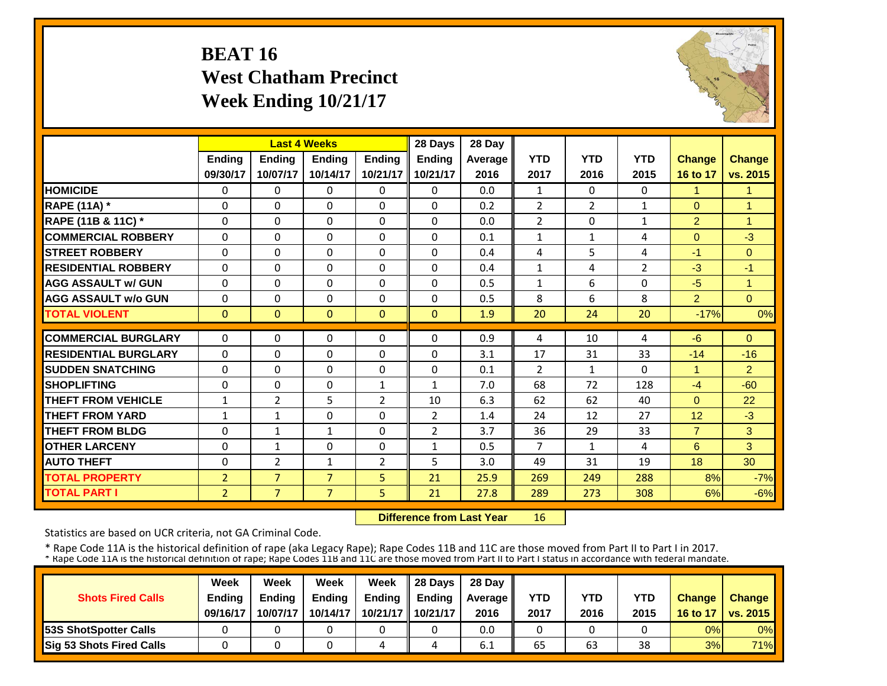# BEAT 16
## West Chatham Precinct
## Week Ending 10/21/17

| | Last 4 Weeks | | | | 28 Days | 28 Day | | | | | |
|---|---|---|---|---|---|---|---|---|---|---|---|
| | Ending 09/30/17 | Ending 10/07/17 | Ending 10/14/17 | Ending 10/21/17 | Ending 10/21/17 | Average 2016 | YTD 2017 | YTD 2016 | YTD 2015 | Change 16 to 17 | Change vs. 2015 |
| **HOMICIDE** | 0 | 0 | 0 | 0 | 0 | 0.0 | 1 | 0 | 0 | 1 | 1 |
| **RAPE (11A) *** | 0 | 0 | 0 | 0 | 0 | 0.2 | 2 | 2 | 1 | 0 | 1 |
| **RAPE (11B & 11C) *** | 0 | 0 | 0 | 0 | 0 | 0.0 | 2 | 0 | 1 | 2 | 1 |
| **COMMERCIAL ROBBERY** | 0 | 0 | 0 | 0 | 0 | 0.1 | 1 | 1 | 4 | 0 | -3 |
| **STREET ROBBERY** | 0 | 0 | 0 | 0 | 0 | 0.4 | 4 | 5 | 4 | -1 | 0 |
| **RESIDENTIAL ROBBERY** | 0 | 0 | 0 | 0 | 0 | 0.4 | 1 | 4 | 2 | -3 | -1 |
| **AGG ASSAULT w/ GUN** | 0 | 0 | 0 | 0 | 0 | 0.5 | 1 | 6 | 0 | -5 | 1 |
| **AGG ASSAULT w/o GUN** | 0 | 0 | 0 | 0 | 0 | 0.5 | 8 | 6 | 8 | 2 | 0 |
| **TOTAL VIOLENT** | 0 | 0 | 0 | 0 | 0 | 1.9 | 20 | 24 | 20 | -17% | 0% |
| **COMMERCIAL BURGLARY** | 0 | 0 | 0 | 0 | 0 | 0.9 | 4 | 10 | 4 | -6 | 0 |
| **RESIDENTIAL BURGLARY** | 0 | 0 | 0 | 0 | 0 | 3.1 | 17 | 31 | 33 | -14 | -16 |
| **SUDDEN SNATCHING** | 0 | 0 | 0 | 0 | 0 | 0.1 | 2 | 1 | 0 | 1 | 2 |
| **SHOPLIFTING** | 0 | 0 | 0 | 1 | 1 | 7.0 | 68 | 72 | 128 | -4 | -60 |
| **THEFT FROM VEHICLE** | 1 | 2 | 5 | 2 | 10 | 6.3 | 62 | 62 | 40 | 0 | 22 |
| **THEFT FROM YARD** | 1 | 1 | 0 | 0 | 2 | 1.4 | 24 | 12 | 27 | 12 | -3 |
| **THEFT FROM BLDG** | 0 | 1 | 1 | 0 | 2 | 3.7 | 36 | 29 | 33 | 7 | 3 |
| **OTHER LARCENY** | 0 | 1 | 0 | 0 | 1 | 0.5 | 7 | 1 | 4 | 6 | 3 |
| **AUTO THEFT** | 0 | 2 | 1 | 2 | 5 | 3.0 | 49 | 31 | 19 | 18 | 30 |
| **TOTAL PROPERTY** | 2 | 7 | 7 | 5 | 21 | 25.9 | 269 | 249 | 288 | 8% | -7% |
| **TOTAL PART I** | 2 | 7 | 7 | 5 | 21 | 27.8 | 289 | 273 | 308 | 6% | -6% |

**Difference from Last Year** 16

Statistics are based on UCR criteria, not GA Criminal Code.

* Rape Code 11A is the historical definition of rape (aka Legacy Rape); Rape Codes 11B and 11C are those moved from Part II to Part I in 2017.
* Rape Code 11A is the historical definition of rape; Rape Codes 11B and 11C are those moved from Part II to Part I status in accordance with federal mandate.

| Shots Fired Calls | Week Ending 09/16/17 | Week Ending 10/07/17 | Week Ending 10/14/17 | Week Ending 10/21/17 | 28 Days Ending 10/21/17 | 28 Day Average 2016 | YTD 2017 | YTD 2016 | YTD 2015 | Change 16 to 17 | Change vs. 2015 |
|---|---|---|---|---|---|---|---|---|---|---|---|
| **53S ShotSpotter Calls** | 0 | 0 | 0 | 0 | 0 | 0.0 | 0 | 0 | 0 | 0% | 0% |
| **Sig 53 Shots Fired Calls** | 0 | 0 | 0 | 4 | 4 | 6.1 | 65 | 63 | 38 | 3% | 71% |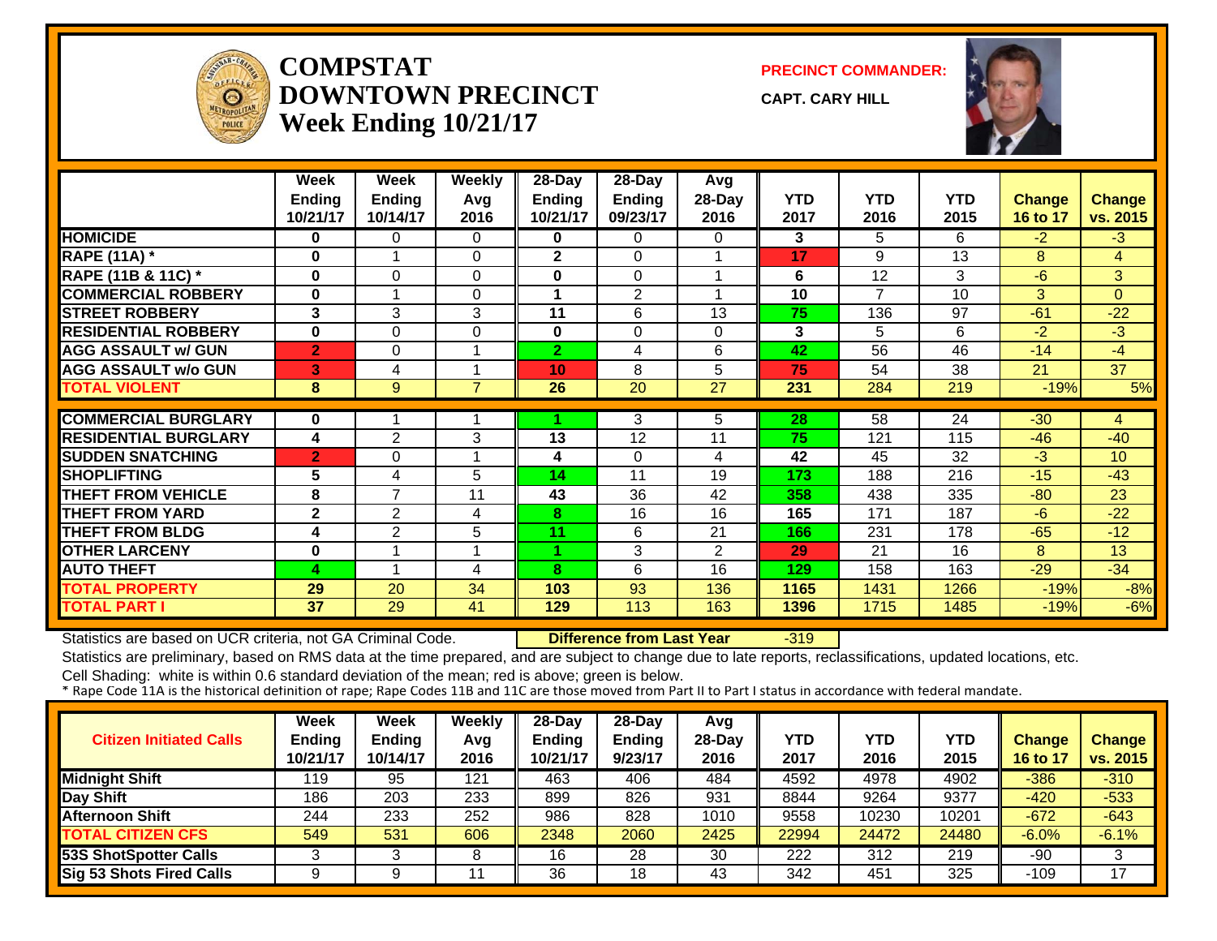# COMPSTAT
# DOWNTOWN PRECINCT
## Week Ending 10/21/17

**PRECINCT COMMANDER:**

**CAPT. CARY HILL**

| | Week Ending 10/21/17 | Week Ending 10/14/17 | Weekly Avg 2016 | 28-Day Ending 10/21/17 | 28-Day Ending 09/23/17 | Avg 28-Day 2016 | YTD 2017 | YTD 2016 | YTD 2015 | Change 16 to 17 | Change vs. 2015 |
|---|---|---|---|---|---|---|---|---|---|---|---|
| HOMICIDE | 0 | 0 | 0 | 0 | 0 | 0 | 3 | 5 | 6 | -2 | -3 |
| RAPE (11A) * | 0 | 1 | 0 | 2 | 0 | 1 | 17 | 9 | 13 | 8 | 4 |
| RAPE (11B & 11C) * | 0 | 0 | 0 | 0 | 0 | 1 | 6 | 12 | 3 | -6 | 3 |
| COMMERCIAL ROBBERY | 0 | 1 | 0 | 1 | 2 | 1 | 10 | 7 | 10 | 3 | 0 |
| STREET ROBBERY | 3 | 3 | 3 | 11 | 6 | 13 | 75 | 136 | 97 | -61 | -22 |
| RESIDENTIAL ROBBERY | 0 | 0 | 0 | 0 | 0 | 0 | 3 | 5 | 6 | -2 | -3 |
| AGG ASSAULT w/ GUN | 2 | 0 | 1 | 2 | 4 | 6 | 42 | 56 | 46 | -14 | -4 |
| AGG ASSAULT w/o GUN | 3 | 4 | 1 | 10 | 8 | 5 | 75 | 54 | 38 | 21 | 37 |
| TOTAL VIOLENT | 8 | 9 | 7 | 26 | 20 | 27 | 231 | 284 | 219 | -19% | 5% |
| COMMERCIAL BURGLARY | 0 | 1 | 1 | 1 | 3 | 5 | 28 | 58 | 24 | -30 | 4 |
| RESIDENTIAL BURGLARY | 4 | 2 | 3 | 13 | 12 | 11 | 75 | 121 | 115 | -46 | -40 |
| SUDDEN SNATCHING | 2 | 0 | 1 | 4 | 0 | 4 | 42 | 45 | 32 | -3 | 10 |
| SHOPLIFTING | 5 | 4 | 5 | 14 | 11 | 19 | 173 | 188 | 216 | -15 | -43 |
| THEFT FROM VEHICLE | 8 | 7 | 11 | 43 | 36 | 42 | 358 | 438 | 335 | -80 | 23 |
| THEFT FROM YARD | 2 | 2 | 4 | 8 | 16 | 16 | 165 | 171 | 187 | -6 | -22 |
| THEFT FROM BLDG | 4 | 2 | 5 | 11 | 6 | 21 | 166 | 231 | 178 | -65 | -12 |
| OTHER LARCENY | 0 | 1 | 1 | 1 | 3 | 2 | 29 | 21 | 16 | 8 | 13 |
| AUTO THEFT | 4 | 1 | 4 | 8 | 6 | 16 | 129 | 158 | 163 | -29 | -34 |
| TOTAL PROPERTY | 29 | 20 | 34 | 103 | 93 | 136 | 1165 | 1431 | 1266 | -19% | -8% |
| TOTAL PART I | 37 | 29 | 41 | 129 | 113 | 163 | 1396 | 1715 | 1485 | -19% | -6% |

Statistics are based on UCR criteria, not GA Criminal Code. **Difference from Last Year** -319

Statistics are preliminary, based on RMS data at the time prepared, and are subject to change due to late reports, reclassifications, updated locations, etc.

Cell Shading: white is within 0.6 standard deviation of the mean; red is above; green is below.

* Rape Code 11A is the historical definition of rape; Rape Codes 11B and 11C are those moved from Part II to Part I status in accordance with federal mandate.

| Citizen Initiated Calls | Week Ending 10/21/17 | Week Ending 10/14/17 | Weekly Avg 2016 | 28-Day Ending 10/21/17 | 28-Day Ending 9/23/17 | Avg 28-Day 2016 | YTD 2017 | YTD 2016 | YTD 2015 | Change 16 to 17 | Change vs. 2015 |
|---|---|---|---|---|---|---|---|---|---|---|---|
| Midnight Shift | 119 | 95 | 121 | 463 | 406 | 484 | 4592 | 4978 | 4902 | -386 | -310 |
| Day Shift | 186 | 203 | 233 | 899 | 826 | 931 | 8844 | 9264 | 9377 | -420 | -533 |
| Afternoon Shift | 244 | 233 | 252 | 986 | 828 | 1010 | 9558 | 10230 | 10201 | -672 | -643 |
| TOTAL CITIZEN CFS | 549 | 531 | 606 | 2348 | 2060 | 2425 | 22994 | 24472 | 24480 | -6.0% | -6.1% |
| 53S ShotSpotter Calls | 3 | 3 | 8 | 16 | 28 | 30 | 222 | 312 | 219 | -90 | 3 |
| Sig 53 Shots Fired Calls | 9 | 9 | 11 | 36 | 18 | 43 | 342 | 451 | 325 | -109 | 17 |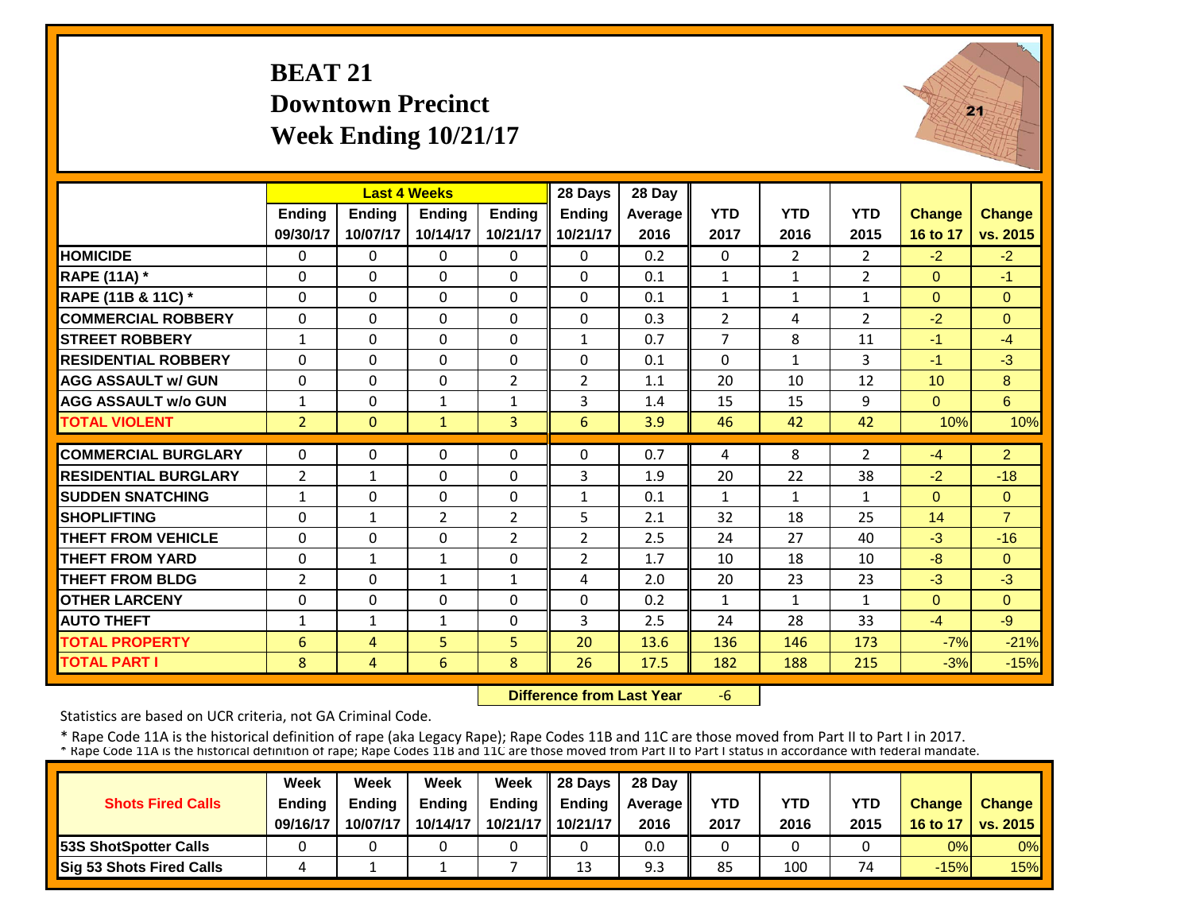# BEAT 21
## Downtown Precinct
## Week Ending 10/21/17

| | Last 4 Weeks | | | | 28 Days | 28 Day | | | | | |
|---|---|---|---|---|---|---|---|---|---|---|---|
| | Ending 09/30/17 | Ending 10/07/17 | Ending 10/14/17 | Ending 10/21/17 | Ending 10/21/17 | Average 2016 | YTD 2017 | YTD 2016 | YTD 2015 | Change 16 to 17 | Change vs. 2015 |
| **HOMICIDE** | 0 | 0 | 0 | 0 | 0 | 0.2 | 0 | 2 | 2 | -2 | -2 |
| **RAPE (11A) *** | 0 | 0 | 0 | 0 | 0 | 0.1 | 1 | 1 | 2 | 0 | -1 |
| **RAPE (11B & 11C) *** | 0 | 0 | 0 | 0 | 0 | 0.1 | 1 | 1 | 1 | 0 | 0 |
| **COMMERCIAL ROBBERY** | 0 | 0 | 0 | 0 | 0 | 0.3 | 2 | 4 | 2 | -2 | 0 |
| **STREET ROBBERY** | 1 | 0 | 0 | 0 | 1 | 0.7 | 7 | 8 | 11 | -1 | -4 |
| **RESIDENTIAL ROBBERY** | 0 | 0 | 0 | 0 | 0 | 0.1 | 0 | 1 | 3 | -1 | -3 |
| **AGG ASSAULT w/ GUN** | 0 | 0 | 0 | 2 | 2 | 1.1 | 20 | 10 | 12 | 10 | 8 |
| **AGG ASSAULT w/o GUN** | 1 | 0 | 1 | 1 | 3 | 1.4 | 15 | 15 | 9 | 0 | 6 |
| **TOTAL VIOLENT** | 2 | 0 | 1 | 3 | 6 | 3.9 | 46 | 42 | 42 | 10% | 10% |
| **COMMERCIAL BURGLARY** | 0 | 0 | 0 | 0 | 0 | 0.7 | 4 | 8 | 2 | -4 | 2 |
| **RESIDENTIAL BURGLARY** | 2 | 1 | 0 | 0 | 3 | 1.9 | 20 | 22 | 38 | -2 | -18 |
| **SUDDEN SNATCHING** | 1 | 0 | 0 | 0 | 1 | 0.1 | 1 | 1 | 1 | 0 | 0 |
| **SHOPLIFTING** | 0 | 1 | 2 | 2 | 5 | 2.1 | 32 | 18 | 25 | 14 | 7 |
| **THEFT FROM VEHICLE** | 0 | 0 | 0 | 2 | 2 | 2.5 | 24 | 27 | 40 | -3 | -16 |
| **THEFT FROM YARD** | 0 | 1 | 1 | 0 | 2 | 1.7 | 10 | 18 | 10 | -8 | 0 |
| **THEFT FROM BLDG** | 2 | 0 | 1 | 1 | 4 | 2.0 | 20 | 23 | 23 | -3 | -3 |
| **OTHER LARCENY** | 0 | 0 | 0 | 0 | 0 | 0.2 | 1 | 1 | 1 | 0 | 0 |
| **AUTO THEFT** | 1 | 1 | 1 | 0 | 3 | 2.5 | 24 | 28 | 33 | -4 | -9 |
| **TOTAL PROPERTY** | 6 | 4 | 5 | 5 | 20 | 13.6 | 136 | 146 | 173 | -7% | -21% |
| **TOTAL PART I** | 8 | 4 | 6 | 8 | 26 | 17.5 | 182 | 188 | 215 | -3% | -15% |

**Difference from Last Year** -6

Statistics are based on UCR criteria, not GA Criminal Code.

* Rape Code 11A is the historical definition of rape (aka Legacy Rape); Rape Codes 11B and 11C are those moved from Part II to Part I in 2017.
* Rape Code 11A is the historical definition of rape; Rape Codes 11B and 11C are those moved from Part II to Part I status in accordance with federal mandate.

| Shots Fired Calls | Week Ending 09/16/17 | Week Ending 10/07/17 | Week Ending 10/14/17 | Week Ending 10/21/17 | 28 Days Ending 10/21/17 | 28 Day Average 2016 | YTD 2017 | YTD 2016 | YTD 2015 | Change 16 to 17 | Change vs. 2015 |
|---|---|---|---|---|---|---|---|---|---|---|---|
| **53S ShotSpotter Calls** | 0 | 0 | 0 | 0 | 0 | 0.0 | 0 | 0 | 0 | 0% | 0% |
| **Sig 53 Shots Fired Calls** | 4 | 1 | 1 | 7 | 13 | 9.3 | 85 | 100 | 74 | -15% | 15% |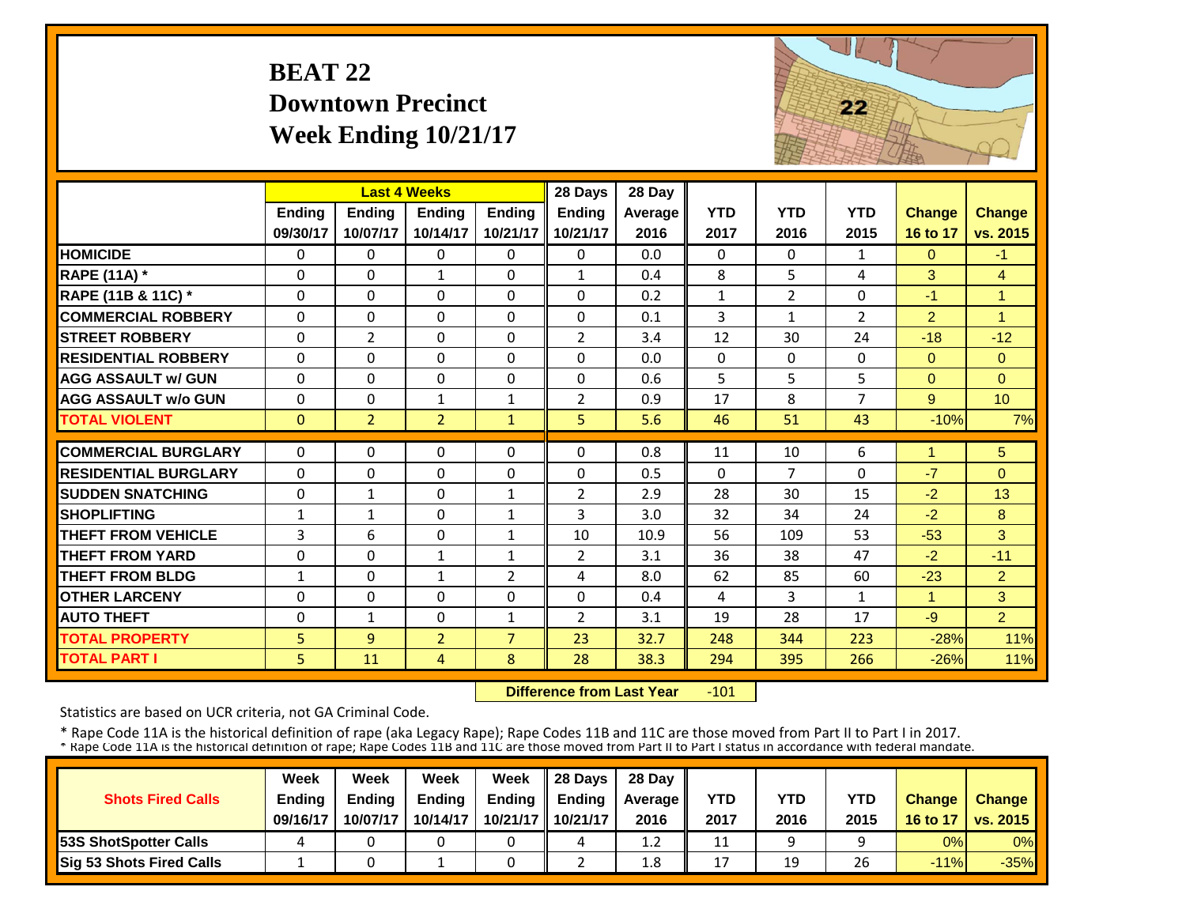# BEAT 22
## Downtown Precinct
## Week Ending 10/21/17

| | Last 4 Weeks | | | | 28 Days | 28 Day | | | | | |
|---|---|---|---|---|---|---|---|---|---|---|---|
| | Ending 09/30/17 | Ending 10/07/17 | Ending 10/14/17 | Ending 10/21/17 | Ending 10/21/17 | Average 2016 | YTD 2017 | YTD 2016 | YTD 2015 | Change 16 to 17 | Change vs. 2015 |
| HOMICIDE | 0 | 0 | 0 | 0 | 0 | 0.0 | 0 | 0 | 1 | 0 | -1 |
| RAPE (11A) * | 0 | 0 | 1 | 0 | 1 | 0.4 | 8 | 5 | 4 | 3 | 4 |
| RAPE (11B & 11C) * | 0 | 0 | 0 | 0 | 0 | 0.2 | 1 | 2 | 0 | -1 | 1 |
| COMMERCIAL ROBBERY | 0 | 0 | 0 | 0 | 0 | 0.1 | 3 | 1 | 2 | 2 | 1 |
| STREET ROBBERY | 0 | 2 | 0 | 0 | 2 | 3.4 | 12 | 30 | 24 | -18 | -12 |
| RESIDENTIAL ROBBERY | 0 | 0 | 0 | 0 | 0 | 0.0 | 0 | 0 | 0 | 0 | 0 |
| AGG ASSAULT w/ GUN | 0 | 0 | 0 | 0 | 0 | 0.6 | 5 | 5 | 5 | 0 | 0 |
| AGG ASSAULT w/o GUN | 0 | 0 | 1 | 1 | 2 | 0.9 | 17 | 8 | 7 | 9 | 10 |
| TOTAL VIOLENT | 0 | 2 | 2 | 1 | 5 | 5.6 | 46 | 51 | 43 | -10% | 7% |
| COMMERCIAL BURGLARY | 0 | 0 | 0 | 0 | 0 | 0.8 | 11 | 10 | 6 | 1 | 5 |
| RESIDENTIAL BURGLARY | 0 | 0 | 0 | 0 | 0 | 0.5 | 0 | 7 | 0 | -7 | 0 |
| SUDDEN SNATCHING | 0 | 1 | 0 | 1 | 2 | 2.9 | 28 | 30 | 15 | -2 | 13 |
| SHOPLIFTING | 1 | 1 | 0 | 1 | 3 | 3.0 | 32 | 34 | 24 | -2 | 8 |
| THEFT FROM VEHICLE | 3 | 6 | 0 | 1 | 10 | 10.9 | 56 | 109 | 53 | -53 | 3 |
| THEFT FROM YARD | 0 | 0 | 1 | 1 | 2 | 3.1 | 36 | 38 | 47 | -2 | -11 |
| THEFT FROM BLDG | 1 | 0 | 1 | 2 | 4 | 8.0 | 62 | 85 | 60 | -23 | 2 |
| OTHER LARCENY | 0 | 0 | 0 | 0 | 0 | 0.4 | 4 | 3 | 1 | 1 | 3 |
| AUTO THEFT | 0 | 1 | 0 | 1 | 2 | 3.1 | 19 | 28 | 17 | -9 | 2 |
| TOTAL PROPERTY | 5 | 9 | 2 | 7 | 23 | 32.7 | 248 | 344 | 223 | -28% | 11% |
| TOTAL PART I | 5 | 11 | 4 | 8 | 28 | 38.3 | 294 | 395 | 266 | -26% | 11% |

**Difference from Last Year** -101

Statistics are based on UCR criteria, not GA Criminal Code.

* Rape Code 11A is the historical definition of rape (aka Legacy Rape); Rape Codes 11B and 11C are those moved from Part II to Part I in 2017.
* Rape Code 11A is the historical definition of rape; Rape Codes 11B and 11C are those moved from Part II to Part I status in accordance with federal mandate.

| Shots Fired Calls | Week Ending 09/16/17 | Week Ending 10/07/17 | Week Ending 10/14/17 | Week Ending 10/21/17 | 28 Days Ending 10/21/17 | 28 Day Average 2016 | YTD 2017 | YTD 2016 | YTD 2015 | Change 16 to 17 | Change vs. 2015 |
|---|---|---|---|---|---|---|---|---|---|---|---|
| 53S ShotSpotter Calls | 4 | 0 | 0 | 0 | 4 | 1.2 | 11 | 9 | 9 | 0% | 0% |
| Sig 53 Shots Fired Calls | 1 | 0 | 1 | 0 | 2 | 1.8 | 17 | 19 | 26 | -11% | -35% |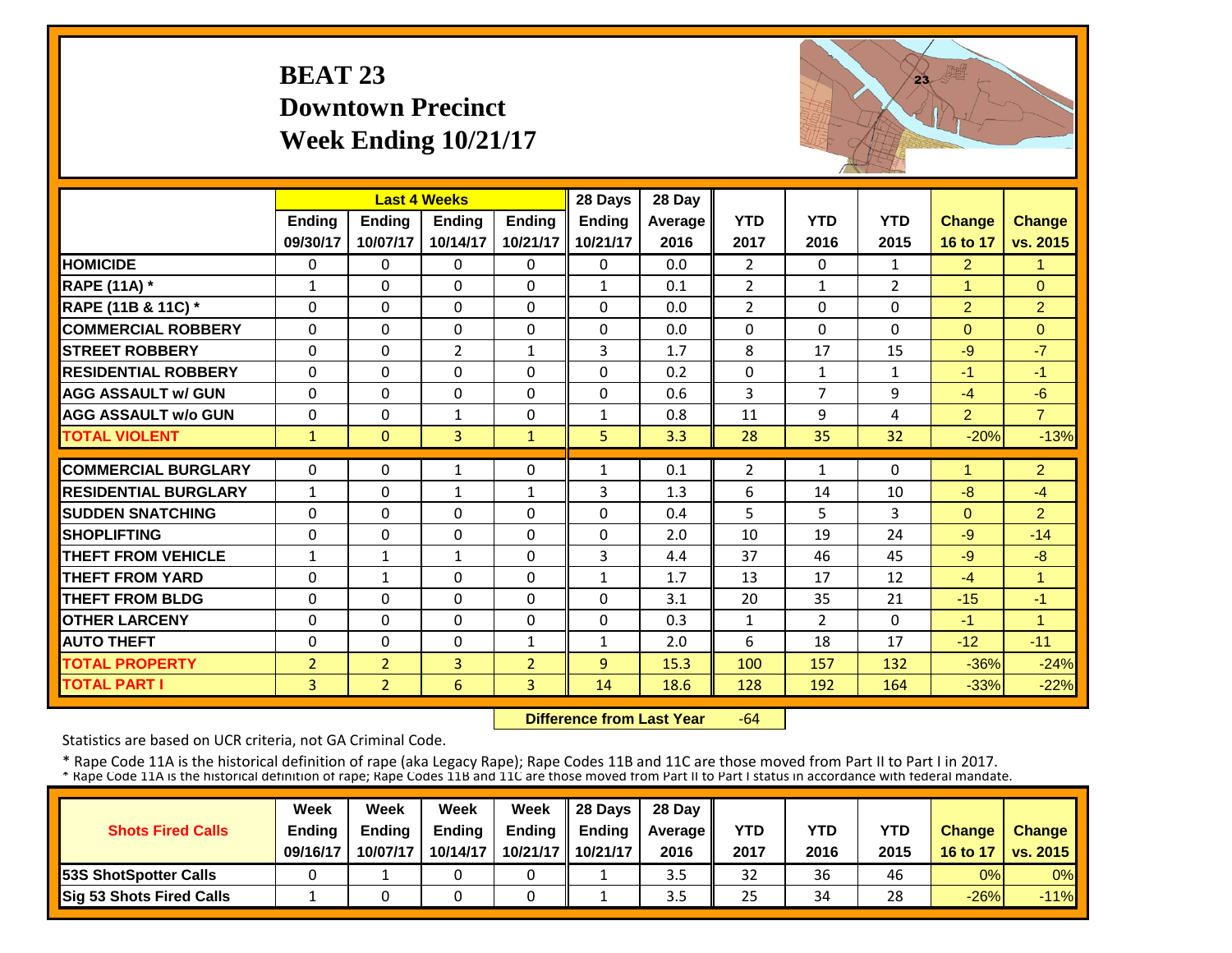# BEAT 23
## Downtown Precinct
## Week Ending 10/21/17

| | Last 4 Weeks | | | | 28 Days | 28 Day | | | | | |
|---|---|---|---|---|---|---|---|---|---|---|---|
| | Ending 09/30/17 | Ending 10/07/17 | Ending 10/14/17 | Ending 10/21/17 | Ending 10/21/17 | Average 2016 | YTD 2017 | YTD 2016 | YTD 2015 | Change 16 to 17 | Change vs. 2015 |
| HOMICIDE | 0 | 0 | 0 | 0 | 0 | 0.0 | 2 | 0 | 1 | 2 | 1 |
| RAPE (11A) * | 1 | 0 | 0 | 0 | 1 | 0.1 | 2 | 1 | 2 | 1 | 0 |
| RAPE (11B & 11C) * | 0 | 0 | 0 | 0 | 0 | 0.0 | 2 | 0 | 0 | 2 | 2 |
| COMMERCIAL ROBBERY | 0 | 0 | 0 | 0 | 0 | 0.0 | 0 | 0 | 0 | 0 | 0 |
| STREET ROBBERY | 0 | 0 | 2 | 1 | 3 | 1.7 | 8 | 17 | 15 | -9 | -7 |
| RESIDENTIAL ROBBERY | 0 | 0 | 0 | 0 | 0 | 0.2 | 0 | 1 | 1 | -1 | -1 |
| AGG ASSAULT w/ GUN | 0 | 0 | 0 | 0 | 0 | 0.6 | 3 | 7 | 9 | -4 | -6 |
| AGG ASSAULT w/o GUN | 0 | 0 | 1 | 0 | 1 | 0.8 | 11 | 9 | 4 | 2 | 7 |
| TOTAL VIOLENT | 1 | 0 | 3 | 1 | 5 | 3.3 | 28 | 35 | 32 | -20% | -13% |
| COMMERCIAL BURGLARY | 0 | 0 | 1 | 0 | 1 | 0.1 | 2 | 1 | 0 | 1 | 2 |
| RESIDENTIAL BURGLARY | 1 | 0 | 1 | 1 | 3 | 1.3 | 6 | 14 | 10 | -8 | -4 |
| SUDDEN SNATCHING | 0 | 0 | 0 | 0 | 0 | 0.4 | 5 | 5 | 3 | 0 | 2 |
| SHOPLIFTING | 0 | 0 | 0 | 0 | 0 | 2.0 | 10 | 19 | 24 | -9 | -14 |
| THEFT FROM VEHICLE | 1 | 1 | 1 | 0 | 3 | 4.4 | 37 | 46 | 45 | -9 | -8 |
| THEFT FROM YARD | 0 | 1 | 0 | 0 | 1 | 1.7 | 13 | 17 | 12 | -4 | 1 |
| THEFT FROM BLDG | 0 | 0 | 0 | 0 | 0 | 3.1 | 20 | 35 | 21 | -15 | -1 |
| OTHER LARCENY | 0 | 0 | 0 | 0 | 0 | 0.3 | 1 | 2 | 0 | -1 | 1 |
| AUTO THEFT | 0 | 0 | 0 | 1 | 1 | 2.0 | 6 | 18 | 17 | -12 | -11 |
| TOTAL PROPERTY | 2 | 2 | 3 | 2 | 9 | 15.3 | 100 | 157 | 132 | -36% | -24% |
| TOTAL PART I | 3 | 2 | 6 | 3 | 14 | 18.6 | 128 | 192 | 164 | -33% | -22% |

**Difference from Last Year** -64

Statistics are based on UCR criteria, not GA Criminal Code.

* Rape Code 11A is the historical definition of rape (aka Legacy Rape); Rape Codes 11B and 11C are those moved from Part II to Part I in 2017.
* Rape Code 11A is the historical definition of rape; Rape Codes 11B and 11C are those moved from Part II to Part I status in accordance with federal mandate.

| Shots Fired Calls | Week Ending 09/16/17 | Week Ending 10/07/17 | Week Ending 10/14/17 | Week Ending 10/21/17 | 28 Days Ending 10/21/17 | 28 Day Average 2016 | YTD 2017 | YTD 2016 | YTD 2015 | Change 16 to 17 | Change vs. 2015 |
|---|---|---|---|---|---|---|---|---|---|---|---|
| 53S ShotSpotter Calls | 0 | 1 | 0 | 0 | 1 | 3.5 | 32 | 36 | 46 | 0% | 0% |
| Sig 53 Shots Fired Calls | 1 | 0 | 0 | 0 | 1 | 3.5 | 25 | 34 | 28 | -26% | -11% |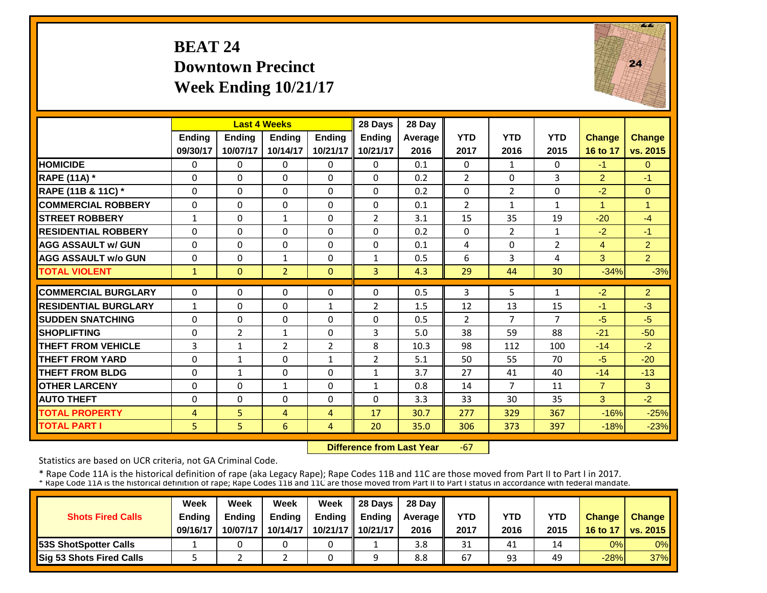# BEAT 24
## Downtown Precinct
## Week Ending 10/21/17

| | Last 4 Weeks | | | | 28 Days | 28 Day | | | | | |
|---|---|---|---|---|---|---|---|---|---|---|---|
| | Ending 09/30/17 | Ending 10/07/17 | Ending 10/14/17 | Ending 10/21/17 | Ending 10/21/17 | Average 2016 | YTD 2017 | YTD 2016 | YTD 2015 | Change 16 to 17 | Change vs. 2015 |
| **HOMICIDE** | 0 | 0 | 0 | 0 | 0 | 0.1 | 0 | 1 | 0 | -1 | 0 |
| **RAPE (11A) *** | 0 | 0 | 0 | 0 | 0 | 0.2 | 2 | 0 | 3 | 2 | -1 |
| **RAPE (11B & 11C) *** | 0 | 0 | 0 | 0 | 0 | 0.2 | 0 | 2 | 0 | -2 | 0 |
| **COMMERCIAL ROBBERY** | 0 | 0 | 0 | 0 | 0 | 0.1 | 2 | 1 | 1 | 1 | 1 |
| **STREET ROBBERY** | 1 | 0 | 1 | 0 | 2 | 3.1 | 15 | 35 | 19 | -20 | -4 |
| **RESIDENTIAL ROBBERY** | 0 | 0 | 0 | 0 | 0 | 0.2 | 0 | 2 | 1 | -2 | -1 |
| **AGG ASSAULT w/ GUN** | 0 | 0 | 0 | 0 | 0 | 0.1 | 4 | 0 | 2 | 4 | 2 |
| **AGG ASSAULT w/o GUN** | 0 | 0 | 1 | 0 | 1 | 0.5 | 6 | 3 | 4 | 3 | 2 |
| **TOTAL VIOLENT** | 1 | 0 | 2 | 0 | 3 | 4.3 | 29 | 44 | 30 | -34% | -3% |
| **COMMERCIAL BURGLARY** | 0 | 0 | 0 | 0 | 0 | 0.5 | 3 | 5 | 1 | -2 | 2 |
| **RESIDENTIAL BURGLARY** | 1 | 0 | 0 | 1 | 2 | 1.5 | 12 | 13 | 15 | -1 | -3 |
| **SUDDEN SNATCHING** | 0 | 0 | 0 | 0 | 0 | 0.5 | 2 | 7 | 7 | -5 | -5 |
| **SHOPLIFTING** | 0 | 2 | 1 | 0 | 3 | 5.0 | 38 | 59 | 88 | -21 | -50 |
| **THEFT FROM VEHICLE** | 3 | 1 | 2 | 2 | 8 | 10.3 | 98 | 112 | 100 | -14 | -2 |
| **THEFT FROM YARD** | 0 | 1 | 0 | 1 | 2 | 5.1 | 50 | 55 | 70 | -5 | -20 |
| **THEFT FROM BLDG** | 0 | 1 | 0 | 0 | 1 | 3.7 | 27 | 41 | 40 | -14 | -13 |
| **OTHER LARCENY** | 0 | 0 | 1 | 0 | 1 | 0.8 | 14 | 7 | 11 | 7 | 3 |
| **AUTO THEFT** | 0 | 0 | 0 | 0 | 0 | 3.3 | 33 | 30 | 35 | 3 | -2 |
| **TOTAL PROPERTY** | 4 | 5 | 4 | 4 | 17 | 30.7 | 277 | 329 | 367 | -16% | -25% |
| **TOTAL PART I** | 5 | 5 | 6 | 4 | 20 | 35.0 | 306 | 373 | 397 | -18% | -23% |

**Difference from Last Year** -67

Statistics are based on UCR criteria, not GA Criminal Code.

* Rape Code 11A is the historical definition of rape (aka Legacy Rape); Rape Codes 11B and 11C are those moved from Part II to Part I in 2017.
* Rape Code 11A is the historical definition of rape; Rape Codes 11B and 11C are those moved from Part II to Part I status in accordance with federal mandate.

| Shots Fired Calls | Week Ending 09/16/17 | Week Ending 10/07/17 | Week Ending 10/14/17 | Week Ending 10/21/17 | 28 Days Ending 10/21/17 | 28 Day Average 2016 | YTD 2017 | YTD 2016 | YTD 2015 | Change 16 to 17 | Change vs. 2015 |
|---|---|---|---|---|---|---|---|---|---|---|---|
| **53S ShotSpotter Calls** | 1 | 0 | 0 | 0 | 1 | 3.8 | 31 | 41 | 14 | 0% | 0% |
| **Sig 53 Shots Fired Calls** | 5 | 2 | 2 | 0 | 9 | 8.8 | 67 | 93 | 49 | -28% | 37% |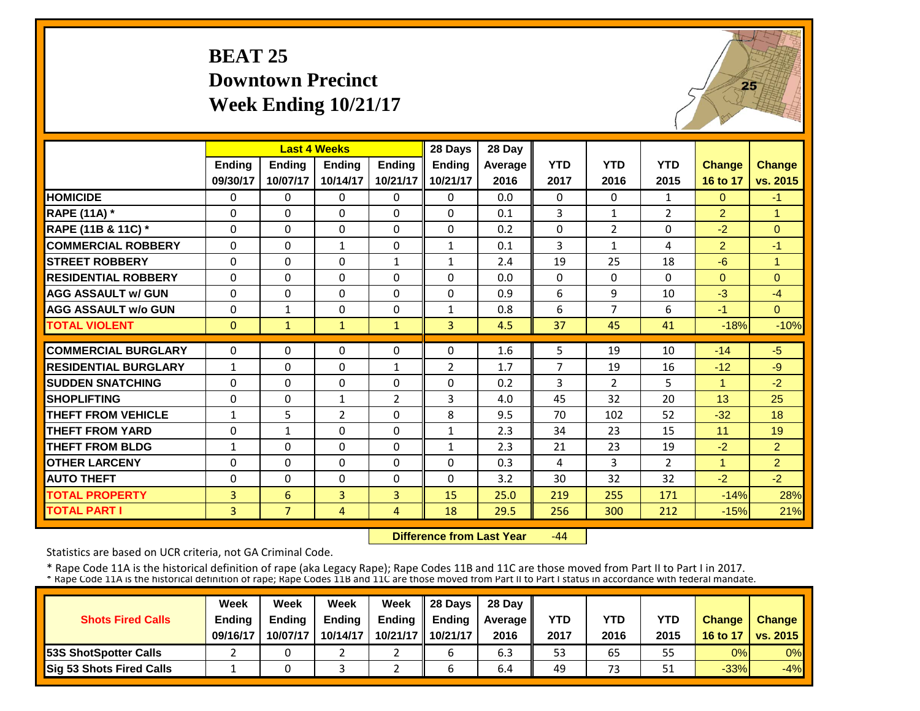# BEAT 25
## Downtown Precinct
## Week Ending 10/21/17

| | Last 4 Weeks | | | | 28 Days | 28 Day | | | | | |
|---|---|---|---|---|---|---|---|---|---|---|---|
| | Ending 09/30/17 | Ending 10/07/17 | Ending 10/14/17 | Ending 10/21/17 | Ending 10/21/17 | Average 2016 | YTD 2017 | YTD 2016 | YTD 2015 | Change 16 to 17 | Change vs. 2015 |
| HOMICIDE | 0 | 0 | 0 | 0 | 0 | 0.0 | 0 | 0 | 1 | 0 | -1 |
| RAPE (11A) * | 0 | 0 | 0 | 0 | 0 | 0.1 | 3 | 1 | 2 | 2 | 1 |
| RAPE (11B & 11C) * | 0 | 0 | 0 | 0 | 0 | 0.2 | 0 | 2 | 0 | -2 | 0 |
| COMMERCIAL ROBBERY | 0 | 0 | 1 | 0 | 1 | 0.1 | 3 | 1 | 4 | 2 | -1 |
| STREET ROBBERY | 0 | 0 | 0 | 1 | 1 | 2.4 | 19 | 25 | 18 | -6 | 1 |
| RESIDENTIAL ROBBERY | 0 | 0 | 0 | 0 | 0 | 0.0 | 0 | 0 | 0 | 0 | 0 |
| AGG ASSAULT w/ GUN | 0 | 0 | 0 | 0 | 0 | 0.9 | 6 | 9 | 10 | -3 | -4 |
| AGG ASSAULT w/o GUN | 0 | 1 | 0 | 0 | 1 | 0.8 | 6 | 7 | 6 | -1 | 0 |
| TOTAL VIOLENT | 0 | 1 | 1 | 1 | 3 | 4.5 | 37 | 45 | 41 | -18% | -10% |
| COMMERCIAL BURGLARY | 0 | 0 | 0 | 0 | 0 | 1.6 | 5 | 19 | 10 | -14 | -5 |
| RESIDENTIAL BURGLARY | 1 | 0 | 0 | 1 | 2 | 1.7 | 7 | 19 | 16 | -12 | -9 |
| SUDDEN SNATCHING | 0 | 0 | 0 | 0 | 0 | 0.2 | 3 | 2 | 5 | 1 | -2 |
| SHOPLIFTING | 0 | 0 | 1 | 2 | 3 | 4.0 | 45 | 32 | 20 | 13 | 25 |
| THEFT FROM VEHICLE | 1 | 5 | 2 | 0 | 8 | 9.5 | 70 | 102 | 52 | -32 | 18 |
| THEFT FROM YARD | 0 | 1 | 0 | 0 | 1 | 2.3 | 34 | 23 | 15 | 11 | 19 |
| THEFT FROM BLDG | 1 | 0 | 0 | 0 | 1 | 2.3 | 21 | 23 | 19 | -2 | 2 |
| OTHER LARCENY | 0 | 0 | 0 | 0 | 0 | 0.3 | 4 | 3 | 2 | 1 | 2 |
| AUTO THEFT | 0 | 0 | 0 | 0 | 0 | 3.2 | 30 | 32 | 32 | -2 | -2 |
| TOTAL PROPERTY | 3 | 6 | 3 | 3 | 15 | 25.0 | 219 | 255 | 171 | -14% | 28% |
| TOTAL PART I | 3 | 7 | 4 | 4 | 18 | 29.5 | 256 | 300 | 212 | -15% | 21% |

**Difference from Last Year** -44

Statistics are based on UCR criteria, not GA Criminal Code.

* Rape Code 11A is the historical definition of rape (aka Legacy Rape); Rape Codes 11B and 11C are those moved from Part II to Part I in 2017.
* Rape Code 11A is the historical definition of rape; Rape Codes 11B and 11C are those moved from Part II to Part I status in accordance with federal mandate.

| Shots Fired Calls | Week Ending 09/16/17 | Week Ending 10/07/17 | Week Ending 10/14/17 | Week Ending 10/21/17 | 28 Days Ending 10/21/17 | 28 Day Average 2016 | YTD 2017 | YTD 2016 | YTD 2015 | Change 16 to 17 | Change vs. 2015 |
|---|---|---|---|---|---|---|---|---|---|---|---|
| 53S ShotSpotter Calls | 2 | 0 | 2 | 2 | 6 | 6.3 | 53 | 65 | 55 | 0% | 0% |
| Sig 53 Shots Fired Calls | 1 | 0 | 3 | 2 | 6 | 6.4 | 49 | 73 | 51 | -33% | -4% |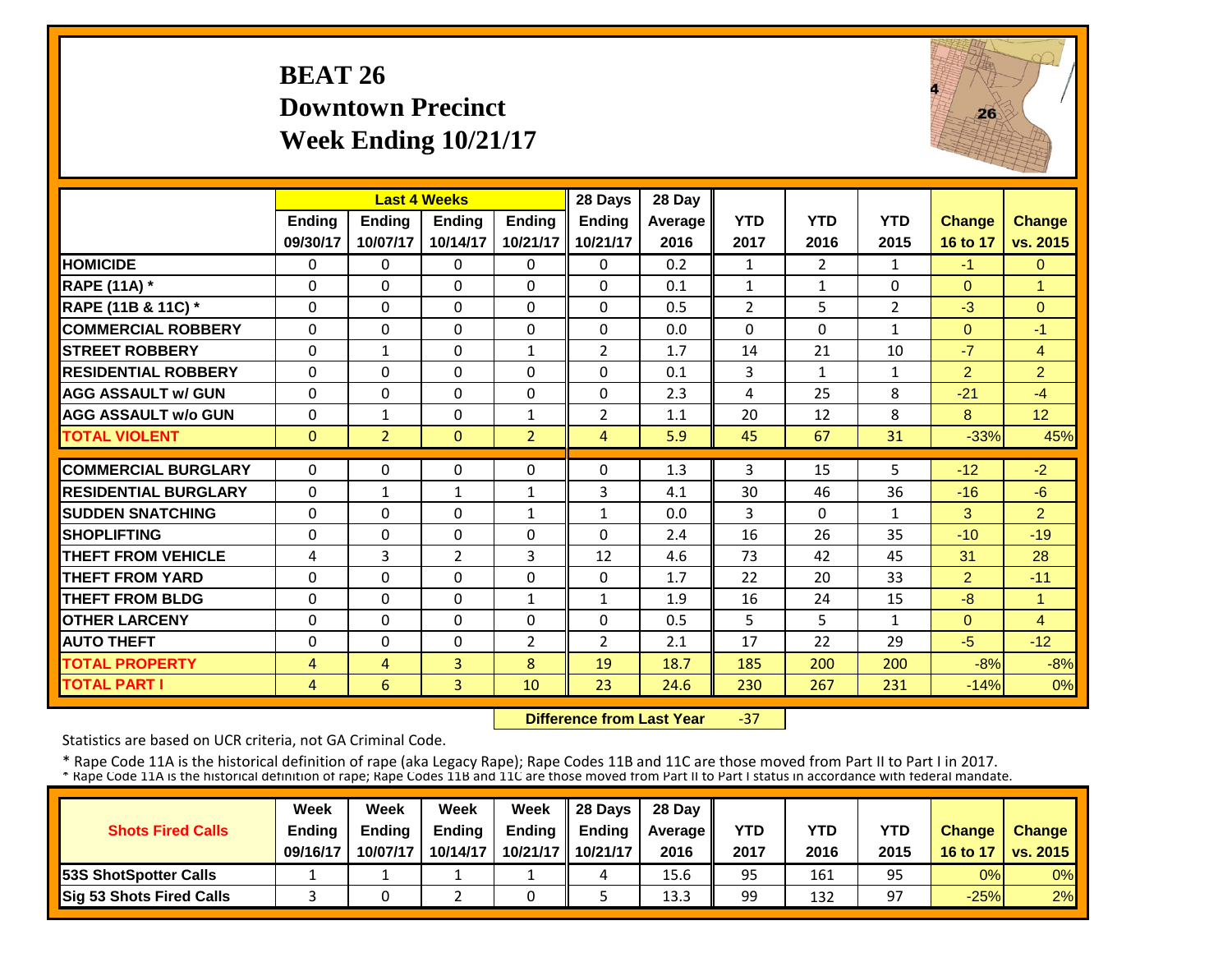# BEAT 26
## Downtown Precinct
## Week Ending 10/21/17

| | Last 4 Weeks | | | | 28 Days | 28 Day | | | | | |
|---|---|---|---|---|---|---|---|---|---|---|---|
| | Ending 09/30/17 | Ending 10/07/17 | Ending 10/14/17 | Ending 10/21/17 | Ending 10/21/17 | Average 2016 | YTD 2017 | YTD 2016 | YTD 2015 | Change 16 to 17 | Change vs. 2015 |
| HOMICIDE | 0 | 0 | 0 | 0 | 0 | 0.2 | 1 | 2 | 1 | -1 | 0 |
| RAPE (11A) * | 0 | 0 | 0 | 0 | 0 | 0.1 | 1 | 1 | 0 | 0 | 1 |
| RAPE (11B & 11C) * | 0 | 0 | 0 | 0 | 0 | 0.5 | 2 | 5 | 2 | -3 | 0 |
| COMMERCIAL ROBBERY | 0 | 0 | 0 | 0 | 0 | 0.0 | 0 | 0 | 1 | 0 | -1 |
| STREET ROBBERY | 0 | 1 | 0 | 1 | 2 | 1.7 | 14 | 21 | 10 | -7 | 4 |
| RESIDENTIAL ROBBERY | 0 | 0 | 0 | 0 | 0 | 0.1 | 3 | 1 | 1 | 2 | 2 |
| AGG ASSAULT w/ GUN | 0 | 0 | 0 | 0 | 0 | 2.3 | 4 | 25 | 8 | -21 | -4 |
| AGG ASSAULT w/o GUN | 0 | 1 | 0 | 1 | 2 | 1.1 | 20 | 12 | 8 | 8 | 12 |
| TOTAL VIOLENT | 0 | 2 | 0 | 2 | 4 | 5.9 | 45 | 67 | 31 | -33% | 45% |
| COMMERCIAL BURGLARY | 0 | 0 | 0 | 0 | 0 | 1.3 | 3 | 15 | 5 | -12 | -2 |
| RESIDENTIAL BURGLARY | 0 | 1 | 1 | 1 | 3 | 4.1 | 30 | 46 | 36 | -16 | -6 |
| SUDDEN SNATCHING | 0 | 0 | 0 | 1 | 1 | 0.0 | 3 | 0 | 1 | 3 | 2 |
| SHOPLIFTING | 0 | 0 | 0 | 0 | 0 | 2.4 | 16 | 26 | 35 | -10 | -19 |
| THEFT FROM VEHICLE | 4 | 3 | 2 | 3 | 12 | 4.6 | 73 | 42 | 45 | 31 | 28 |
| THEFT FROM YARD | 0 | 0 | 0 | 0 | 0 | 1.7 | 22 | 20 | 33 | 2 | -11 |
| THEFT FROM BLDG | 0 | 0 | 0 | 1 | 1 | 1.9 | 16 | 24 | 15 | -8 | 1 |
| OTHER LARCENY | 0 | 0 | 0 | 0 | 0 | 0.5 | 5 | 5 | 1 | 0 | 4 |
| AUTO THEFT | 0 | 0 | 0 | 2 | 2 | 2.1 | 17 | 22 | 29 | -5 | -12 |
| TOTAL PROPERTY | 4 | 4 | 3 | 8 | 19 | 18.7 | 185 | 200 | 200 | -8% | -8% |
| TOTAL PART I | 4 | 6 | 3 | 10 | 23 | 24.6 | 230 | 267 | 231 | -14% | 0% |

**Difference from Last Year** -37

Statistics are based on UCR criteria, not GA Criminal Code.

\* Rape Code 11A is the historical definition of rape (aka Legacy Rape); Rape Codes 11B and 11C are those moved from Part II to Part I in 2017.
\* Rape Code 11A is the historical definition of rape; Rape Codes 11B and 11C are those moved from Part II to Part I status in accordance with federal mandate.

| Shots Fired Calls | Week Ending 09/16/17 | Week Ending 10/07/17 | Week Ending 10/14/17 | Week Ending 10/21/17 | 28 Days Ending 10/21/17 | 28 Day Average 2016 | YTD 2017 | YTD 2016 | YTD 2015 | Change 16 to 17 | Change vs. 2015 |
|---|---|---|---|---|---|---|---|---|---|---|---|
| 53S ShotSpotter Calls | 1 | 1 | 1 | 1 | 4 | 15.6 | 95 | 161 | 95 | 0% | 0% |
| Sig 53 Shots Fired Calls | 3 | 0 | 2 | 0 | 5 | 13.3 | 99 | 132 | 97 | -25% | 2% |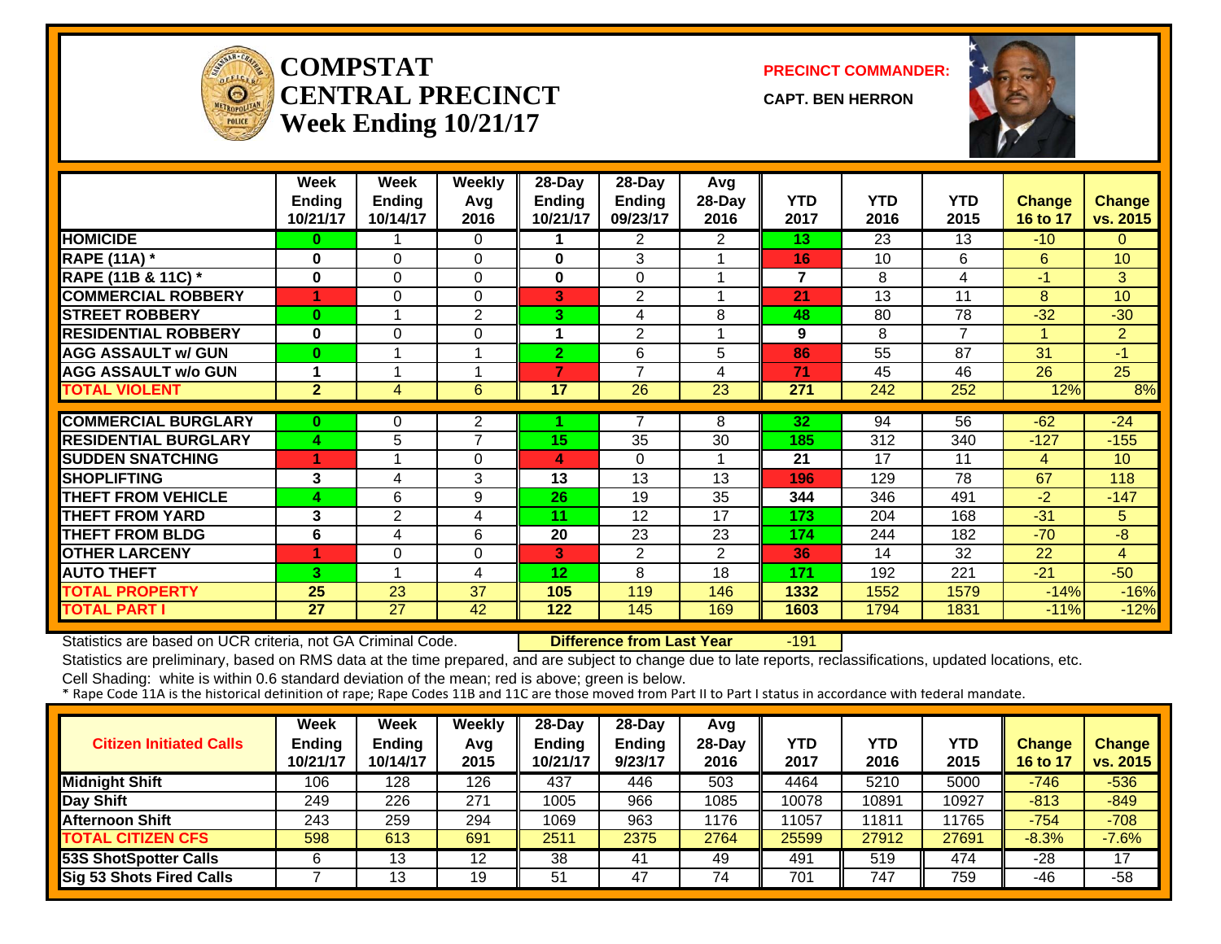# COMPSTAT CENTRAL PRECINCT
## Week Ending 10/21/17

**PRECINCT COMMANDER:**

**CAPT. BEN HERRON**

| | Week Ending 10/21/17 | Week Ending 10/14/17 | Weekly Avg 2016 | 28-Day Ending 10/21/17 | 28-Day Ending 09/23/17 | Avg 28-Day 2016 | YTD 2017 | YTD 2016 | YTD 2015 | Change 16 to 17 | Change vs. 2015 |
|---|---|---|---|---|---|---|---|---|---|---|---|
| **HOMICIDE** | 0 | 1 | 0 | 1 | 2 | 2 | 13 | 23 | 13 | -10 | 0 |
| **RAPE (11A) *** | 0 | 0 | 0 | 0 | 3 | 1 | 16 | 10 | 6 | 6 | 10 |
| **RAPE (11B & 11C) *** | 0 | 0 | 0 | 0 | 0 | 1 | 7 | 8 | 4 | -1 | 3 |
| **COMMERCIAL ROBBERY** | 1 | 0 | 0 | 3 | 2 | 1 | 21 | 13 | 11 | 8 | 10 |
| **STREET ROBBERY** | 0 | 1 | 2 | 3 | 4 | 8 | 48 | 80 | 78 | -32 | -30 |
| **RESIDENTIAL ROBBERY** | 0 | 0 | 0 | 1 | 2 | 1 | 9 | 8 | 7 | 1 | 2 |
| **AGG ASSAULT w/ GUN** | 0 | 1 | 1 | 2 | 6 | 5 | 86 | 55 | 87 | 31 | -1 |
| **AGG ASSAULT w/o GUN** | 1 | 1 | 1 | 7 | 7 | 4 | 71 | 45 | 46 | 26 | 25 |
| **TOTAL VIOLENT** | 2 | 4 | 6 | 17 | 26 | 23 | 271 | 242 | 252 | 12% | 8% |
| **COMMERCIAL BURGLARY** | 0 | 0 | 2 | 1 | 7 | 8 | 32 | 94 | 56 | -62 | -24 |
| **RESIDENTIAL BURGLARY** | 4 | 5 | 7 | 15 | 35 | 30 | 185 | 312 | 340 | -127 | -155 |
| **SUDDEN SNATCHING** | 1 | 1 | 0 | 4 | 0 | 1 | 21 | 17 | 11 | 4 | 10 |
| **SHOPLIFTING** | 3 | 4 | 3 | 13 | 13 | 13 | 196 | 129 | 78 | 67 | 118 |
| **THEFT FROM VEHICLE** | 4 | 6 | 9 | 26 | 19 | 35 | 344 | 346 | 491 | -2 | -147 |
| **THEFT FROM YARD** | 3 | 2 | 4 | 11 | 12 | 17 | 173 | 204 | 168 | -31 | 5 |
| **THEFT FROM BLDG** | 6 | 4 | 6 | 20 | 23 | 23 | 174 | 244 | 182 | -70 | -8 |
| **OTHER LARCENY** | 1 | 0 | 0 | 3 | 2 | 2 | 36 | 14 | 32 | 22 | 4 |
| **AUTO THEFT** | 3 | 1 | 4 | 12 | 8 | 18 | 171 | 192 | 221 | -21 | -50 |
| **TOTAL PROPERTY** | 25 | 23 | 37 | 105 | 119 | 146 | 1332 | 1552 | 1579 | -14% | -16% |
| **TOTAL PART I** | 27 | 27 | 42 | 122 | 145 | 169 | 1603 | 1794 | 1831 | -11% | -12% |

Statistics are based on UCR criteria, not GA Criminal Code. **Difference from Last Year** -191

Statistics are preliminary, based on RMS data at the time prepared, and are subject to change due to late reports, reclassifications, updated locations, etc.

Cell Shading: white is within 0.6 standard deviation of the mean; red is above; green is below.

* Rape Code 11A is the historical definition of rape; Rape Codes 11B and 11C are those moved from Part II to Part I status in accordance with federal mandate.

| Citizen Initiated Calls | Week Ending 10/21/17 | Week Ending 10/14/17 | Weekly Avg 2015 | 28-Day Ending 10/21/17 | 28-Day Ending 9/23/17 | Avg 28-Day 2016 | YTD 2017 | YTD 2016 | YTD 2015 | Change 16 to 17 | Change vs. 2015 |
|---|---|---|---|---|---|---|---|---|---|---|---|
| **Midnight Shift** | 106 | 128 | 126 | 437 | 446 | 503 | 4464 | 5210 | 5000 | -746 | -536 |
| **Day Shift** | 249 | 226 | 271 | 1005 | 966 | 1085 | 10078 | 10891 | 10927 | -813 | -849 |
| **Afternoon Shift** | 243 | 259 | 294 | 1069 | 963 | 1176 | 11057 | 11811 | 11765 | -754 | -708 |
| **TOTAL CITIZEN CFS** | 598 | 613 | 691 | 2511 | 2375 | 2764 | 25599 | 27912 | 27691 | -8.3% | -7.6% |
| **53S ShotSpotter Calls** | 6 | 13 | 12 | 38 | 41 | 49 | 491 | 519 | 474 | -28 | 17 |
| **Sig 53 Shots Fired Calls** | 7 | 13 | 19 | 51 | 47 | 74 | 701 | 747 | 759 | -46 | -58 |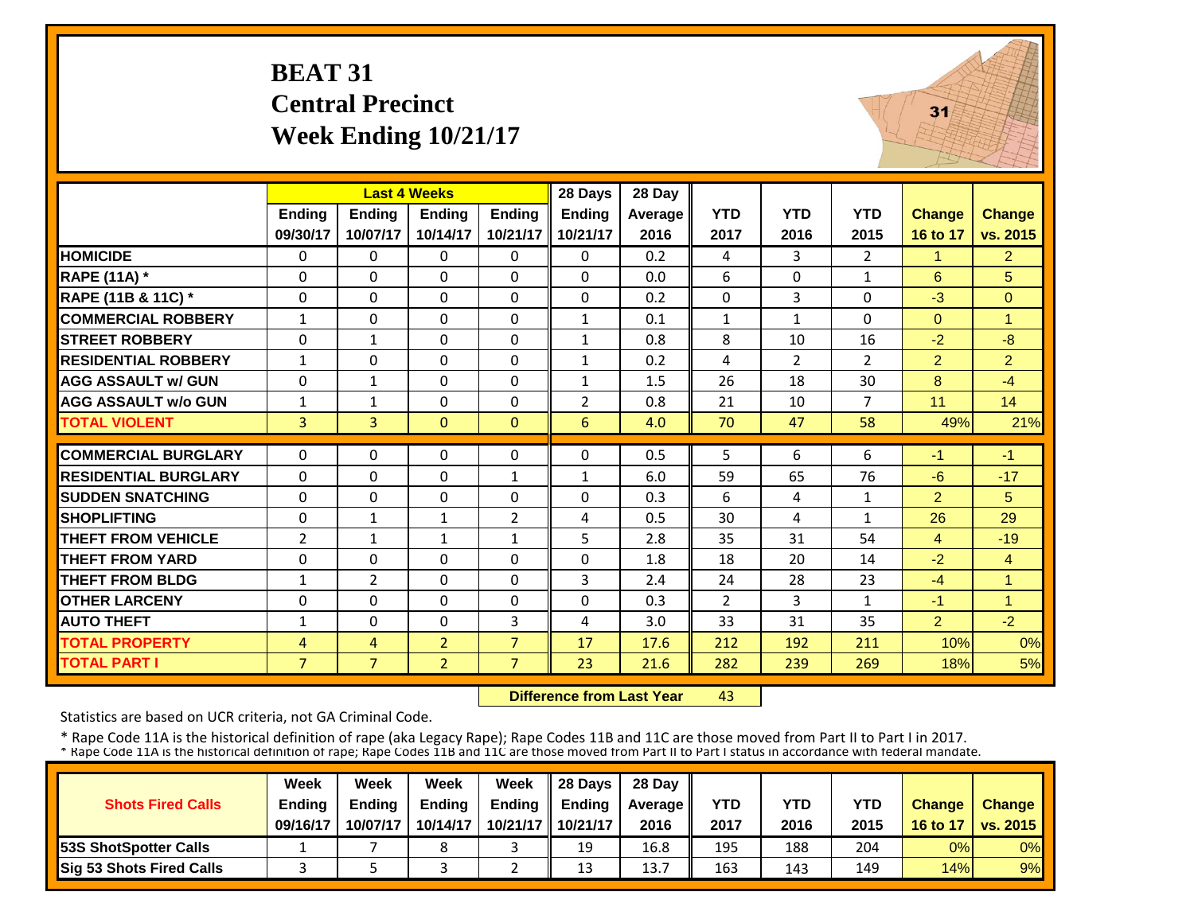# BEAT 31
## Central Precinct
## Week Ending 10/21/17

| | Last 4 Weeks | | | | 28 Days | 28 Day | | | | | |
|---|---|---|---|---|---|---|---|---|---|---|---|
| | Ending 09/30/17 | Ending 10/07/17 | Ending 10/14/17 | Ending 10/21/17 | Ending 10/21/17 | Average 2016 | YTD 2017 | YTD 2016 | YTD 2015 | Change 16 to 17 | Change vs. 2015 |
| HOMICIDE | 0 | 0 | 0 | 0 | 0 | 0.2 | 4 | 3 | 2 | 1 | 2 |
| RAPE (11A) * | 0 | 0 | 0 | 0 | 0 | 0.0 | 6 | 0 | 1 | 6 | 5 |
| RAPE (11B & 11C) * | 0 | 0 | 0 | 0 | 0 | 0.2 | 0 | 3 | 0 | -3 | 0 |
| COMMERCIAL ROBBERY | 1 | 0 | 0 | 0 | 1 | 0.1 | 1 | 1 | 0 | 0 | 1 |
| STREET ROBBERY | 0 | 1 | 0 | 0 | 1 | 0.8 | 8 | 10 | 16 | -2 | -8 |
| RESIDENTIAL ROBBERY | 1 | 0 | 0 | 0 | 1 | 0.2 | 4 | 2 | 2 | 2 | 2 |
| AGG ASSAULT w/ GUN | 0 | 1 | 0 | 0 | 1 | 1.5 | 26 | 18 | 30 | 8 | -4 |
| AGG ASSAULT w/o GUN | 1 | 1 | 0 | 0 | 2 | 0.8 | 21 | 10 | 7 | 11 | 14 |
| TOTAL VIOLENT | 3 | 3 | 0 | 0 | 6 | 4.0 | 70 | 47 | 58 | 49% | 21% |
| COMMERCIAL BURGLARY | 0 | 0 | 0 | 0 | 0 | 0.5 | 5 | 6 | 6 | -1 | -1 |
| RESIDENTIAL BURGLARY | 0 | 0 | 0 | 1 | 1 | 6.0 | 59 | 65 | 76 | -6 | -17 |
| SUDDEN SNATCHING | 0 | 0 | 0 | 0 | 0 | 0.3 | 6 | 4 | 1 | 2 | 5 |
| SHOPLIFTING | 0 | 1 | 1 | 2 | 4 | 0.5 | 30 | 4 | 1 | 26 | 29 |
| THEFT FROM VEHICLE | 2 | 1 | 1 | 1 | 5 | 2.8 | 35 | 31 | 54 | 4 | -19 |
| THEFT FROM YARD | 0 | 0 | 0 | 0 | 0 | 1.8 | 18 | 20 | 14 | -2 | 4 |
| THEFT FROM BLDG | 1 | 2 | 0 | 0 | 3 | 2.4 | 24 | 28 | 23 | -4 | 1 |
| OTHER LARCENY | 0 | 0 | 0 | 0 | 0 | 0.3 | 2 | 3 | 1 | -1 | 1 |
| AUTO THEFT | 1 | 0 | 0 | 3 | 4 | 3.0 | 33 | 31 | 35 | 2 | -2 |
| TOTAL PROPERTY | 4 | 4 | 2 | 7 | 17 | 17.6 | 212 | 192 | 211 | 10% | 0% |
| TOTAL PART I | 7 | 7 | 2 | 7 | 23 | 21.6 | 282 | 239 | 269 | 18% | 5% |

**Difference from Last Year** 43

Statistics are based on UCR criteria, not GA Criminal Code.

* Rape Code 11A is the historical definition of rape (aka Legacy Rape); Rape Codes 11B and 11C are those moved from Part II to Part I in 2017.
* Rape Code 11A is the historical definition of rape; Rape Codes 11B and 11C are those moved from Part II to Part I status in accordance with federal mandate.

| Shots Fired Calls | Week Ending 09/16/17 | Week Ending 10/07/17 | Week Ending 10/14/17 | Week Ending 10/21/17 | 28 Days Ending 10/21/17 | 28 Day Average 2016 | YTD 2017 | YTD 2016 | YTD 2015 | Change 16 to 17 | Change vs. 2015 |
|---|---|---|---|---|---|---|---|---|---|---|---|
| 53S ShotSpotter Calls | 1 | 7 | 8 | 3 | 19 | 16.8 | 195 | 188 | 204 | 0% | 0% |
| Sig 53 Shots Fired Calls | 3 | 5 | 3 | 2 | 13 | 13.7 | 163 | 143 | 149 | 14% | 9% |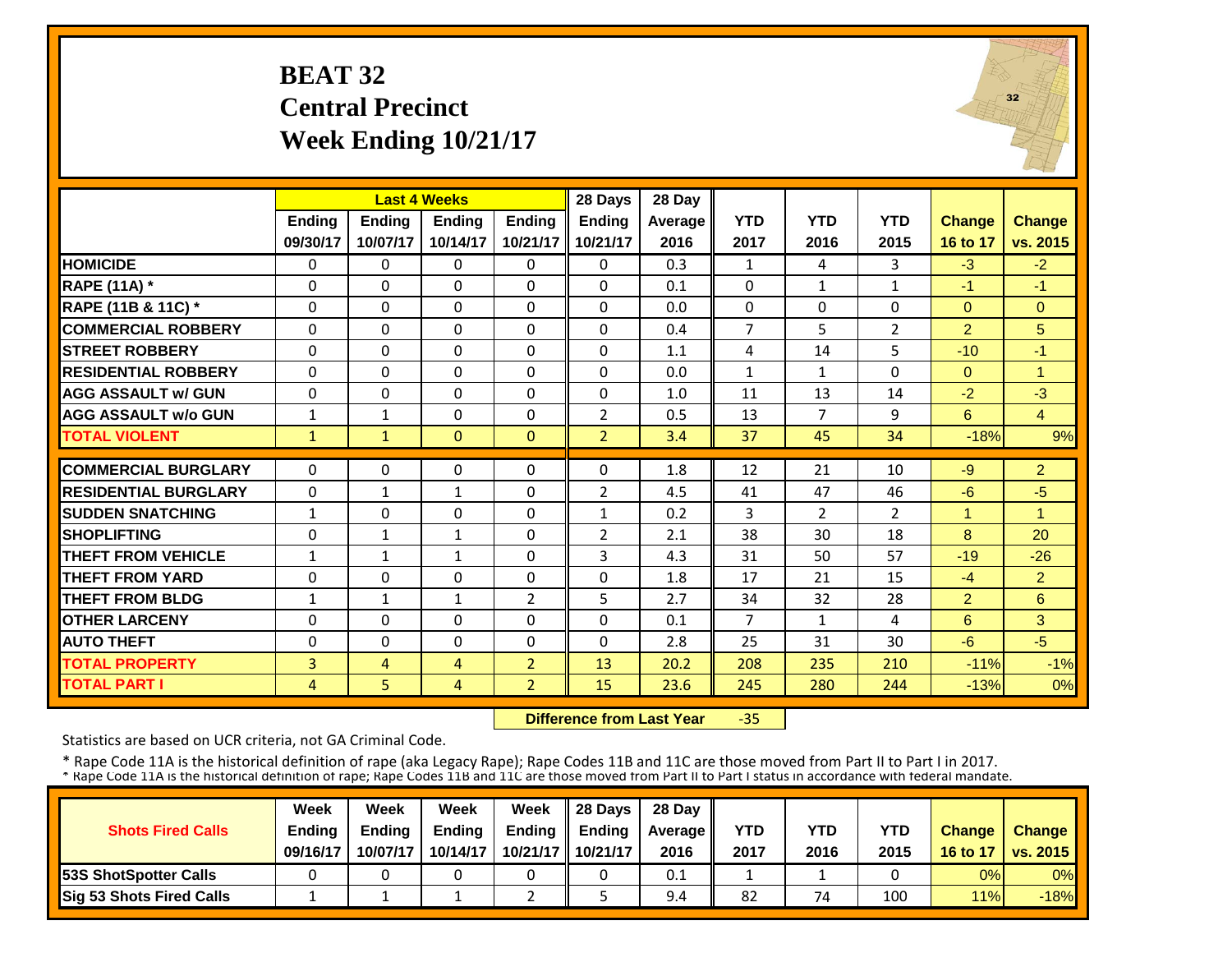# BEAT 32
## Central Precinct
## Week Ending 10/21/17

| | Last 4 Weeks | | | | 28 Days | 28 Day | | | | | |
|---|---|---|---|---|---|---|---|---|---|---|---|
| | Ending 09/30/17 | Ending 10/07/17 | Ending 10/14/17 | Ending 10/21/17 | Ending 10/21/17 | Average 2016 | YTD 2017 | YTD 2016 | YTD 2015 | Change 16 to 17 | Change vs. 2015 |
| HOMICIDE | 0 | 0 | 0 | 0 | 0 | 0.3 | 1 | 4 | 3 | -3 | -2 |
| RAPE (11A) * | 0 | 0 | 0 | 0 | 0 | 0.1 | 0 | 1 | 1 | -1 | -1 |
| RAPE (11B & 11C) * | 0 | 0 | 0 | 0 | 0 | 0.0 | 0 | 0 | 0 | 0 | 0 |
| COMMERCIAL ROBBERY | 0 | 0 | 0 | 0 | 0 | 0.4 | 7 | 5 | 2 | 2 | 5 |
| STREET ROBBERY | 0 | 0 | 0 | 0 | 0 | 1.1 | 4 | 14 | 5 | -10 | -1 |
| RESIDENTIAL ROBBERY | 0 | 0 | 0 | 0 | 0 | 0.0 | 1 | 1 | 0 | 0 | 1 |
| AGG ASSAULT w/ GUN | 0 | 0 | 0 | 0 | 0 | 1.0 | 11 | 13 | 14 | -2 | -3 |
| AGG ASSAULT w/o GUN | 1 | 1 | 0 | 0 | 2 | 0.5 | 13 | 7 | 9 | 6 | 4 |
| TOTAL VIOLENT | 1 | 1 | 0 | 0 | 2 | 3.4 | 37 | 45 | 34 | -18% | 9% |
| COMMERCIAL BURGLARY | 0 | 0 | 0 | 0 | 0 | 1.8 | 12 | 21 | 10 | -9 | 2 |
| RESIDENTIAL BURGLARY | 0 | 1 | 1 | 0 | 2 | 4.5 | 41 | 47 | 46 | -6 | -5 |
| SUDDEN SNATCHING | 1 | 0 | 0 | 0 | 1 | 0.2 | 3 | 2 | 2 | 1 | 1 |
| SHOPLIFTING | 0 | 1 | 1 | 0 | 2 | 2.1 | 38 | 30 | 18 | 8 | 20 |
| THEFT FROM VEHICLE | 1 | 1 | 1 | 0 | 3 | 4.3 | 31 | 50 | 57 | -19 | -26 |
| THEFT FROM YARD | 0 | 0 | 0 | 0 | 0 | 1.8 | 17 | 21 | 15 | -4 | 2 |
| THEFT FROM BLDG | 1 | 1 | 1 | 2 | 5 | 2.7 | 34 | 32 | 28 | 2 | 6 |
| OTHER LARCENY | 0 | 0 | 0 | 0 | 0 | 0.1 | 7 | 1 | 4 | 6 | 3 |
| AUTO THEFT | 0 | 0 | 0 | 0 | 0 | 2.8 | 25 | 31 | 30 | -6 | -5 |
| TOTAL PROPERTY | 3 | 4 | 4 | 2 | 13 | 20.2 | 208 | 235 | 210 | -11% | -1% |
| TOTAL PART I | 4 | 5 | 4 | 2 | 15 | 23.6 | 245 | 280 | 244 | -13% | 0% |

**Difference from Last Year** -35

Statistics are based on UCR criteria, not GA Criminal Code.

* Rape Code 11A is the historical definition of rape (aka Legacy Rape); Rape Codes 11B and 11C are those moved from Part II to Part I in 2017.
* Rape Code 11A is the historical definition of rape; Rape Codes 11B and 11C are those moved from Part II to Part I status in accordance with federal mandate.

| Shots Fired Calls | Week Ending 09/16/17 | Week Ending 10/07/17 | Week Ending 10/14/17 | Week Ending 10/21/17 | 28 Days Ending 10/21/17 | 28 Day Average 2016 | YTD 2017 | YTD 2016 | YTD 2015 | Change 16 to 17 | Change vs. 2015 |
|---|---|---|---|---|---|---|---|---|---|---|---|
| 53S ShotSpotter Calls | 0 | 0 | 0 | 0 | 0 | 0.1 | 1 | 1 | 0 | 0% | 0% |
| Sig 53 Shots Fired Calls | 1 | 1 | 1 | 2 | 5 | 9.4 | 82 | 74 | 100 | 11% | -18% |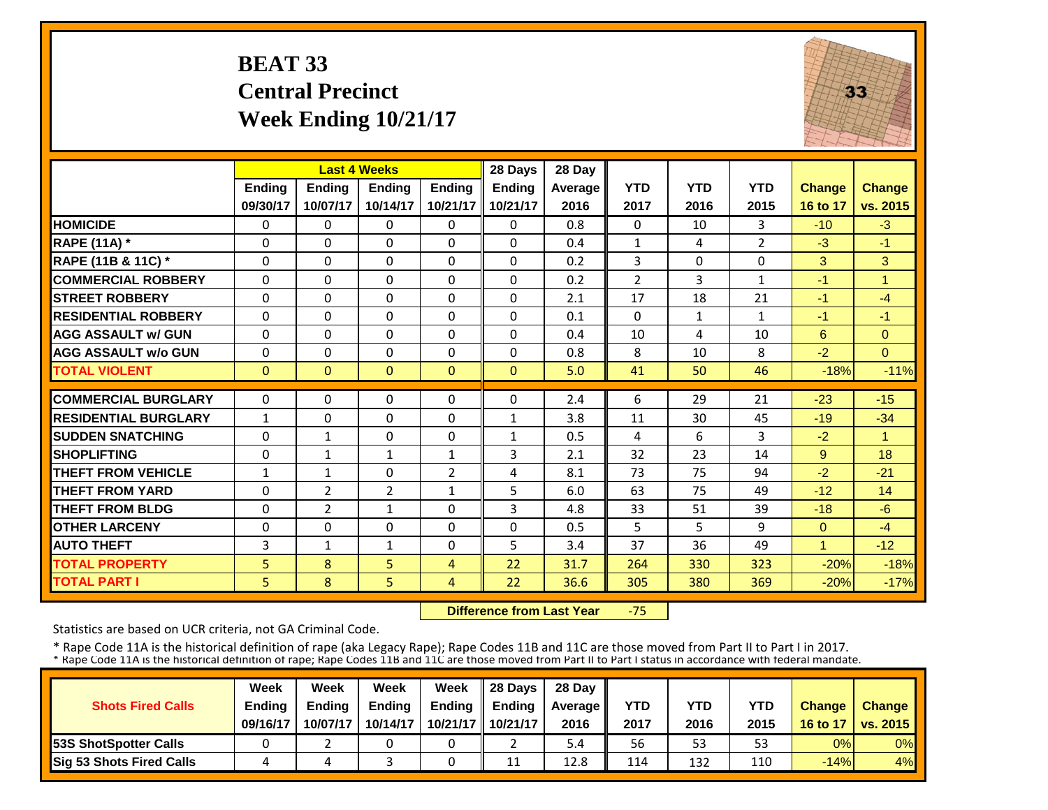# BEAT 33
# Central Precinct
# Week Ending 10/21/17

| | Last 4 Weeks | | | | 28 Days | 28 Day | | | | | |
|---|---|---|---|---|---|---|---|---|---|---|---|
| | Ending 09/30/17 | Ending 10/07/17 | Ending 10/14/17 | Ending 10/21/17 | Ending 10/21/17 | Average 2016 | YTD 2017 | YTD 2016 | YTD 2015 | Change 16 to 17 | Change vs. 2015 |
| **HOMICIDE** | 0 | 0 | 0 | 0 | 0 | 0.8 | 0 | 10 | 3 | -10 | -3 |
| **RAPE (11A) *** | 0 | 0 | 0 | 0 | 0 | 0.4 | 1 | 4 | 2 | -3 | -1 |
| **RAPE (11B & 11C) *** | 0 | 0 | 0 | 0 | 0 | 0.2 | 3 | 0 | 0 | 3 | 3 |
| **COMMERCIAL ROBBERY** | 0 | 0 | 0 | 0 | 0 | 0.2 | 2 | 3 | 1 | -1 | 1 |
| **STREET ROBBERY** | 0 | 0 | 0 | 0 | 0 | 2.1 | 17 | 18 | 21 | -1 | -4 |
| **RESIDENTIAL ROBBERY** | 0 | 0 | 0 | 0 | 0 | 0.1 | 0 | 1 | 1 | -1 | -1 |
| **AGG ASSAULT w/ GUN** | 0 | 0 | 0 | 0 | 0 | 0.4 | 10 | 4 | 10 | 6 | 0 |
| **AGG ASSAULT w/o GUN** | 0 | 0 | 0 | 0 | 0 | 0.8 | 8 | 10 | 8 | -2 | 0 |
| **TOTAL VIOLENT** | 0 | 0 | 0 | 0 | 0 | 5.0 | 41 | 50 | 46 | -18% | -11% |
| **COMMERCIAL BURGLARY** | 0 | 0 | 0 | 0 | 0 | 2.4 | 6 | 29 | 21 | -23 | -15 |
| **RESIDENTIAL BURGLARY** | 1 | 0 | 0 | 0 | 1 | 3.8 | 11 | 30 | 45 | -19 | -34 |
| **SUDDEN SNATCHING** | 0 | 1 | 0 | 0 | 1 | 0.5 | 4 | 6 | 3 | -2 | 1 |
| **SHOPLIFTING** | 0 | 1 | 1 | 1 | 3 | 2.1 | 32 | 23 | 14 | 9 | 18 |
| **THEFT FROM VEHICLE** | 1 | 1 | 0 | 2 | 4 | 8.1 | 73 | 75 | 94 | -2 | -21 |
| **THEFT FROM YARD** | 0 | 2 | 2 | 1 | 5 | 6.0 | 63 | 75 | 49 | -12 | 14 |
| **THEFT FROM BLDG** | 0 | 2 | 1 | 0 | 3 | 4.8 | 33 | 51 | 39 | -18 | -6 |
| **OTHER LARCENY** | 0 | 0 | 0 | 0 | 0 | 0.5 | 5 | 5 | 9 | 0 | -4 |
| **AUTO THEFT** | 3 | 1 | 1 | 0 | 5 | 3.4 | 37 | 36 | 49 | 1 | -12 |
| **TOTAL PROPERTY** | 5 | 8 | 5 | 4 | 22 | 31.7 | 264 | 330 | 323 | -20% | -18% |
| **TOTAL PART I** | 5 | 8 | 5 | 4 | 22 | 36.6 | 305 | 380 | 369 | -20% | -17% |

**Difference from Last Year** -75

Statistics are based on UCR criteria, not GA Criminal Code.

* Rape Code 11A is the historical definition of rape (aka Legacy Rape); Rape Codes 11B and 11C are those moved from Part II to Part I in 2017.
* Rape Code 11A is the historical definition of rape; Rape Codes 11B and 11C are those moved from Part II to Part I status in accordance with federal mandate.

| Shots Fired Calls | Week Ending 09/16/17 | Week Ending 10/07/17 | Week Ending 10/14/17 | Week Ending 10/21/17 | 28 Days Ending 10/21/17 | 28 Day Average 2016 | YTD 2017 | YTD 2016 | YTD 2015 | Change 16 to 17 | Change vs. 2015 |
|---|---|---|---|---|---|---|---|---|---|---|---|
| **53S ShotSpotter Calls** | 0 | 2 | 0 | 0 | 2 | 5.4 | 56 | 53 | 53 | 0% | 0% |
| **Sig 53 Shots Fired Calls** | 4 | 4 | 3 | 0 | 11 | 12.8 | 114 | 132 | 110 | -14% | 4% |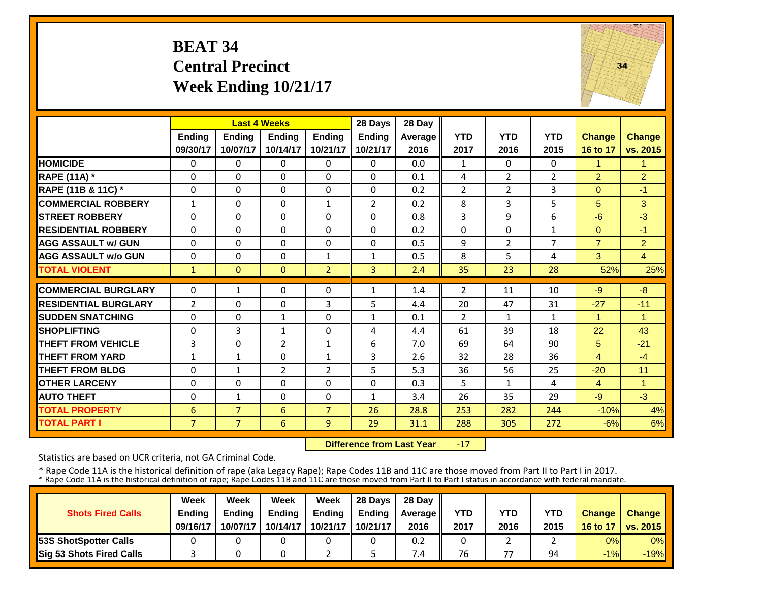# BEAT 34
## Central Precinct
## Week Ending 10/21/17

| | Last 4 Weeks | | | | 28 Days | 28 Day | | | | | |
|---|---|---|---|---|---|---|---|---|---|---|---|
| | Ending 09/30/17 | Ending 10/07/17 | Ending 10/14/17 | Ending 10/21/17 | Ending 10/21/17 | Average 2016 | YTD 2017 | YTD 2016 | YTD 2015 | Change 16 to 17 | Change vs. 2015 |
| HOMICIDE | 0 | 0 | 0 | 0 | 0 | 0.0 | 1 | 0 | 0 | 1 | 1 |
| RAPE (11A) * | 0 | 0 | 0 | 0 | 0 | 0.1 | 4 | 2 | 2 | 2 | 2 |
| RAPE (11B & 11C) * | 0 | 0 | 0 | 0 | 0 | 0.2 | 2 | 2 | 3 | 0 | -1 |
| COMMERCIAL ROBBERY | 1 | 0 | 0 | 1 | 2 | 0.2 | 8 | 3 | 5 | 5 | 3 |
| STREET ROBBERY | 0 | 0 | 0 | 0 | 0 | 0.8 | 3 | 9 | 6 | -6 | -3 |
| RESIDENTIAL ROBBERY | 0 | 0 | 0 | 0 | 0 | 0.2 | 0 | 0 | 1 | 0 | -1 |
| AGG ASSAULT w/ GUN | 0 | 0 | 0 | 0 | 0 | 0.5 | 9 | 2 | 7 | 7 | 2 |
| AGG ASSAULT w/o GUN | 0 | 0 | 0 | 1 | 1 | 0.5 | 8 | 5 | 4 | 3 | 4 |
| TOTAL VIOLENT | 1 | 0 | 0 | 2 | 3 | 2.4 | 35 | 23 | 28 | 52% | 25% |
| COMMERCIAL BURGLARY | 0 | 1 | 0 | 0 | 1 | 1.4 | 2 | 11 | 10 | -9 | -8 |
| RESIDENTIAL BURGLARY | 2 | 0 | 0 | 3 | 5 | 4.4 | 20 | 47 | 31 | -27 | -11 |
| SUDDEN SNATCHING | 0 | 0 | 1 | 0 | 1 | 0.1 | 2 | 1 | 1 | 1 | 1 |
| SHOPLIFTING | 0 | 3 | 1 | 0 | 4 | 4.4 | 61 | 39 | 18 | 22 | 43 |
| THEFT FROM VEHICLE | 3 | 0 | 2 | 1 | 6 | 7.0 | 69 | 64 | 90 | 5 | -21 |
| THEFT FROM YARD | 1 | 1 | 0 | 1 | 3 | 2.6 | 32 | 28 | 36 | 4 | -4 |
| THEFT FROM BLDG | 0 | 1 | 2 | 2 | 5 | 5.3 | 36 | 56 | 25 | -20 | 11 |
| OTHER LARCENY | 0 | 0 | 0 | 0 | 0 | 0.3 | 5 | 1 | 4 | 4 | 1 |
| AUTO THEFT | 0 | 1 | 0 | 0 | 1 | 3.4 | 26 | 35 | 29 | -9 | -3 |
| TOTAL PROPERTY | 6 | 7 | 6 | 7 | 26 | 28.8 | 253 | 282 | 244 | -10% | 4% |
| TOTAL PART I | 7 | 7 | 6 | 9 | 29 | 31.1 | 288 | 305 | 272 | -6% | 6% |

**Difference from Last Year** -17

Statistics are based on UCR criteria, not GA Criminal Code.

* Rape Code 11A is the historical definition of rape (aka Legacy Rape); Rape Codes 11B and 11C are those moved from Part II to Part I in 2017.
* Rape Code 11A is the historical definition of rape; Rape Codes 11B and 11C are those moved from Part II to Part I status in accordance with federal mandate.

| Shots Fired Calls | Week Ending 09/16/17 | Week Ending 10/07/17 | Week Ending 10/14/17 | Week Ending 10/21/17 | 28 Days Ending 10/21/17 | 28 Day Average 2016 | YTD 2017 | YTD 2016 | YTD 2015 | Change 16 to 17 | Change vs. 2015 |
|---|---|---|---|---|---|---|---|---|---|---|---|
| 53S ShotSpotter Calls | 0 | 0 | 0 | 0 | 0 | 0.2 | 0 | 2 | 2 | 0% | 0% |
| Sig 53 Shots Fired Calls | 3 | 0 | 0 | 2 | 5 | 7.4 | 76 | 77 | 94 | -1% | -19% |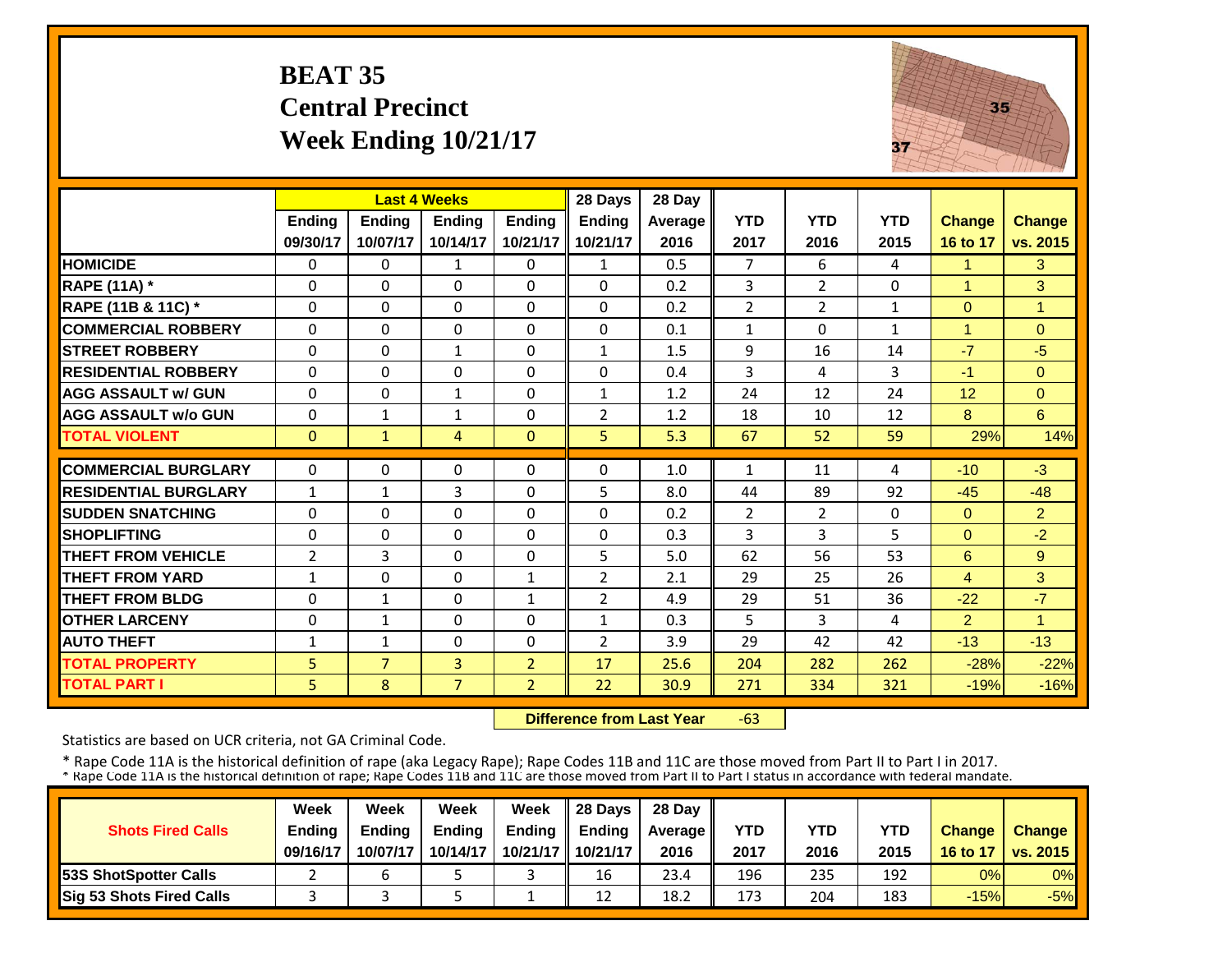# BEAT 35
# Central Precinct
# Week Ending 10/21/17

| | Last 4 Weeks | | | | 28 Days | 28 Day | | | | | |
|---|---|---|---|---|---|---|---|---|---|---|---|
| | Ending 09/30/17 | Ending 10/07/17 | Ending 10/14/17 | Ending 10/21/17 | Ending 10/21/17 | Average 2016 | YTD 2017 | YTD 2016 | YTD 2015 | Change 16 to 17 | Change vs. 2015 |
| **HOMICIDE** | 0 | 0 | 1 | 0 | 1 | 0.5 | 7 | 6 | 4 | 1 | 3 |
| **RAPE (11A) *** | 0 | 0 | 0 | 0 | 0 | 0.2 | 3 | 2 | 0 | 1 | 3 |
| **RAPE (11B & 11C) *** | 0 | 0 | 0 | 0 | 0 | 0.2 | 2 | 2 | 1 | 0 | 1 |
| **COMMERCIAL ROBBERY** | 0 | 0 | 0 | 0 | 0 | 0.1 | 1 | 0 | 1 | 1 | 0 |
| **STREET ROBBERY** | 0 | 0 | 1 | 0 | 1 | 1.5 | 9 | 16 | 14 | -7 | -5 |
| **RESIDENTIAL ROBBERY** | 0 | 0 | 0 | 0 | 0 | 0.4 | 3 | 4 | 3 | -1 | 0 |
| **AGG ASSAULT w/ GUN** | 0 | 0 | 1 | 0 | 1 | 1.2 | 24 | 12 | 24 | 12 | 0 |
| **AGG ASSAULT w/o GUN** | 0 | 1 | 1 | 0 | 2 | 1.2 | 18 | 10 | 12 | 8 | 6 |
| **TOTAL VIOLENT** | 0 | 1 | 4 | 0 | 5 | 5.3 | 67 | 52 | 59 | 29% | 14% |
| **COMMERCIAL BURGLARY** | 0 | 0 | 0 | 0 | 0 | 1.0 | 1 | 11 | 4 | -10 | -3 |
| **RESIDENTIAL BURGLARY** | 1 | 1 | 3 | 0 | 5 | 8.0 | 44 | 89 | 92 | -45 | -48 |
| **SUDDEN SNATCHING** | 0 | 0 | 0 | 0 | 0 | 0.2 | 2 | 2 | 0 | 0 | 2 |
| **SHOPLIFTING** | 0 | 0 | 0 | 0 | 0 | 0.3 | 3 | 3 | 5 | 0 | -2 |
| **THEFT FROM VEHICLE** | 2 | 3 | 0 | 0 | 5 | 5.0 | 62 | 56 | 53 | 6 | 9 |
| **THEFT FROM YARD** | 1 | 0 | 0 | 1 | 2 | 2.1 | 29 | 25 | 26 | 4 | 3 |
| **THEFT FROM BLDG** | 0 | 1 | 0 | 1 | 2 | 4.9 | 29 | 51 | 36 | -22 | -7 |
| **OTHER LARCENY** | 0 | 1 | 0 | 0 | 1 | 0.3 | 5 | 3 | 4 | 2 | 1 |
| **AUTO THEFT** | 1 | 1 | 0 | 0 | 2 | 3.9 | 29 | 42 | 42 | -13 | -13 |
| **TOTAL PROPERTY** | 5 | 7 | 3 | 2 | 17 | 25.6 | 204 | 282 | 262 | -28% | -22% |
| **TOTAL PART I** | 5 | 8 | 7 | 2 | 22 | 30.9 | 271 | 334 | 321 | -19% | -16% |

**Difference from Last Year** -63

Statistics are based on UCR criteria, not GA Criminal Code.

* Rape Code 11A is the historical definition of rape (aka Legacy Rape); Rape Codes 11B and 11C are those moved from Part II to Part I in 2017.
* Rape Code 11A is the historical definition of rape; Rape Codes 11B and 11C are those moved from Part II to Part I status in accordance with federal mandate.

| Shots Fired Calls | Week Ending 09/16/17 | Week Ending 10/07/17 | Week Ending 10/14/17 | Week Ending 10/21/17 | 28 Days Ending 10/21/17 | 28 Day Average 2016 | YTD 2017 | YTD 2016 | YTD 2015 | Change 16 to 17 | Change vs. 2015 |
|---|---|---|---|---|---|---|---|---|---|---|---|
| **53S ShotSpotter Calls** | 2 | 6 | 5 | 3 | 16 | 23.4 | 196 | 235 | 192 | 0% | 0% |
| **Sig 53 Shots Fired Calls** | 3 | 3 | 5 | 1 | 12 | 18.2 | 173 | 204 | 183 | -15% | -5% |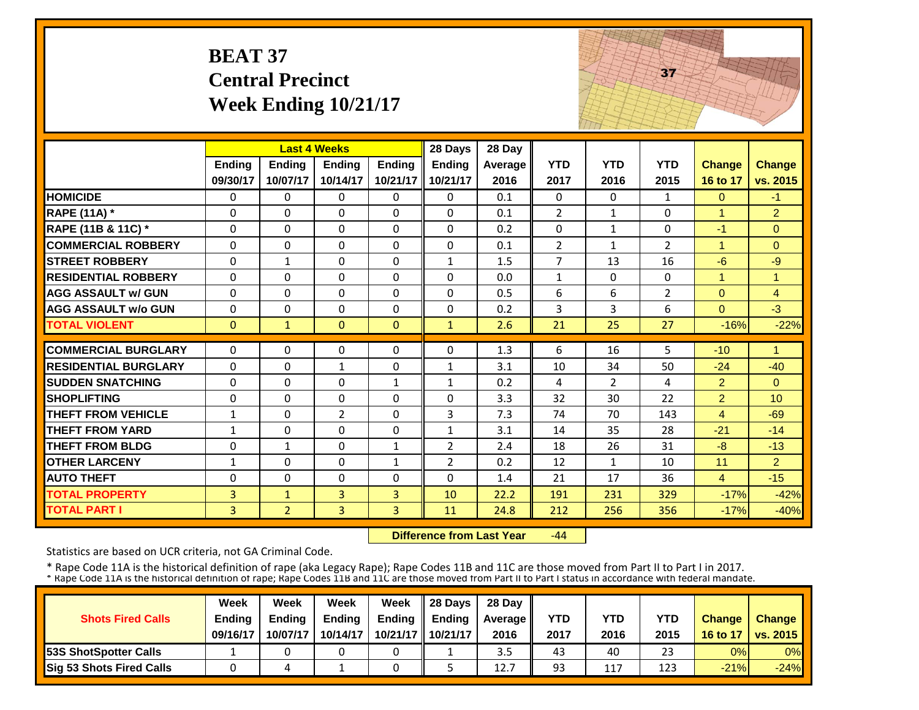# BEAT 37
# Central Precinct
# Week Ending 10/21/17

| | Last 4 Weeks | | | | 28 Days | 28 Day | | | | | |
|---|---|---|---|---|---|---|---|---|---|---|---|
| | Ending 09/30/17 | Ending 10/07/17 | Ending 10/14/17 | Ending 10/21/17 | Ending 10/21/17 | Average 2016 | YTD 2017 | YTD 2016 | YTD 2015 | Change 16 to 17 | Change vs. 2015 |
| HOMICIDE | 0 | 0 | 0 | 0 | 0 | 0.1 | 0 | 0 | 1 | 0 | -1 |
| RAPE (11A) * | 0 | 0 | 0 | 0 | 0 | 0.1 | 2 | 1 | 0 | 1 | 2 |
| RAPE (11B & 11C) * | 0 | 0 | 0 | 0 | 0 | 0.2 | 0 | 1 | 0 | -1 | 0 |
| COMMERCIAL ROBBERY | 0 | 0 | 0 | 0 | 0 | 0.1 | 2 | 1 | 2 | 1 | 0 |
| STREET ROBBERY | 0 | 1 | 0 | 0 | 1 | 1.5 | 7 | 13 | 16 | -6 | -9 |
| RESIDENTIAL ROBBERY | 0 | 0 | 0 | 0 | 0 | 0.0 | 1 | 0 | 0 | 1 | 1 |
| AGG ASSAULT w/ GUN | 0 | 0 | 0 | 0 | 0 | 0.5 | 6 | 6 | 2 | 0 | 4 |
| AGG ASSAULT w/o GUN | 0 | 0 | 0 | 0 | 0 | 0.2 | 3 | 3 | 6 | 0 | -3 |
| TOTAL VIOLENT | 0 | 1 | 0 | 0 | 1 | 2.6 | 21 | 25 | 27 | -16% | -22% |
| COMMERCIAL BURGLARY | 0 | 0 | 0 | 0 | 0 | 1.3 | 6 | 16 | 5 | -10 | 1 |
| RESIDENTIAL BURGLARY | 0 | 0 | 1 | 0 | 1 | 3.1 | 10 | 34 | 50 | -24 | -40 |
| SUDDEN SNATCHING | 0 | 0 | 0 | 1 | 1 | 0.2 | 4 | 2 | 4 | 2 | 0 |
| SHOPLIFTING | 0 | 0 | 0 | 0 | 0 | 3.3 | 32 | 30 | 22 | 2 | 10 |
| THEFT FROM VEHICLE | 1 | 0 | 2 | 0 | 3 | 7.3 | 74 | 70 | 143 | 4 | -69 |
| THEFT FROM YARD | 1 | 0 | 0 | 0 | 1 | 3.1 | 14 | 35 | 28 | -21 | -14 |
| THEFT FROM BLDG | 0 | 1 | 0 | 1 | 2 | 2.4 | 18 | 26 | 31 | -8 | -13 |
| OTHER LARCENY | 1 | 0 | 0 | 1 | 2 | 0.2 | 12 | 1 | 10 | 11 | 2 |
| AUTO THEFT | 0 | 0 | 0 | 0 | 0 | 1.4 | 21 | 17 | 36 | 4 | -15 |
| TOTAL PROPERTY | 3 | 1 | 3 | 3 | 10 | 22.2 | 191 | 231 | 329 | -17% | -42% |
| TOTAL PART I | 3 | 2 | 3 | 3 | 11 | 24.8 | 212 | 256 | 356 | -17% | -40% |

**Difference from Last Year** -44

Statistics are based on UCR criteria, not GA Criminal Code.

* Rape Code 11A is the historical definition of rape (aka Legacy Rape); Rape Codes 11B and 11C are those moved from Part II to Part I in 2017.
* Rape Code 11A is the historical definition of rape; Rape Codes 11B and 11C are those moved from Part II to Part I status in accordance with federal mandate.

| Shots Fired Calls | Week Ending 09/16/17 | Week Ending 10/07/17 | Week Ending 10/14/17 | Week Ending 10/21/17 | 28 Days Ending 10/21/17 | 28 Day Average 2016 | YTD 2017 | YTD 2016 | YTD 2015 | Change 16 to 17 | Change vs. 2015 |
|---|---|---|---|---|---|---|---|---|---|---|---|
| 53S ShotSpotter Calls | 1 | 0 | 0 | 0 | 1 | 3.5 | 43 | 40 | 23 | 0% | 0% |
| Sig 53 Shots Fired Calls | 0 | 4 | 1 | 0 | 5 | 12.7 | 93 | 117 | 123 | -21% | -24% |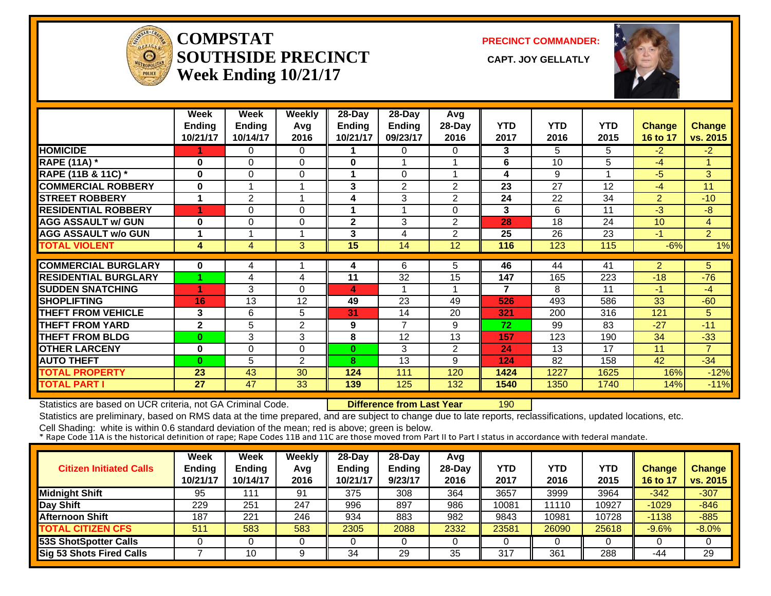# COMPSTAT
# SOUTHSIDE PRECINCT
# Week Ending 10/21/17

**PRECINCT COMMANDER:**

**CAPT. JOY GELLATLY**

| | Week Ending 10/21/17 | Week Ending 10/14/17 | Weekly Avg 2016 | 28-Day Ending 10/21/17 | 28-Day Ending 09/23/17 | Avg 28-Day 2016 | YTD 2017 | YTD 2016 | YTD 2015 | Change 16 to 17 | Change vs. 2015 |
|---|---|---|---|---|---|---|---|---|---|---|---|
| HOMICIDE | 1 | 0 | 0 | 1 | 0 | 0 | 3 | 5 | 5 | -2 | -2 |
| RAPE (11A) * | 0 | 0 | 0 | 0 | 1 | 1 | 6 | 10 | 5 | -4 | 1 |
| RAPE (11B & 11C) * | 0 | 0 | 0 | 1 | 0 | 1 | 4 | 9 | 1 | -5 | 3 |
| COMMERCIAL ROBBERY | 0 | 1 | 1 | 3 | 2 | 2 | 23 | 27 | 12 | -4 | 11 |
| STREET ROBBERY | 1 | 2 | 1 | 4 | 3 | 2 | 24 | 22 | 34 | 2 | -10 |
| RESIDENTIAL ROBBERY | 1 | 0 | 0 | 1 | 1 | 0 | 3 | 6 | 11 | -3 | -8 |
| AGG ASSAULT w/ GUN | 0 | 0 | 0 | 2 | 3 | 2 | 28 | 18 | 24 | 10 | 4 |
| AGG ASSAULT w/o GUN | 1 | 1 | 1 | 3 | 4 | 2 | 25 | 26 | 23 | -1 | 2 |
| TOTAL VIOLENT | 4 | 4 | 3 | 15 | 14 | 12 | 116 | 123 | 115 | -6% | 1% |
| COMMERCIAL BURGLARY | 0 | 4 | 1 | 4 | 6 | 5 | 46 | 44 | 41 | 2 | 5 |
| RESIDENTIAL BURGLARY | 1 | 4 | 4 | 11 | 32 | 15 | 147 | 165 | 223 | -18 | -76 |
| SUDDEN SNATCHING | 1 | 3 | 0 | 4 | 1 | 1 | 7 | 8 | 11 | -1 | -4 |
| SHOPLIFTING | 16 | 13 | 12 | 49 | 23 | 49 | 526 | 493 | 586 | 33 | -60 |
| THEFT FROM VEHICLE | 3 | 6 | 5 | 31 | 14 | 20 | 321 | 200 | 316 | 121 | 5 |
| THEFT FROM YARD | 2 | 5 | 2 | 9 | 7 | 9 | 72 | 99 | 83 | -27 | -11 |
| THEFT FROM BLDG | 0 | 3 | 3 | 8 | 12 | 13 | 157 | 123 | 190 | 34 | -33 |
| OTHER LARCENY | 0 | 0 | 0 | 0 | 3 | 2 | 24 | 13 | 17 | 11 | 7 |
| AUTO THEFT | 0 | 5 | 2 | 8 | 13 | 9 | 124 | 82 | 158 | 42 | -34 |
| TOTAL PROPERTY | 23 | 43 | 30 | 124 | 111 | 120 | 1424 | 1227 | 1625 | 16% | -12% |
| TOTAL PART I | 27 | 47 | 33 | 139 | 125 | 132 | 1540 | 1350 | 1740 | 14% | -11% |

Statistics are based on UCR criteria, not GA Criminal Code. **Difference from Last Year** 190

Statistics are preliminary, based on RMS data at the time prepared, and are subject to change due to late reports, reclassifications, updated locations, etc.

Cell Shading: white is within 0.6 standard deviation of the mean; red is above; green is below.

* Rape Code 11A is the historical definition of rape; Rape Codes 11B and 11C are those moved from Part II to Part I status in accordance with federal mandate.

| Citizen Initiated Calls | Week Ending 10/21/17 | Week Ending 10/14/17 | Weekly Avg 2016 | 28-Day Ending 10/21/17 | 28-Day Ending 9/23/17 | Avg 28-Day 2016 | YTD 2017 | YTD 2016 | YTD 2015 | Change 16 to 17 | Change vs. 2015 |
|---|---|---|---|---|---|---|---|---|---|---|---|
| Midnight Shift | 95 | 111 | 91 | 375 | 308 | 364 | 3657 | 3999 | 3964 | -342 | -307 |
| Day Shift | 229 | 251 | 247 | 996 | 897 | 986 | 10081 | 11110 | 10927 | -1029 | -846 |
| Afternoon Shift | 187 | 221 | 246 | 934 | 883 | 982 | 9843 | 10981 | 10728 | -1138 | -885 |
| TOTAL CITIZEN CFS | 511 | 583 | 583 | 2305 | 2088 | 2332 | 23581 | 26090 | 25618 | -9.6% | -8.0% |
| 53S ShotSpotter Calls | 0 | 0 | 0 | 0 | 0 | 0 | 0 | 0 | 0 | 0 | 0 |
| Sig 53 Shots Fired Calls | 7 | 10 | 9 | 34 | 29 | 35 | 317 | 361 | 288 | -44 | 29 |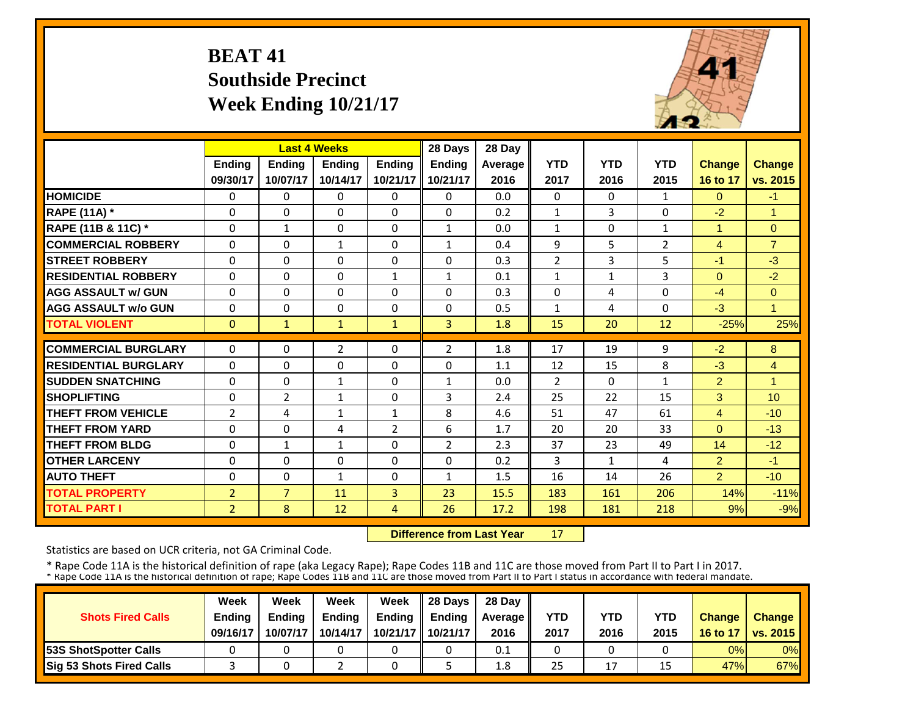# BEAT 41
## Southside Precinct
## Week Ending 10/21/17

| | Last 4 Weeks | | | | 28 Days | 28 Day | | | | | |
|---|---|---|---|---|---|---|---|---|---|---|---|
| | Ending 09/30/17 | Ending 10/07/17 | Ending 10/14/17 | Ending 10/21/17 | Ending 10/21/17 | Average 2016 | YTD 2017 | YTD 2016 | YTD 2015 | Change 16 to 17 | Change vs. 2015 |
| HOMICIDE | 0 | 0 | 0 | 0 | 0 | 0.0 | 0 | 0 | 1 | 0 | -1 |
| RAPE (11A) * | 0 | 0 | 0 | 0 | 0 | 0.2 | 1 | 3 | 0 | -2 | 1 |
| RAPE (11B & 11C) * | 0 | 1 | 0 | 0 | 1 | 0.0 | 1 | 0 | 1 | 1 | 0 |
| COMMERCIAL ROBBERY | 0 | 0 | 1 | 0 | 1 | 0.4 | 9 | 5 | 2 | 4 | 7 |
| STREET ROBBERY | 0 | 0 | 0 | 0 | 0 | 0.3 | 2 | 3 | 5 | -1 | -3 |
| RESIDENTIAL ROBBERY | 0 | 0 | 0 | 1 | 1 | 0.1 | 1 | 1 | 3 | 0 | -2 |
| AGG ASSAULT w/ GUN | 0 | 0 | 0 | 0 | 0 | 0.3 | 0 | 4 | 0 | -4 | 0 |
| AGG ASSAULT w/o GUN | 0 | 0 | 0 | 0 | 0 | 0.5 | 1 | 4 | 0 | -3 | 1 |
| TOTAL VIOLENT | 0 | 1 | 1 | 1 | 3 | 1.8 | 15 | 20 | 12 | -25% | 25% |
| COMMERCIAL BURGLARY | 0 | 0 | 2 | 0 | 2 | 1.8 | 17 | 19 | 9 | -2 | 8 |
| RESIDENTIAL BURGLARY | 0 | 0 | 0 | 0 | 0 | 1.1 | 12 | 15 | 8 | -3 | 4 |
| SUDDEN SNATCHING | 0 | 0 | 1 | 0 | 1 | 0.0 | 2 | 0 | 1 | 2 | 1 |
| SHOPLIFTING | 0 | 2 | 1 | 0 | 3 | 2.4 | 25 | 22 | 15 | 3 | 10 |
| THEFT FROM VEHICLE | 2 | 4 | 1 | 1 | 8 | 4.6 | 51 | 47 | 61 | 4 | -10 |
| THEFT FROM YARD | 0 | 0 | 4 | 2 | 6 | 1.7 | 20 | 20 | 33 | 0 | -13 |
| THEFT FROM BLDG | 0 | 1 | 1 | 0 | 2 | 2.3 | 37 | 23 | 49 | 14 | -12 |
| OTHER LARCENY | 0 | 0 | 0 | 0 | 0 | 0.2 | 3 | 1 | 4 | 2 | -1 |
| AUTO THEFT | 0 | 0 | 1 | 0 | 1 | 1.5 | 16 | 14 | 26 | 2 | -10 |
| TOTAL PROPERTY | 2 | 7 | 11 | 3 | 23 | 15.5 | 183 | 161 | 206 | 14% | -11% |
| TOTAL PART I | 2 | 8 | 12 | 4 | 26 | 17.2 | 198 | 181 | 218 | 9% | -9% |

**Difference from Last Year** 17

Statistics are based on UCR criteria, not GA Criminal Code.

* Rape Code 11A is the historical definition of rape (aka Legacy Rape); Rape Codes 11B and 11C are those moved from Part II to Part I in 2017.
* Rape Code 11A is the historical definition of rape; Rape Codes 11B and 11C are those moved from Part II to Part I status in accordance with federal mandate.

| Shots Fired Calls | Week Ending 09/16/17 | Week Ending 10/07/17 | Week Ending 10/14/17 | Week Ending 10/21/17 | 28 Days Ending 10/21/17 | 28 Day Average 2016 | YTD 2017 | YTD 2016 | YTD 2015 | Change 16 to 17 | Change vs. 2015 |
|---|---|---|---|---|---|---|---|---|---|---|---|
| 53S ShotSpotter Calls | 0 | 0 | 0 | 0 | 0 | 0.1 | 0 | 0 | 0 | 0% | 0% |
| Sig 53 Shots Fired Calls | 3 | 0 | 2 | 0 | 5 | 1.8 | 25 | 17 | 15 | 47% | 67% |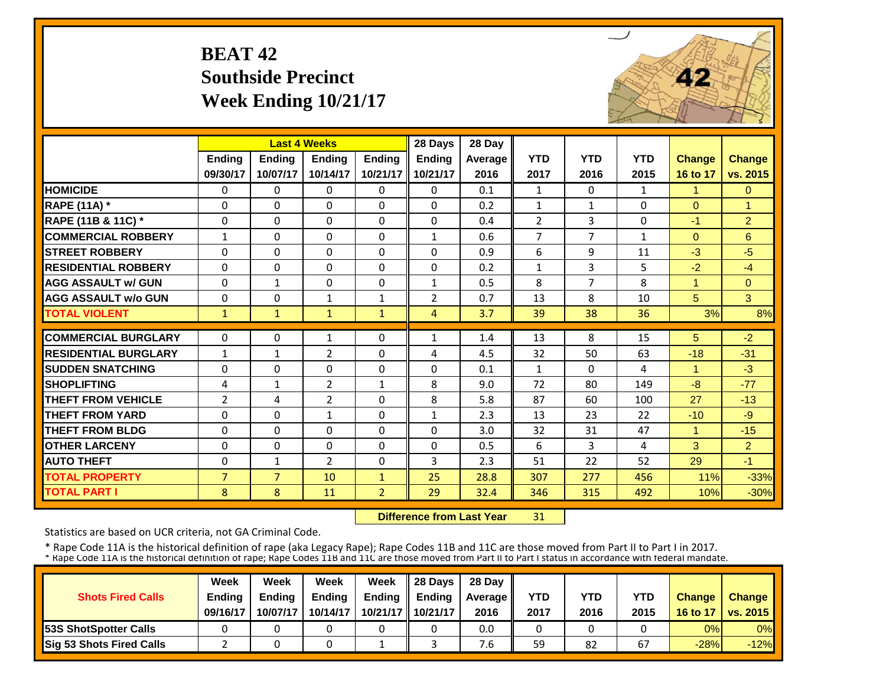# BEAT 42
## Southside Precinct
## Week Ending 10/21/17

| | Last 4 Weeks | | | | 28 Days | 28 Day | | | | | |
|---|---|---|---|---|---|---|---|---|---|---|---|
| | Ending 09/30/17 | Ending 10/07/17 | Ending 10/14/17 | Ending 10/21/17 | Ending 10/21/17 | Average 2016 | YTD 2017 | YTD 2016 | YTD 2015 | Change 16 to 17 | Change vs. 2015 |
| HOMICIDE | 0 | 0 | 0 | 0 | 0 | 0.1 | 1 | 0 | 1 | 1 | 0 |
| RAPE (11A) * | 0 | 0 | 0 | 0 | 0 | 0.2 | 1 | 1 | 0 | 0 | 1 |
| RAPE (11B & 11C) * | 0 | 0 | 0 | 0 | 0 | 0.4 | 2 | 3 | 0 | -1 | 2 |
| COMMERCIAL ROBBERY | 1 | 0 | 0 | 0 | 1 | 0.6 | 7 | 7 | 1 | 0 | 6 |
| STREET ROBBERY | 0 | 0 | 0 | 0 | 0 | 0.9 | 6 | 9 | 11 | -3 | -5 |
| RESIDENTIAL ROBBERY | 0 | 0 | 0 | 0 | 0 | 0.2 | 1 | 3 | 5 | -2 | -4 |
| AGG ASSAULT w/ GUN | 0 | 1 | 0 | 0 | 1 | 0.5 | 8 | 7 | 8 | 1 | 0 |
| AGG ASSAULT w/o GUN | 0 | 0 | 1 | 1 | 2 | 0.7 | 13 | 8 | 10 | 5 | 3 |
| TOTAL VIOLENT | 1 | 1 | 1 | 1 | 4 | 3.7 | 39 | 38 | 36 | 3% | 8% |
| COMMERCIAL BURGLARY | 0 | 0 | 1 | 0 | 1 | 1.4 | 13 | 8 | 15 | 5 | -2 |
| RESIDENTIAL BURGLARY | 1 | 1 | 2 | 0 | 4 | 4.5 | 32 | 50 | 63 | -18 | -31 |
| SUDDEN SNATCHING | 0 | 0 | 0 | 0 | 0 | 0.1 | 1 | 0 | 4 | 1 | -3 |
| SHOPLIFTING | 4 | 1 | 2 | 1 | 8 | 9.0 | 72 | 80 | 149 | -8 | -77 |
| THEFT FROM VEHICLE | 2 | 4 | 2 | 0 | 8 | 5.8 | 87 | 60 | 100 | 27 | -13 |
| THEFT FROM YARD | 0 | 0 | 1 | 0 | 1 | 2.3 | 13 | 23 | 22 | -10 | -9 |
| THEFT FROM BLDG | 0 | 0 | 0 | 0 | 0 | 3.0 | 32 | 31 | 47 | 1 | -15 |
| OTHER LARCENY | 0 | 0 | 0 | 0 | 0 | 0.5 | 6 | 3 | 4 | 3 | 2 |
| AUTO THEFT | 0 | 1 | 2 | 0 | 3 | 2.3 | 51 | 22 | 52 | 29 | -1 |
| TOTAL PROPERTY | 7 | 7 | 10 | 1 | 25 | 28.8 | 307 | 277 | 456 | 11% | -33% |
| TOTAL PART I | 8 | 8 | 11 | 2 | 29 | 32.4 | 346 | 315 | 492 | 10% | -30% |

**Difference from Last Year** 31

Statistics are based on UCR criteria, not GA Criminal Code.

\* Rape Code 11A is the historical definition of rape (aka Legacy Rape); Rape Codes 11B and 11C are those moved from Part II to Part I in 2017.
\* Rape Code 11A is the historical definition of rape; Rape Codes 11B and 11C are those moved from Part II to Part I status in accordance with federal mandate.

| Shots Fired Calls | Week Ending 09/16/17 | Week Ending 10/07/17 | Week Ending 10/14/17 | Week Ending 10/21/17 | 28 Days Ending 10/21/17 | 28 Day Average 2016 | YTD 2017 | YTD 2016 | YTD 2015 | Change 16 to 17 | Change vs. 2015 |
|---|---|---|---|---|---|---|---|---|---|---|---|
| 53S ShotSpotter Calls | 0 | 0 | 0 | 0 | 0 | 0.0 | 0 | 0 | 0 | 0% | 0% |
| Sig 53 Shots Fired Calls | 2 | 0 | 0 | 1 | 3 | 7.6 | 59 | 82 | 67 | -28% | -12% |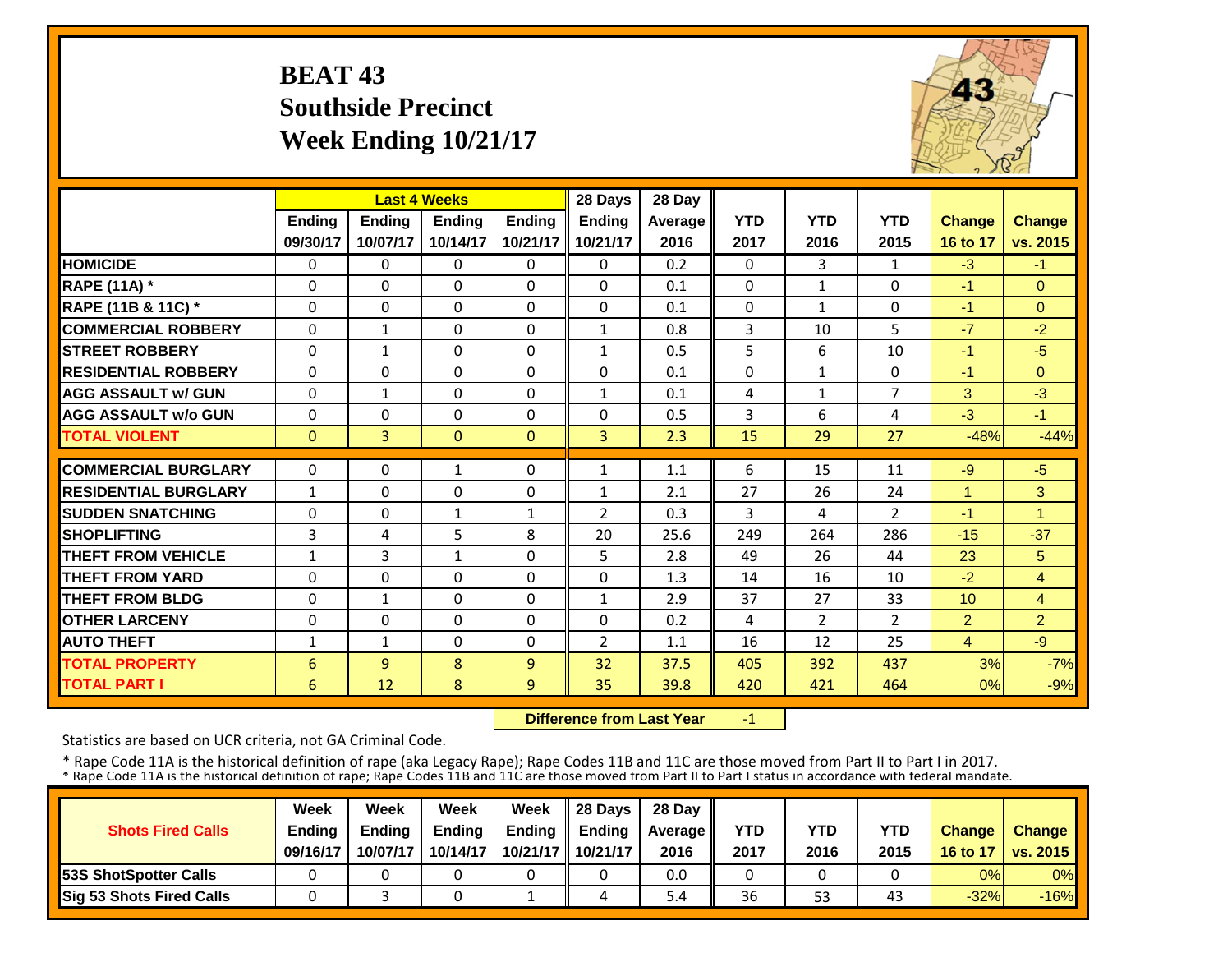# BEAT 43
## Southside Precinct
## Week Ending 10/21/17

| | Last 4 Weeks | | | | 28 Days | 28 Day | | | | | |
|---|---|---|---|---|---|---|---|---|---|---|---|
| | Ending 09/30/17 | Ending 10/07/17 | Ending 10/14/17 | Ending 10/21/17 | Ending 10/21/17 | Average 2016 | YTD 2017 | YTD 2016 | YTD 2015 | Change 16 to 17 | Change vs. 2015 |
| HOMICIDE | 0 | 0 | 0 | 0 | 0 | 0.2 | 0 | 3 | 1 | -3 | -1 |
| RAPE (11A) * | 0 | 0 | 0 | 0 | 0 | 0.1 | 0 | 1 | 0 | -1 | 0 |
| RAPE (11B & 11C) * | 0 | 0 | 0 | 0 | 0 | 0.1 | 0 | 1 | 0 | -1 | 0 |
| COMMERCIAL ROBBERY | 0 | 1 | 0 | 0 | 1 | 0.8 | 3 | 10 | 5 | -7 | -2 |
| STREET ROBBERY | 0 | 1 | 0 | 0 | 1 | 0.5 | 5 | 6 | 10 | -1 | -5 |
| RESIDENTIAL ROBBERY | 0 | 0 | 0 | 0 | 0 | 0.1 | 0 | 1 | 0 | -1 | 0 |
| AGG ASSAULT w/ GUN | 0 | 1 | 0 | 0 | 1 | 0.1 | 4 | 1 | 7 | 3 | -3 |
| AGG ASSAULT w/o GUN | 0 | 0 | 0 | 0 | 0 | 0.5 | 3 | 6 | 4 | -3 | -1 |
| TOTAL VIOLENT | 0 | 3 | 0 | 0 | 3 | 2.3 | 15 | 29 | 27 | -48% | -44% |
| COMMERCIAL BURGLARY | 0 | 0 | 1 | 0 | 1 | 1.1 | 6 | 15 | 11 | -9 | -5 |
| RESIDENTIAL BURGLARY | 1 | 0 | 0 | 0 | 1 | 2.1 | 27 | 26 | 24 | 1 | 3 |
| SUDDEN SNATCHING | 0 | 0 | 1 | 1 | 2 | 0.3 | 3 | 4 | 2 | -1 | 1 |
| SHOPLIFTING | 3 | 4 | 5 | 8 | 20 | 25.6 | 249 | 264 | 286 | -15 | -37 |
| THEFT FROM VEHICLE | 1 | 3 | 1 | 0 | 5 | 2.8 | 49 | 26 | 44 | 23 | 5 |
| THEFT FROM YARD | 0 | 0 | 0 | 0 | 0 | 1.3 | 14 | 16 | 10 | -2 | 4 |
| THEFT FROM BLDG | 0 | 1 | 0 | 0 | 1 | 2.9 | 37 | 27 | 33 | 10 | 4 |
| OTHER LARCENY | 0 | 0 | 0 | 0 | 0 | 0.2 | 4 | 2 | 2 | 2 | 2 |
| AUTO THEFT | 1 | 1 | 0 | 0 | 2 | 1.1 | 16 | 12 | 25 | 4 | -9 |
| TOTAL PROPERTY | 6 | 9 | 8 | 9 | 32 | 37.5 | 405 | 392 | 437 | 3% | -7% |
| TOTAL PART I | 6 | 12 | 8 | 9 | 35 | 39.8 | 420 | 421 | 464 | 0% | -9% |

**Difference from Last Year** -1

Statistics are based on UCR criteria, not GA Criminal Code.

* Rape Code 11A is the historical definition of rape (aka Legacy Rape); Rape Codes 11B and 11C are those moved from Part II to Part I in 2017.

* Rape Code 11A is the historical definition of rape; Rape Codes 11B and 11C are those moved from Part II to Part I status in accordance with federal mandate.

| Shots Fired Calls | Week Ending 09/16/17 | Week Ending 10/07/17 | Week Ending 10/14/17 | Week Ending 10/21/17 | 28 Days Ending 10/21/17 | 28 Day Average 2016 | YTD 2017 | YTD 2016 | YTD 2015 | Change 16 to 17 | Change vs. 2015 |
|---|---|---|---|---|---|---|---|---|---|---|---|
| 53S ShotSpotter Calls | 0 | 0 | 0 | 0 | 0 | 0.0 | 0 | 0 | 0 | 0% | 0% |
| Sig 53 Shots Fired Calls | 0 | 3 | 0 | 1 | 4 | 5.4 | 36 | 53 | 43 | -32% | -16% |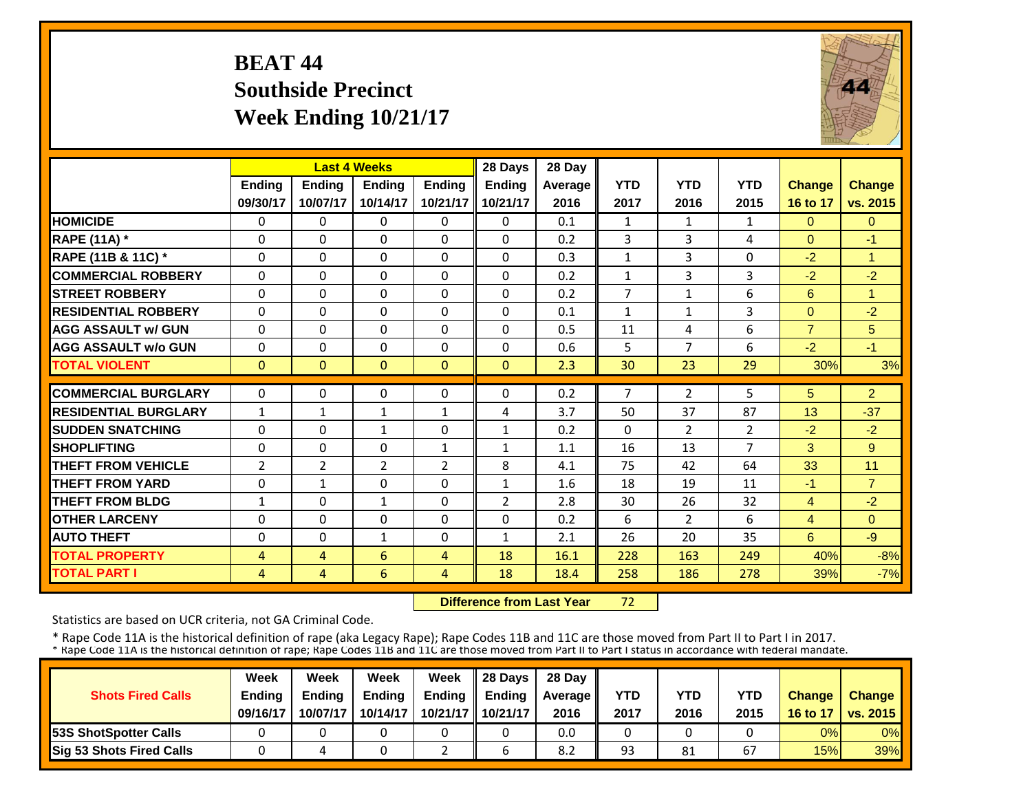# BEAT 44
## Southside Precinct
## Week Ending 10/21/17

| | Last 4 Weeks | | | | 28 Days | 28 Day | | | | | |
|---|---|---|---|---|---|---|---|---|---|---|---|
| | Ending 09/30/17 | Ending 10/07/17 | Ending 10/14/17 | Ending 10/21/17 | Ending 10/21/17 | Average 2016 | YTD 2017 | YTD 2016 | YTD 2015 | Change 16 to 17 | Change vs. 2015 |
| HOMICIDE | 0 | 0 | 0 | 0 | 0 | 0.1 | 1 | 1 | 1 | 0 | 0 |
| RAPE (11A) * | 0 | 0 | 0 | 0 | 0 | 0.2 | 3 | 3 | 4 | 0 | -1 |
| RAPE (11B & 11C) * | 0 | 0 | 0 | 0 | 0 | 0.3 | 1 | 3 | 0 | -2 | 1 |
| COMMERCIAL ROBBERY | 0 | 0 | 0 | 0 | 0 | 0.2 | 1 | 3 | 3 | -2 | -2 |
| STREET ROBBERY | 0 | 0 | 0 | 0 | 0 | 0.2 | 7 | 1 | 6 | 6 | 1 |
| RESIDENTIAL ROBBERY | 0 | 0 | 0 | 0 | 0 | 0.1 | 1 | 1 | 3 | 0 | -2 |
| AGG ASSAULT w/ GUN | 0 | 0 | 0 | 0 | 0 | 0.5 | 11 | 4 | 6 | 7 | 5 |
| AGG ASSAULT w/o GUN | 0 | 0 | 0 | 0 | 0 | 0.6 | 5 | 7 | 6 | -2 | -1 |
| TOTAL VIOLENT | 0 | 0 | 0 | 0 | 0 | 2.3 | 30 | 23 | 29 | 30% | 3% |
| COMMERCIAL BURGLARY | 0 | 0 | 0 | 0 | 0 | 0.2 | 7 | 2 | 5 | 5 | 2 |
| RESIDENTIAL BURGLARY | 1 | 1 | 1 | 1 | 4 | 3.7 | 50 | 37 | 87 | 13 | -37 |
| SUDDEN SNATCHING | 0 | 0 | 1 | 0 | 1 | 0.2 | 0 | 2 | 2 | -2 | -2 |
| SHOPLIFTING | 0 | 0 | 0 | 1 | 1 | 1.1 | 16 | 13 | 7 | 3 | 9 |
| THEFT FROM VEHICLE | 2 | 2 | 2 | 2 | 8 | 4.1 | 75 | 42 | 64 | 33 | 11 |
| THEFT FROM YARD | 0 | 1 | 0 | 0 | 1 | 1.6 | 18 | 19 | 11 | -1 | 7 |
| THEFT FROM BLDG | 1 | 0 | 1 | 0 | 2 | 2.8 | 30 | 26 | 32 | 4 | -2 |
| OTHER LARCENY | 0 | 0 | 0 | 0 | 0 | 0.2 | 6 | 2 | 6 | 4 | 0 |
| AUTO THEFT | 0 | 0 | 1 | 0 | 1 | 2.1 | 26 | 20 | 35 | 6 | -9 |
| TOTAL PROPERTY | 4 | 4 | 6 | 4 | 18 | 16.1 | 228 | 163 | 249 | 40% | -8% |
| TOTAL PART I | 4 | 4 | 6 | 4 | 18 | 18.4 | 258 | 186 | 278 | 39% | -7% |

**Difference from Last Year** 72

Statistics are based on UCR criteria, not GA Criminal Code.

* Rape Code 11A is the historical definition of rape (aka Legacy Rape); Rape Codes 11B and 11C are those moved from Part II to Part I in 2017.
* Rape Code 11A is the historical definition of rape; Rape Codes 11B and 11C are those moved from Part II to Part I status in accordance with federal mandate.

| Shots Fired Calls | Week Ending 09/16/17 | Week Ending 10/07/17 | Week Ending 10/14/17 | Week Ending 10/21/17 | 28 Days Ending 10/21/17 | 28 Day Average 2016 | YTD 2017 | YTD 2016 | YTD 2015 | Change 16 to 17 | Change vs. 2015 |
|---|---|---|---|---|---|---|---|---|---|---|---|
| 53S ShotSpotter Calls | 0 | 0 | 0 | 0 | 0 | 0.0 | 0 | 0 | 0 | 0% | 0% |
| Sig 53 Shots Fired Calls | 0 | 4 | 0 | 2 | 6 | 8.2 | 93 | 81 | 67 | 15% | 39% |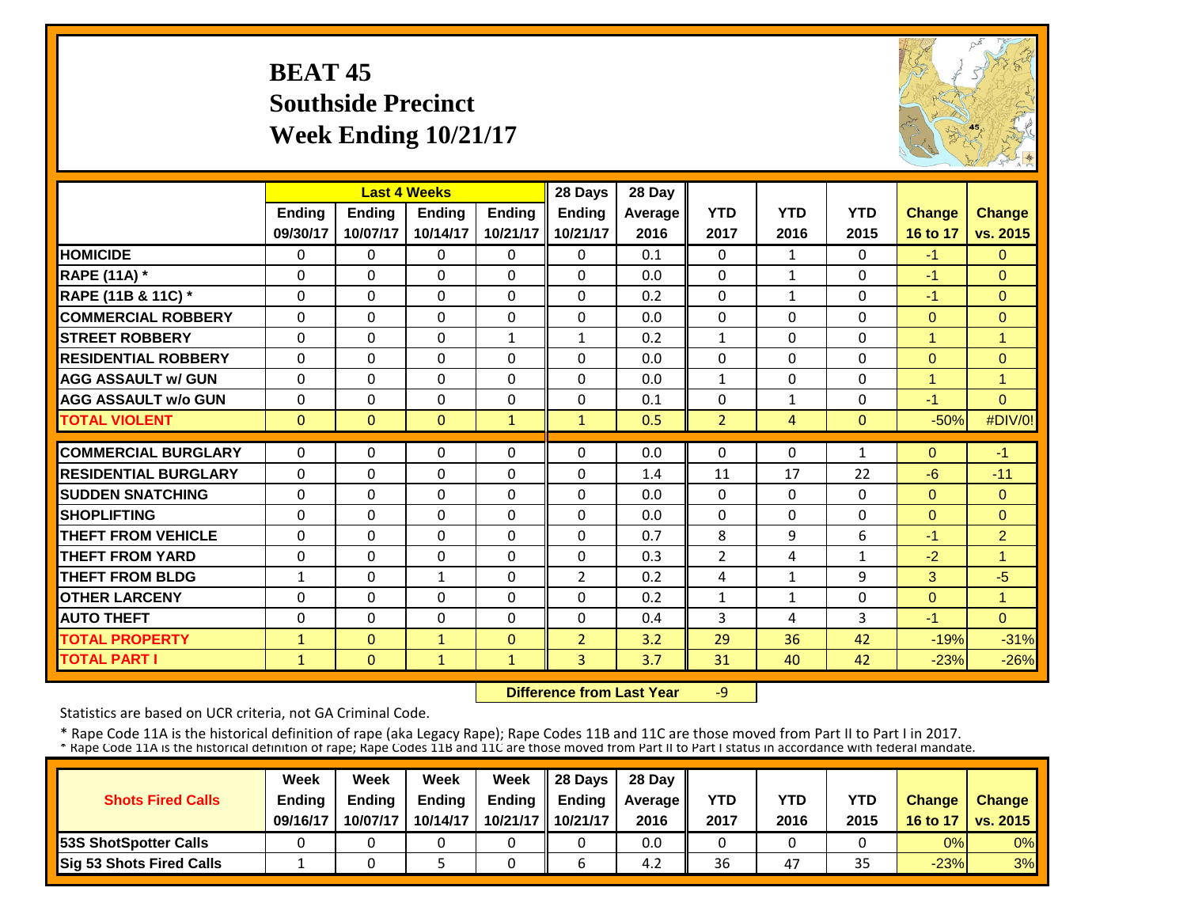# BEAT 45
## Southside Precinct
## Week Ending 10/21/17

| | Last 4 Weeks | | | | 28 Days | 28 Day | | | | | |
|---|---|---|---|---|---|---|---|---|---|---|---|
| | Ending 09/30/17 | Ending 10/07/17 | Ending 10/14/17 | Ending 10/21/17 | Ending 10/21/17 | Average 2016 | YTD 2017 | YTD 2016 | YTD 2015 | Change 16 to 17 | Change vs. 2015 |
| **HOMICIDE** | 0 | 0 | 0 | 0 | 0 | 0.1 | 0 | 1 | 0 | -1 | 0 |
| **RAPE (11A) *** | 0 | 0 | 0 | 0 | 0 | 0.0 | 0 | 1 | 0 | -1 | 0 |
| **RAPE (11B & 11C) *** | 0 | 0 | 0 | 0 | 0 | 0.2 | 0 | 1 | 0 | -1 | 0 |
| **COMMERCIAL ROBBERY** | 0 | 0 | 0 | 0 | 0 | 0.0 | 0 | 0 | 0 | 0 | 0 |
| **STREET ROBBERY** | 0 | 0 | 0 | 1 | 1 | 0.2 | 1 | 0 | 0 | 1 | 1 |
| **RESIDENTIAL ROBBERY** | 0 | 0 | 0 | 0 | 0 | 0.0 | 0 | 0 | 0 | 0 | 0 |
| **AGG ASSAULT w/ GUN** | 0 | 0 | 0 | 0 | 0 | 0.0 | 1 | 0 | 0 | 1 | 1 |
| **AGG ASSAULT w/o GUN** | 0 | 0 | 0 | 0 | 0 | 0.1 | 0 | 1 | 0 | -1 | 0 |
| **TOTAL VIOLENT** | 0 | 0 | 0 | 1 | 1 | 0.5 | 2 | 4 | 0 | -50% | #DIV/0! |
| **COMMERCIAL BURGLARY** | 0 | 0 | 0 | 0 | 0 | 0.0 | 0 | 0 | 1 | 0 | -1 |
| **RESIDENTIAL BURGLARY** | 0 | 0 | 0 | 0 | 0 | 1.4 | 11 | 17 | 22 | -6 | -11 |
| **SUDDEN SNATCHING** | 0 | 0 | 0 | 0 | 0 | 0.0 | 0 | 0 | 0 | 0 | 0 |
| **SHOPLIFTING** | 0 | 0 | 0 | 0 | 0 | 0.0 | 0 | 0 | 0 | 0 | 0 |
| **THEFT FROM VEHICLE** | 0 | 0 | 0 | 0 | 0 | 0.7 | 8 | 9 | 6 | -1 | 2 |
| **THEFT FROM YARD** | 0 | 0 | 0 | 0 | 0 | 0.3 | 2 | 4 | 1 | -2 | 1 |
| **THEFT FROM BLDG** | 1 | 0 | 1 | 0 | 2 | 0.2 | 4 | 1 | 9 | 3 | -5 |
| **OTHER LARCENY** | 0 | 0 | 0 | 0 | 0 | 0.2 | 1 | 1 | 0 | 0 | 1 |
| **AUTO THEFT** | 0 | 0 | 0 | 0 | 0 | 0.4 | 3 | 4 | 3 | -1 | 0 |
| **TOTAL PROPERTY** | 1 | 0 | 1 | 0 | 2 | 3.2 | 29 | 36 | 42 | -19% | -31% |
| **TOTAL PART I** | 1 | 0 | 1 | 1 | 3 | 3.7 | 31 | 40 | 42 | -23% | -26% |

**Difference from Last Year** -9

Statistics are based on UCR criteria, not GA Criminal Code.

* Rape Code 11A is the historical definition of rape (aka Legacy Rape); Rape Codes 11B and 11C are those moved from Part II to Part I in 2017.
* Rape Code 11A is the historical definition of rape; Rape Codes 11B and 11C are those moved from Part II to Part I status in accordance with federal mandate.

| Shots Fired Calls | Week Ending 09/16/17 | Week Ending 10/07/17 | Week Ending 10/14/17 | Week Ending 10/21/17 | 28 Days Ending 10/21/17 | 28 Day Average 2016 | YTD 2017 | YTD 2016 | YTD 2015 | Change 16 to 17 | Change vs. 2015 |
|---|---|---|---|---|---|---|---|---|---|---|---|
| **53S ShotSpotter Calls** | 0 | 0 | 0 | 0 | 0 | 0.0 | 0 | 0 | 0 | 0% | 0% |
| **Sig 53 Shots Fired Calls** | 1 | 0 | 5 | 0 | 6 | 4.2 | 36 | 47 | 35 | -23% | 3% |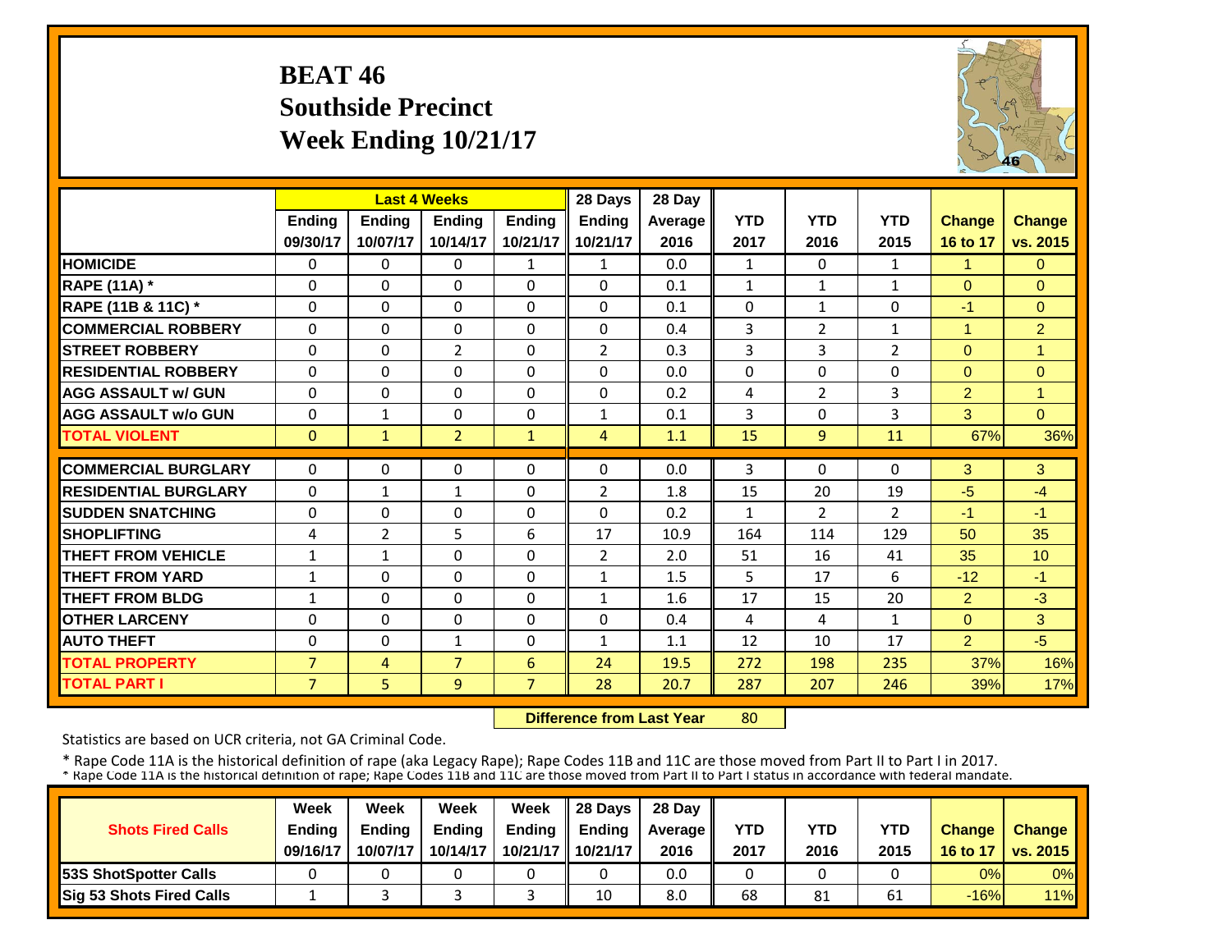# BEAT 46
## Southside Precinct
## Week Ending 10/21/17

| | Last 4 Weeks | | | | 28 Days | 28 Day | | | | | |
|---|---|---|---|---|---|---|---|---|---|---|---|
| | Ending 09/30/17 | Ending 10/07/17 | Ending 10/14/17 | Ending 10/21/17 | Ending 10/21/17 | Average 2016 | YTD 2017 | YTD 2016 | YTD 2015 | Change 16 to 17 | Change vs. 2015 |
| HOMICIDE | 0 | 0 | 0 | 1 | 1 | 0.0 | 1 | 0 | 1 | 1 | 0 |
| RAPE (11A) * | 0 | 0 | 0 | 0 | 0 | 0.1 | 1 | 1 | 1 | 0 | 0 |
| RAPE (11B & 11C) * | 0 | 0 | 0 | 0 | 0 | 0.1 | 0 | 1 | 0 | -1 | 0 |
| COMMERCIAL ROBBERY | 0 | 0 | 0 | 0 | 0 | 0.4 | 3 | 2 | 1 | 1 | 2 |
| STREET ROBBERY | 0 | 0 | 2 | 0 | 2 | 0.3 | 3 | 3 | 2 | 0 | 1 |
| RESIDENTIAL ROBBERY | 0 | 0 | 0 | 0 | 0 | 0.0 | 0 | 0 | 0 | 0 | 0 |
| AGG ASSAULT w/ GUN | 0 | 0 | 0 | 0 | 0 | 0.2 | 4 | 2 | 3 | 2 | 1 |
| AGG ASSAULT w/o GUN | 0 | 1 | 0 | 0 | 1 | 0.1 | 3 | 0 | 3 | 3 | 0 |
| TOTAL VIOLENT | 0 | 1 | 2 | 1 | 4 | 1.1 | 15 | 9 | 11 | 67% | 36% |
| COMMERCIAL BURGLARY | 0 | 0 | 0 | 0 | 0 | 0.0 | 3 | 0 | 0 | 3 | 3 |
| RESIDENTIAL BURGLARY | 0 | 1 | 1 | 0 | 2 | 1.8 | 15 | 20 | 19 | -5 | -4 |
| SUDDEN SNATCHING | 0 | 0 | 0 | 0 | 0 | 0.2 | 1 | 2 | 2 | -1 | -1 |
| SHOPLIFTING | 4 | 2 | 5 | 6 | 17 | 10.9 | 164 | 114 | 129 | 50 | 35 |
| THEFT FROM VEHICLE | 1 | 1 | 0 | 0 | 2 | 2.0 | 51 | 16 | 41 | 35 | 10 |
| THEFT FROM YARD | 1 | 0 | 0 | 0 | 1 | 1.5 | 5 | 17 | 6 | -12 | -1 |
| THEFT FROM BLDG | 1 | 0 | 0 | 0 | 1 | 1.6 | 17 | 15 | 20 | 2 | -3 |
| OTHER LARCENY | 0 | 0 | 0 | 0 | 0 | 0.4 | 4 | 4 | 1 | 0 | 3 |
| AUTO THEFT | 0 | 0 | 1 | 0 | 1 | 1.1 | 12 | 10 | 17 | 2 | -5 |
| TOTAL PROPERTY | 7 | 4 | 7 | 6 | 24 | 19.5 | 272 | 198 | 235 | 37% | 16% |
| TOTAL PART I | 7 | 5 | 9 | 7 | 28 | 20.7 | 287 | 207 | 246 | 39% | 17% |

**Difference from Last Year** 80

Statistics are based on UCR criteria, not GA Criminal Code.

* Rape Code 11A is the historical definition of rape (aka Legacy Rape); Rape Codes 11B and 11C are those moved from Part II to Part I in 2017.
* Rape Code 11A is the historical definition of rape; Rape Codes 11B and 11C are those moved from Part II to Part I status in accordance with federal mandate.

| Shots Fired Calls | Week Ending 09/16/17 | Week Ending 10/07/17 | Week Ending 10/14/17 | Week Ending 10/21/17 | 28 Days Ending 10/21/17 | 28 Day Average 2016 | YTD 2017 | YTD 2016 | YTD 2015 | Change 16 to 17 | Change vs. 2015 |
|---|---|---|---|---|---|---|---|---|---|---|---|
| 53S ShotSpotter Calls | 0 | 0 | 0 | 0 | 0 | 0.0 | 0 | 0 | 0 | 0% | 0% |
| Sig 53 Shots Fired Calls | 1 | 3 | 3 | 3 | 10 | 8.0 | 68 | 81 | 61 | -16% | 11% |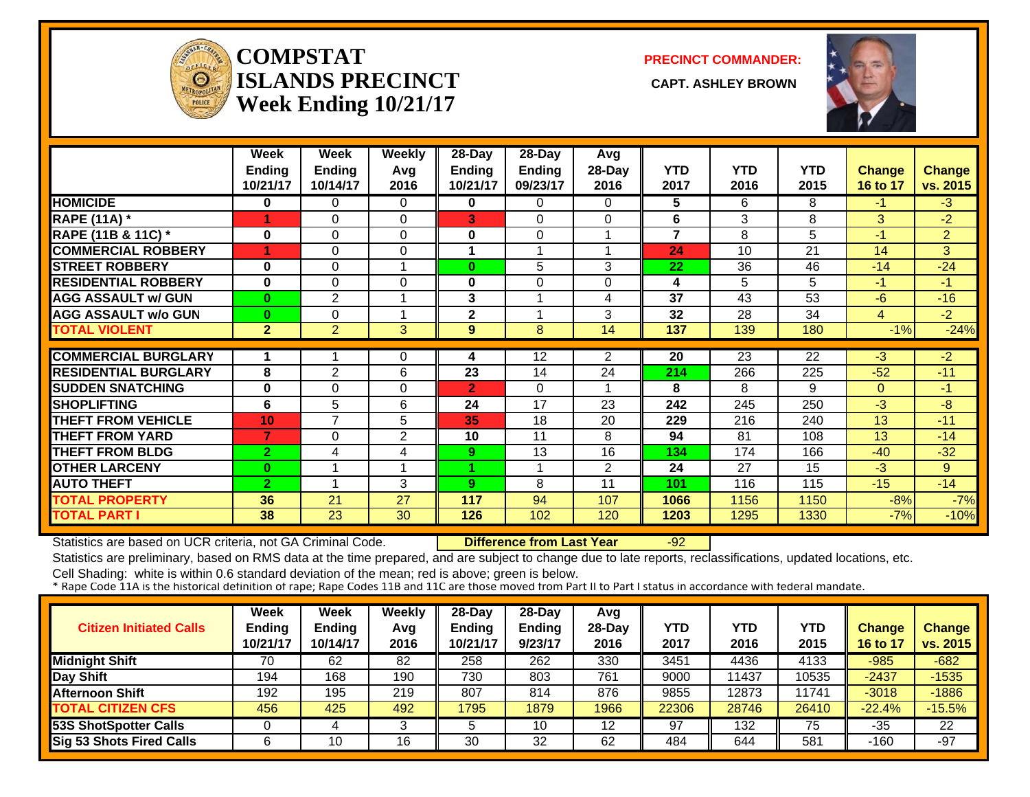# COMPSTAT
# ISLANDS PRECINCT
# Week Ending 10/21/17

**PRECINCT COMMANDER:**

**CAPT. ASHLEY BROWN**

| | Week Ending 10/21/17 | Week Ending 10/14/17 | Weekly Avg 2016 | 28-Day Ending 10/21/17 | 28-Day Ending 09/23/17 | Avg 28-Day 2016 | YTD 2017 | YTD 2016 | YTD 2015 | Change 16 to 17 | Change vs. 2015 |
|---|---|---|---|---|---|---|---|---|---|---|---|
| HOMICIDE | 0 | 0 | 0 | 0 | 0 | 0 | 5 | 6 | 8 | -1 | -3 |
| RAPE (11A) * | 1 | 0 | 0 | 3 | 0 | 0 | 6 | 3 | 8 | 3 | -2 |
| RAPE (11B & 11C) * | 0 | 0 | 0 | 0 | 0 | 1 | 7 | 8 | 5 | -1 | 2 |
| COMMERCIAL ROBBERY | 1 | 0 | 0 | 1 | 1 | 1 | 24 | 10 | 21 | 14 | 3 |
| STREET ROBBERY | 0 | 0 | 1 | 0 | 5 | 3 | 22 | 36 | 46 | -14 | -24 |
| RESIDENTIAL ROBBERY | 0 | 0 | 0 | 0 | 0 | 0 | 4 | 5 | 5 | -1 | -1 |
| AGG ASSAULT w/ GUN | 0 | 2 | 1 | 3 | 1 | 4 | 37 | 43 | 53 | -6 | -16 |
| AGG ASSAULT w/o GUN | 0 | 0 | 1 | 2 | 1 | 3 | 32 | 28 | 34 | 4 | -2 |
| TOTAL VIOLENT | 2 | 2 | 3 | 9 | 8 | 14 | 137 | 139 | 180 | -1% | -24% |
| COMMERCIAL BURGLARY | 1 | 1 | 0 | 4 | 12 | 2 | 20 | 23 | 22 | -3 | -2 |
| RESIDENTIAL BURGLARY | 8 | 2 | 6 | 23 | 14 | 24 | 214 | 266 | 225 | -52 | -11 |
| SUDDEN SNATCHING | 0 | 0 | 0 | 2 | 0 | 1 | 8 | 8 | 9 | 0 | -1 |
| SHOPLIFTING | 6 | 5 | 6 | 24 | 17 | 23 | 242 | 245 | 250 | -3 | -8 |
| THEFT FROM VEHICLE | 10 | 7 | 5 | 35 | 18 | 20 | 229 | 216 | 240 | 13 | -11 |
| THEFT FROM YARD | 7 | 0 | 2 | 10 | 11 | 8 | 94 | 81 | 108 | 13 | -14 |
| THEFT FROM BLDG | 2 | 4 | 4 | 9 | 13 | 16 | 134 | 174 | 166 | -40 | -32 |
| OTHER LARCENY | 0 | 1 | 1 | 1 | 1 | 2 | 24 | 27 | 15 | -3 | 9 |
| AUTO THEFT | 2 | 1 | 3 | 9 | 8 | 11 | 101 | 116 | 115 | -15 | -14 |
| TOTAL PROPERTY | 36 | 21 | 27 | 117 | 94 | 107 | 1066 | 1156 | 1150 | -8% | -7% |
| TOTAL PART I | 38 | 23 | 30 | 126 | 102 | 120 | 1203 | 1295 | 1330 | -7% | -10% |

Statistics are based on UCR criteria, not GA Criminal Code. **Difference from Last Year** -92

Statistics are preliminary, based on RMS data at the time prepared, and are subject to change due to late reports, reclassifications, updated locations, etc.

Cell Shading: white is within 0.6 standard deviation of the mean; red is above; green is below.

* Rape Code 11A is the historical definition of rape; Rape Codes 11B and 11C are those moved from Part II to Part I status in accordance with federal mandate.

| Citizen Initiated Calls | Week Ending 10/21/17 | Week Ending 10/14/17 | Weekly Avg 2016 | 28-Day Ending 10/21/17 | 28-Day Ending 9/23/17 | Avg 28-Day 2016 | YTD 2017 | YTD 2016 | YTD 2015 | Change 16 to 17 | Change vs. 2015 |
|---|---|---|---|---|---|---|---|---|---|---|---|
| Midnight Shift | 70 | 62 | 82 | 258 | 262 | 330 | 3451 | 4436 | 4133 | -985 | -682 |
| Day Shift | 194 | 168 | 190 | 730 | 803 | 761 | 9000 | 11437 | 10535 | -2437 | -1535 |
| Afternoon Shift | 192 | 195 | 219 | 807 | 814 | 876 | 9855 | 12873 | 11741 | -3018 | -1886 |
| TOTAL CITIZEN CFS | 456 | 425 | 492 | 1795 | 1879 | 1966 | 22306 | 28746 | 26410 | -22.4% | -15.5% |
| 53S ShotSpotter Calls | 0 | 4 | 3 | 5 | 10 | 12 | 97 | 132 | 75 | -35 | 22 |
| Sig 53 Shots Fired Calls | 6 | 10 | 16 | 30 | 32 | 62 | 484 | 644 | 581 | -160 | -97 |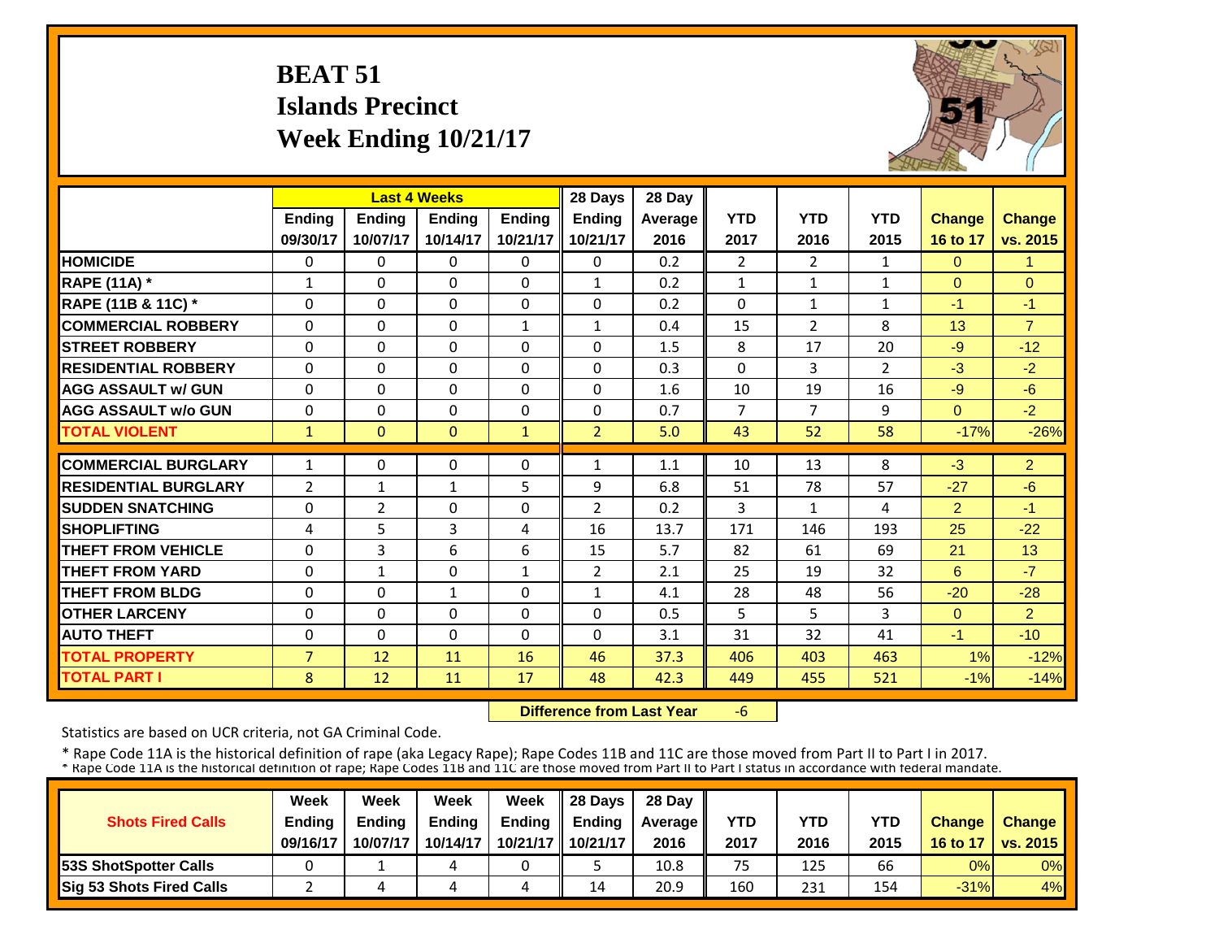# BEAT 51
## Islands Precinct
## Week Ending 10/21/17

| | Last 4 Weeks | | | | 28 Days | 28 Day | | | | | |
|---|---|---|---|---|---|---|---|---|---|---|---|
| | Ending 09/30/17 | Ending 10/07/17 | Ending 10/14/17 | Ending 10/21/17 | Ending 10/21/17 | Average 2016 | YTD 2017 | YTD 2016 | YTD 2015 | Change 16 to 17 | Change vs. 2015 |
| HOMICIDE | 0 | 0 | 0 | 0 | 0 | 0.2 | 2 | 2 | 1 | 0 | 1 |
| RAPE (11A) * | 1 | 0 | 0 | 0 | 1 | 0.2 | 1 | 1 | 1 | 0 | 0 |
| RAPE (11B & 11C) * | 0 | 0 | 0 | 0 | 0 | 0.2 | 0 | 1 | 1 | -1 | -1 |
| COMMERCIAL ROBBERY | 0 | 0 | 0 | 1 | 1 | 0.4 | 15 | 2 | 8 | 13 | 7 |
| STREET ROBBERY | 0 | 0 | 0 | 0 | 0 | 1.5 | 8 | 17 | 20 | -9 | -12 |
| RESIDENTIAL ROBBERY | 0 | 0 | 0 | 0 | 0 | 0.3 | 0 | 3 | 2 | -3 | -2 |
| AGG ASSAULT w/ GUN | 0 | 0 | 0 | 0 | 0 | 1.6 | 10 | 19 | 16 | -9 | -6 |
| AGG ASSAULT w/o GUN | 0 | 0 | 0 | 0 | 0 | 0.7 | 7 | 7 | 9 | 0 | -2 |
| TOTAL VIOLENT | 1 | 0 | 0 | 1 | 2 | 5.0 | 43 | 52 | 58 | -17% | -26% |
| COMMERCIAL BURGLARY | 1 | 0 | 0 | 0 | 1 | 1.1 | 10 | 13 | 8 | -3 | 2 |
| RESIDENTIAL BURGLARY | 2 | 1 | 1 | 5 | 9 | 6.8 | 51 | 78 | 57 | -27 | -6 |
| SUDDEN SNATCHING | 0 | 2 | 0 | 0 | 2 | 0.2 | 3 | 1 | 4 | 2 | -1 |
| SHOPLIFTING | 4 | 5 | 3 | 4 | 16 | 13.7 | 171 | 146 | 193 | 25 | -22 |
| THEFT FROM VEHICLE | 0 | 3 | 6 | 6 | 15 | 5.7 | 82 | 61 | 69 | 21 | 13 |
| THEFT FROM YARD | 0 | 1 | 0 | 1 | 2 | 2.1 | 25 | 19 | 32 | 6 | -7 |
| THEFT FROM BLDG | 0 | 0 | 1 | 0 | 1 | 4.1 | 28 | 48 | 56 | -20 | -28 |
| OTHER LARCENY | 0 | 0 | 0 | 0 | 0 | 0.5 | 5 | 5 | 3 | 0 | 2 |
| AUTO THEFT | 0 | 0 | 0 | 0 | 0 | 3.1 | 31 | 32 | 41 | -1 | -10 |
| TOTAL PROPERTY | 7 | 12 | 11 | 16 | 46 | 37.3 | 406 | 403 | 463 | 1% | -12% |
| TOTAL PART I | 8 | 12 | 11 | 17 | 48 | 42.3 | 449 | 455 | 521 | -1% | -14% |

**Difference from Last Year** -6

Statistics are based on UCR criteria, not GA Criminal Code.

\* Rape Code 11A is the historical definition of rape (aka Legacy Rape); Rape Codes 11B and 11C are those moved from Part II to Part I in 2017.
\* Rape Code 11A is the historical definition of rape; Rape Codes 11B and 11C are those moved from Part II to Part I status in accordance with federal mandate.

| Shots Fired Calls | Week Ending 09/16/17 | Week Ending 10/07/17 | Week Ending 10/14/17 | Week Ending 10/21/17 | 28 Days Ending 10/21/17 | 28 Day Average 2016 | YTD 2017 | YTD 2016 | YTD 2015 | Change 16 to 17 | Change vs. 2015 |
|---|---|---|---|---|---|---|---|---|---|---|---|
| 53S ShotSpotter Calls | 0 | 1 | 4 | 0 | 5 | 10.8 | 75 | 125 | 66 | 0% | 0% |
| Sig 53 Shots Fired Calls | 2 | 4 | 4 | 4 | 14 | 20.9 | 160 | 231 | 154 | -31% | 4% |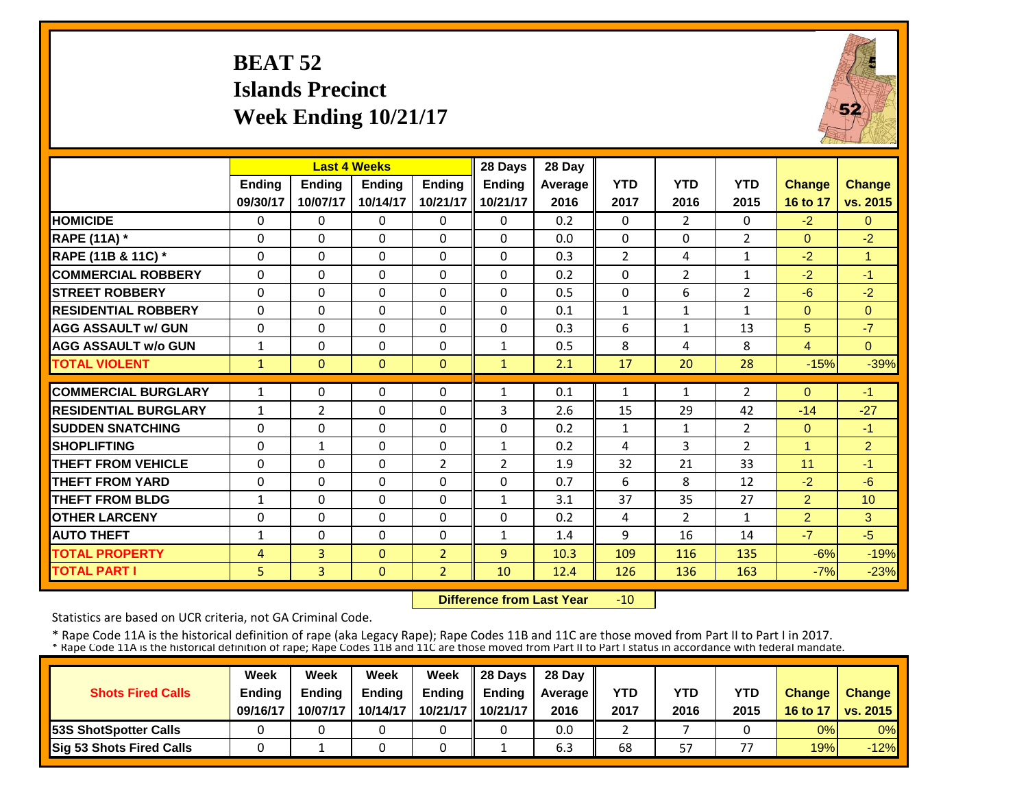# BEAT 52
## Islands Precinct
## Week Ending 10/21/17

| | Last 4 Weeks | | | | 28 Days | 28 Day | | | | | |
|---|---|---|---|---|---|---|---|---|---|---|---|
| | Ending 09/30/17 | Ending 10/07/17 | Ending 10/14/17 | Ending 10/21/17 | Ending 10/21/17 | Average 2016 | YTD 2017 | YTD 2016 | YTD 2015 | Change 16 to 17 | Change vs. 2015 |
| HOMICIDE | 0 | 0 | 0 | 0 | 0 | 0.2 | 0 | 2 | 0 | -2 | 0 |
| RAPE (11A) * | 0 | 0 | 0 | 0 | 0 | 0.0 | 0 | 0 | 2 | 0 | -2 |
| RAPE (11B & 11C) * | 0 | 0 | 0 | 0 | 0 | 0.3 | 2 | 4 | 1 | -2 | 1 |
| COMMERCIAL ROBBERY | 0 | 0 | 0 | 0 | 0 | 0.2 | 0 | 2 | 1 | -2 | -1 |
| STREET ROBBERY | 0 | 0 | 0 | 0 | 0 | 0.5 | 0 | 6 | 2 | -6 | -2 |
| RESIDENTIAL ROBBERY | 0 | 0 | 0 | 0 | 0 | 0.1 | 1 | 1 | 1 | 0 | 0 |
| AGG ASSAULT w/ GUN | 0 | 0 | 0 | 0 | 0 | 0.3 | 6 | 1 | 13 | 5 | -7 |
| AGG ASSAULT w/o GUN | 1 | 0 | 0 | 0 | 1 | 0.5 | 8 | 4 | 8 | 4 | 0 |
| TOTAL VIOLENT | 1 | 0 | 0 | 0 | 1 | 2.1 | 17 | 20 | 28 | -15% | -39% |
| COMMERCIAL BURGLARY | 1 | 0 | 0 | 0 | 1 | 0.1 | 1 | 1 | 2 | 0 | -1 |
| RESIDENTIAL BURGLARY | 1 | 2 | 0 | 0 | 3 | 2.6 | 15 | 29 | 42 | -14 | -27 |
| SUDDEN SNATCHING | 0 | 0 | 0 | 0 | 0 | 0.2 | 1 | 1 | 2 | 0 | -1 |
| SHOPLIFTING | 0 | 1 | 0 | 0 | 1 | 0.2 | 4 | 3 | 2 | 1 | 2 |
| THEFT FROM VEHICLE | 0 | 0 | 0 | 2 | 2 | 1.9 | 32 | 21 | 33 | 11 | -1 |
| THEFT FROM YARD | 0 | 0 | 0 | 0 | 0 | 0.7 | 6 | 8 | 12 | -2 | -6 |
| THEFT FROM BLDG | 1 | 0 | 0 | 0 | 1 | 3.1 | 37 | 35 | 27 | 2 | 10 |
| OTHER LARCENY | 0 | 0 | 0 | 0 | 0 | 0.2 | 4 | 2 | 1 | 2 | 3 |
| AUTO THEFT | 1 | 0 | 0 | 0 | 1 | 1.4 | 9 | 16 | 14 | -7 | -5 |
| TOTAL PROPERTY | 4 | 3 | 0 | 2 | 9 | 10.3 | 109 | 116 | 135 | -6% | -19% |
| TOTAL PART I | 5 | 3 | 0 | 2 | 10 | 12.4 | 126 | 136 | 163 | -7% | -23% |

**Difference from Last Year** -10

Statistics are based on UCR criteria, not GA Criminal Code.

* Rape Code 11A is the historical definition of rape (aka Legacy Rape); Rape Codes 11B and 11C are those moved from Part II to Part I in 2017.
* Rape Code 11A is the historical definition of rape; Rape Codes 11B and 11C are those moved from Part II to Part I status in accordance with federal mandate.

| Shots Fired Calls | Week Ending 09/16/17 | Week Ending 10/07/17 | Week Ending 10/14/17 | Week Ending 10/21/17 | 28 Days Ending 10/21/17 | 28 Day Average 2016 | YTD 2017 | YTD 2016 | YTD 2015 | Change 16 to 17 | Change vs. 2015 |
|---|---|---|---|---|---|---|---|---|---|---|---|
| 53S ShotSpotter Calls | 0 | 0 | 0 | 0 | 0 | 0.0 | 2 | 7 | 0 | 0% | 0% |
| Sig 53 Shots Fired Calls | 0 | 1 | 0 | 0 | 1 | 6.3 | 68 | 57 | 77 | 19% | -12% |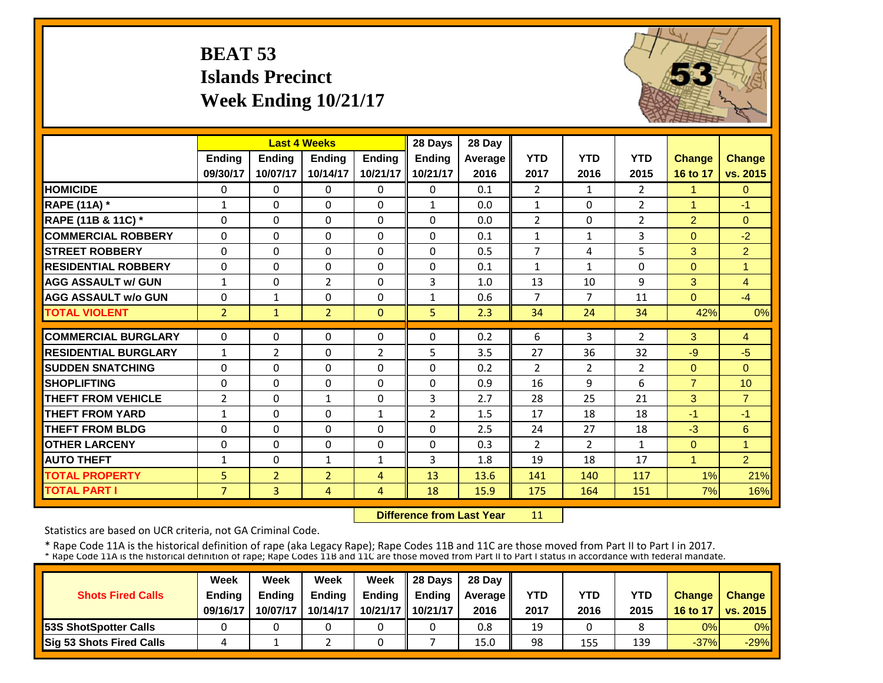# BEAT 53
## Islands Precinct
## Week Ending 10/21/17

| | Last 4 Weeks | | | | 28 Days | 28 Day | | | | | |
|---|---|---|---|---|---|---|---|---|---|---|---|
| | Ending 09/30/17 | Ending 10/07/17 | Ending 10/14/17 | Ending 10/21/17 | Ending 10/21/17 | Average 2016 | YTD 2017 | YTD 2016 | YTD 2015 | Change 16 to 17 | Change vs. 2015 |
| HOMICIDE | 0 | 0 | 0 | 0 | 0 | 0.1 | 2 | 1 | 2 | 1 | 0 |
| RAPE (11A) * | 1 | 0 | 0 | 0 | 1 | 0.0 | 1 | 0 | 2 | 1 | -1 |
| RAPE (11B & 11C) * | 0 | 0 | 0 | 0 | 0 | 0.0 | 2 | 0 | 2 | 2 | 0 |
| COMMERCIAL ROBBERY | 0 | 0 | 0 | 0 | 0 | 0.1 | 1 | 1 | 3 | 0 | -2 |
| STREET ROBBERY | 0 | 0 | 0 | 0 | 0 | 0.5 | 7 | 4 | 5 | 3 | 2 |
| RESIDENTIAL ROBBERY | 0 | 0 | 0 | 0 | 0 | 0.1 | 1 | 1 | 0 | 0 | 1 |
| AGG ASSAULT w/ GUN | 1 | 0 | 2 | 0 | 3 | 1.0 | 13 | 10 | 9 | 3 | 4 |
| AGG ASSAULT w/o GUN | 0 | 1 | 0 | 0 | 1 | 0.6 | 7 | 7 | 11 | 0 | -4 |
| TOTAL VIOLENT | 2 | 1 | 2 | 0 | 5 | 2.3 | 34 | 24 | 34 | 42% | 0% |
| COMMERCIAL BURGLARY | 0 | 0 | 0 | 0 | 0 | 0.2 | 6 | 3 | 2 | 3 | 4 |
| RESIDENTIAL BURGLARY | 1 | 2 | 0 | 2 | 5 | 3.5 | 27 | 36 | 32 | -9 | -5 |
| SUDDEN SNATCHING | 0 | 0 | 0 | 0 | 0 | 0.2 | 2 | 2 | 2 | 0 | 0 |
| SHOPLIFTING | 0 | 0 | 0 | 0 | 0 | 0.9 | 16 | 9 | 6 | 7 | 10 |
| THEFT FROM VEHICLE | 2 | 0 | 1 | 0 | 3 | 2.7 | 28 | 25 | 21 | 3 | 7 |
| THEFT FROM YARD | 1 | 0 | 0 | 1 | 2 | 1.5 | 17 | 18 | 18 | -1 | -1 |
| THEFT FROM BLDG | 0 | 0 | 0 | 0 | 0 | 2.5 | 24 | 27 | 18 | -3 | 6 |
| OTHER LARCENY | 0 | 0 | 0 | 0 | 0 | 0.3 | 2 | 2 | 1 | 0 | 1 |
| AUTO THEFT | 1 | 0 | 1 | 1 | 3 | 1.8 | 19 | 18 | 17 | 1 | 2 |
| TOTAL PROPERTY | 5 | 2 | 2 | 4 | 13 | 13.6 | 141 | 140 | 117 | 1% | 21% |
| TOTAL PART I | 7 | 3 | 4 | 4 | 18 | 15.9 | 175 | 164 | 151 | 7% | 16% |

**Difference from Last Year** 11

Statistics are based on UCR criteria, not GA Criminal Code.

* Rape Code 11A is the historical definition of rape (aka Legacy Rape); Rape Codes 11B and 11C are those moved from Part II to Part I in 2017.
* Rape Code 11A is the historical definition of rape; Rape Codes 11B and 11C are those moved from Part II to Part I status in accordance with federal mandate.

| Shots Fired Calls | Week Ending 09/16/17 | Week Ending 10/07/17 | Week Ending 10/14/17 | Week Ending 10/21/17 | 28 Days Ending 10/21/17 | 28 Day Average 2016 | YTD 2017 | YTD 2016 | YTD 2015 | Change 16 to 17 | Change vs. 2015 |
|---|---|---|---|---|---|---|---|---|---|---|---|
| 53S ShotSpotter Calls | 0 | 0 | 0 | 0 | 0 | 0.8 | 19 | 0 | 8 | 0% | 0% |
| Sig 53 Shots Fired Calls | 4 | 1 | 2 | 0 | 7 | 15.0 | 98 | 155 | 139 | -37% | -29% |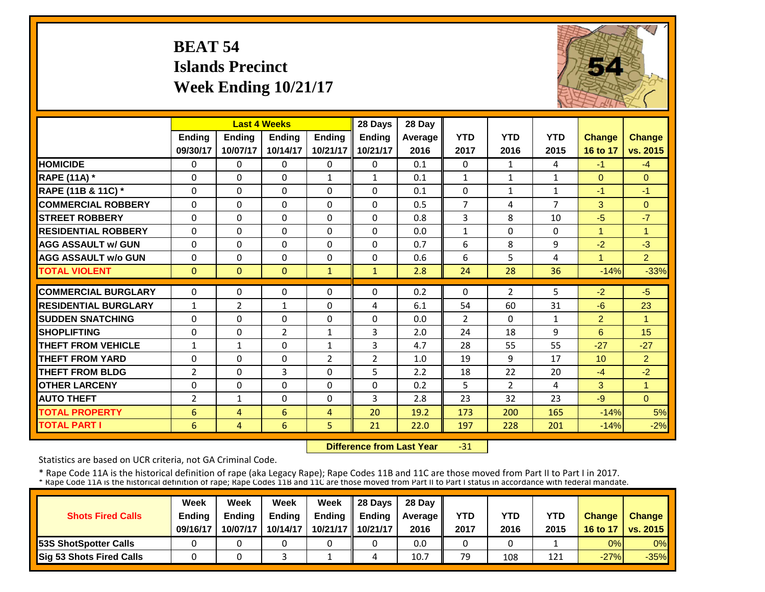# BEAT 54
## Islands Precinct
## Week Ending 10/21/17

| | Last 4 Weeks | | | | 28 Days | 28 Day | | | | | |
|---|---|---|---|---|---|---|---|---|---|---|---|
| | Ending 09/30/17 | Ending 10/07/17 | Ending 10/14/17 | Ending 10/21/17 | Ending 10/21/17 | Average 2016 | YTD 2017 | YTD 2016 | YTD 2015 | Change 16 to 17 | Change vs. 2015 |
| HOMICIDE | 0 | 0 | 0 | 0 | 0 | 0.1 | 0 | 1 | 4 | -1 | -4 |
| RAPE (11A) * | 0 | 0 | 0 | 1 | 1 | 0.1 | 1 | 1 | 1 | 0 | 0 |
| RAPE (11B & 11C) * | 0 | 0 | 0 | 0 | 0 | 0.1 | 0 | 1 | 1 | -1 | -1 |
| COMMERCIAL ROBBERY | 0 | 0 | 0 | 0 | 0 | 0.5 | 7 | 4 | 7 | 3 | 0 |
| STREET ROBBERY | 0 | 0 | 0 | 0 | 0 | 0.8 | 3 | 8 | 10 | -5 | -7 |
| RESIDENTIAL ROBBERY | 0 | 0 | 0 | 0 | 0 | 0.0 | 1 | 0 | 0 | 1 | 1 |
| AGG ASSAULT w/ GUN | 0 | 0 | 0 | 0 | 0 | 0.7 | 6 | 8 | 9 | -2 | -3 |
| AGG ASSAULT w/o GUN | 0 | 0 | 0 | 0 | 0 | 0.6 | 6 | 5 | 4 | 1 | 2 |
| TOTAL VIOLENT | 0 | 0 | 0 | 1 | 1 | 2.8 | 24 | 28 | 36 | -14% | -33% |
| COMMERCIAL BURGLARY | 0 | 0 | 0 | 0 | 0 | 0.2 | 0 | 2 | 5 | -2 | -5 |
| RESIDENTIAL BURGLARY | 1 | 2 | 1 | 0 | 4 | 6.1 | 54 | 60 | 31 | -6 | 23 |
| SUDDEN SNATCHING | 0 | 0 | 0 | 0 | 0 | 0.0 | 2 | 0 | 1 | 2 | 1 |
| SHOPLIFTING | 0 | 0 | 2 | 1 | 3 | 2.0 | 24 | 18 | 9 | 6 | 15 |
| THEFT FROM VEHICLE | 1 | 1 | 0 | 1 | 3 | 4.7 | 28 | 55 | 55 | -27 | -27 |
| THEFT FROM YARD | 0 | 0 | 0 | 2 | 2 | 1.0 | 19 | 9 | 17 | 10 | 2 |
| THEFT FROM BLDG | 2 | 0 | 3 | 0 | 5 | 2.2 | 18 | 22 | 20 | -4 | -2 |
| OTHER LARCENY | 0 | 0 | 0 | 0 | 0 | 0.2 | 5 | 2 | 4 | 3 | 1 |
| AUTO THEFT | 2 | 1 | 0 | 0 | 3 | 2.8 | 23 | 32 | 23 | -9 | 0 |
| TOTAL PROPERTY | 6 | 4 | 6 | 4 | 20 | 19.2 | 173 | 200 | 165 | -14% | 5% |
| TOTAL PART I | 6 | 4 | 6 | 5 | 21 | 22.0 | 197 | 228 | 201 | -14% | -2% |

**Difference from Last Year** -31

Statistics are based on UCR criteria, not GA Criminal Code.

* Rape Code 11A is the historical definition of rape (aka Legacy Rape); Rape Codes 11B and 11C are those moved from Part II to Part I in 2017.
* Rape Code 11A is the historical definition of rape; Rape Codes 11B and 11C are those moved from Part II to Part I status in accordance with federal mandate.

| Shots Fired Calls | Week Ending 09/16/17 | Week Ending 10/07/17 | Week Ending 10/14/17 | Week Ending 10/21/17 | 28 Days Ending 10/21/17 | 28 Day Average 2016 | YTD 2017 | YTD 2016 | YTD 2015 | Change 16 to 17 | Change vs. 2015 |
|---|---|---|---|---|---|---|---|---|---|---|---|
| 53S ShotSpotter Calls | 0 | 0 | 0 | 0 | 0 | 0.0 | 0 | 0 | 1 | 0% | 0% |
| Sig 53 Shots Fired Calls | 0 | 0 | 3 | 1 | 4 | 10.7 | 79 | 108 | 121 | -27% | -35% |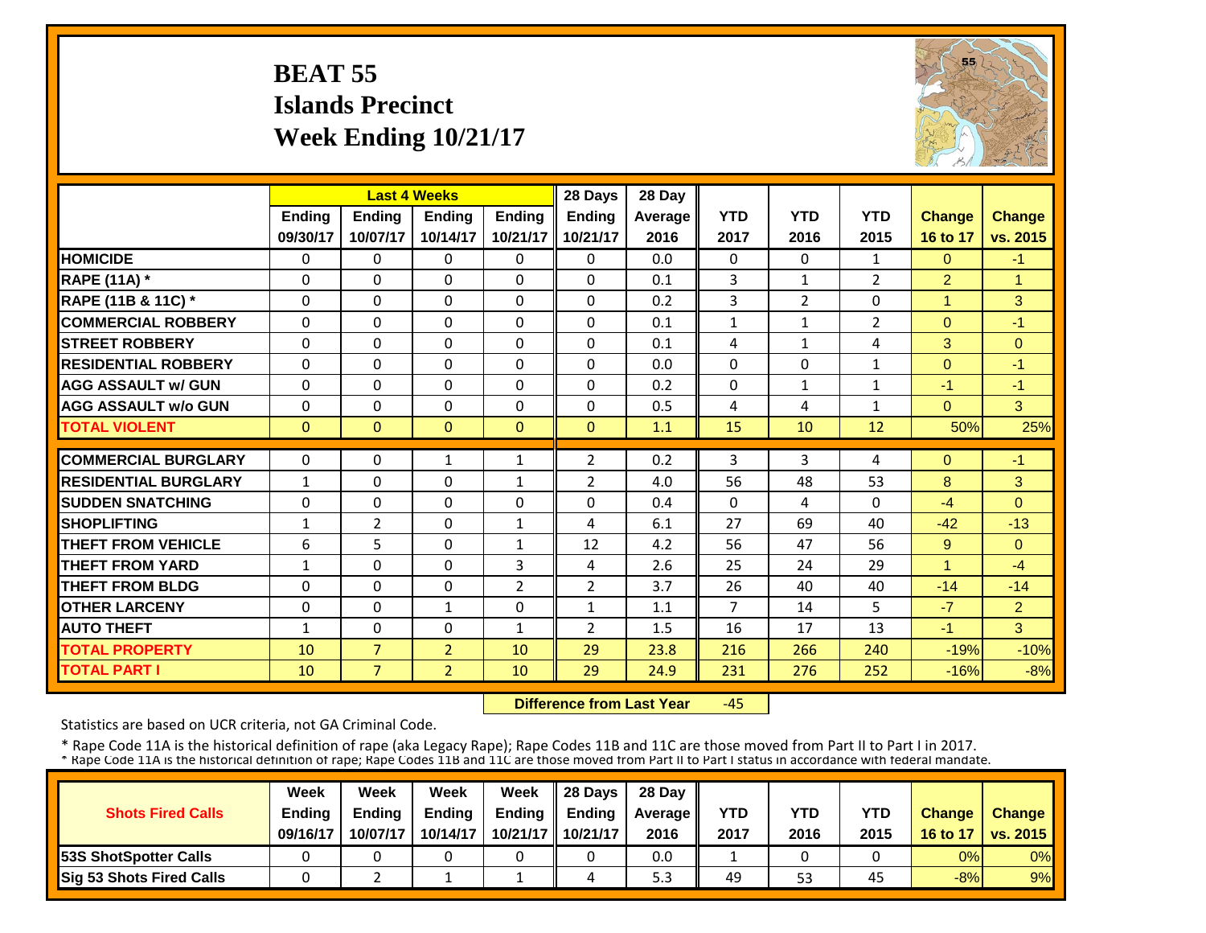# BEAT 55
## Islands Precinct
## Week Ending 10/21/17

| | Last 4 Weeks | | | | 28 Days | 28 Day | | | | | |
|---|---|---|---|---|---|---|---|---|---|---|---|
| | Ending 09/30/17 | Ending 10/07/17 | Ending 10/14/17 | Ending 10/21/17 | Ending 10/21/17 | Average 2016 | YTD 2017 | YTD 2016 | YTD 2015 | Change 16 to 17 | Change vs. 2015 |
| HOMICIDE | 0 | 0 | 0 | 0 | 0 | 0.0 | 0 | 0 | 1 | 0 | -1 |
| RAPE (11A) * | 0 | 0 | 0 | 0 | 0 | 0.1 | 3 | 1 | 2 | 2 | 1 |
| RAPE (11B & 11C) * | 0 | 0 | 0 | 0 | 0 | 0.2 | 3 | 2 | 0 | 1 | 3 |
| COMMERCIAL ROBBERY | 0 | 0 | 0 | 0 | 0 | 0.1 | 1 | 1 | 2 | 0 | -1 |
| STREET ROBBERY | 0 | 0 | 0 | 0 | 0 | 0.1 | 4 | 1 | 4 | 3 | 0 |
| RESIDENTIAL ROBBERY | 0 | 0 | 0 | 0 | 0 | 0.0 | 0 | 0 | 1 | 0 | -1 |
| AGG ASSAULT w/ GUN | 0 | 0 | 0 | 0 | 0 | 0.2 | 0 | 1 | 1 | -1 | -1 |
| AGG ASSAULT w/o GUN | 0 | 0 | 0 | 0 | 0 | 0.5 | 4 | 4 | 1 | 0 | 3 |
| TOTAL VIOLENT | 0 | 0 | 0 | 0 | 0 | 1.1 | 15 | 10 | 12 | 50% | 25% |
| COMMERCIAL BURGLARY | 0 | 0 | 1 | 1 | 2 | 0.2 | 3 | 3 | 4 | 0 | -1 |
| RESIDENTIAL BURGLARY | 1 | 0 | 0 | 1 | 2 | 4.0 | 56 | 48 | 53 | 8 | 3 |
| SUDDEN SNATCHING | 0 | 0 | 0 | 0 | 0 | 0.4 | 0 | 4 | 0 | -4 | 0 |
| SHOPLIFTING | 1 | 2 | 0 | 1 | 4 | 6.1 | 27 | 69 | 40 | -42 | -13 |
| THEFT FROM VEHICLE | 6 | 5 | 0 | 1 | 12 | 4.2 | 56 | 47 | 56 | 9 | 0 |
| THEFT FROM YARD | 1 | 0 | 0 | 3 | 4 | 2.6 | 25 | 24 | 29 | 1 | -4 |
| THEFT FROM BLDG | 0 | 0 | 0 | 2 | 2 | 3.7 | 26 | 40 | 40 | -14 | -14 |
| OTHER LARCENY | 0 | 0 | 1 | 0 | 1 | 1.1 | 7 | 14 | 5 | -7 | 2 |
| AUTO THEFT | 1 | 0 | 0 | 1 | 2 | 1.5 | 16 | 17 | 13 | -1 | 3 |
| TOTAL PROPERTY | 10 | 7 | 2 | 10 | 29 | 23.8 | 216 | 266 | 240 | -19% | -10% |
| TOTAL PART I | 10 | 7 | 2 | 10 | 29 | 24.9 | 231 | 276 | 252 | -16% | -8% |

**Difference from Last Year** -45

Statistics are based on UCR criteria, not GA Criminal Code.

* Rape Code 11A is the historical definition of rape (aka Legacy Rape); Rape Codes 11B and 11C are those moved from Part II to Part I in 2017.
* Rape Code 11A is the historical definition of rape; Rape Codes 11B and 11C are those moved from Part II to Part I status in accordance with federal mandate.

| Shots Fired Calls | Week Ending 09/16/17 | Week Ending 10/07/17 | Week Ending 10/14/17 | Week Ending 10/21/17 | 28 Days Ending 10/21/17 | 28 Day Average 2016 | YTD 2017 | YTD 2016 | YTD 2015 | Change 16 to 17 | Change vs. 2015 |
|---|---|---|---|---|---|---|---|---|---|---|---|
| 53S ShotSpotter Calls | 0 | 0 | 0 | 0 | 0 | 0.0 | 1 | 0 | 0 | 0% | 0% |
| Sig 53 Shots Fired Calls | 0 | 2 | 1 | 1 | 4 | 5.3 | 49 | 53 | 45 | -8% | 9% |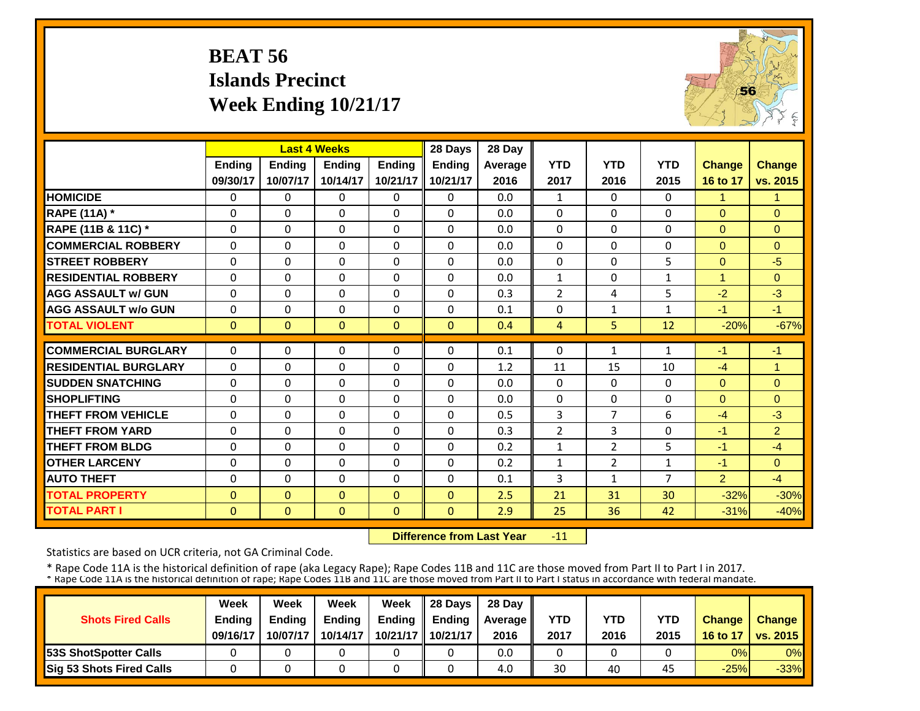# BEAT 56
## Islands Precinct
## Week Ending 10/21/17

| | Last 4 Weeks | | | | 28 Days | 28 Day | | | | | |
|---|---|---|---|---|---|---|---|---|---|---|---|
| | Ending 09/30/17 | Ending 10/07/17 | Ending 10/14/17 | Ending 10/21/17 | Ending 10/21/17 | Average 2016 | YTD 2017 | YTD 2016 | YTD 2015 | Change 16 to 17 | Change vs. 2015 |
| HOMICIDE | 0 | 0 | 0 | 0 | 0 | 0.0 | 1 | 0 | 0 | 1 | 1 |
| RAPE (11A) * | 0 | 0 | 0 | 0 | 0 | 0.0 | 0 | 0 | 0 | 0 | 0 |
| RAPE (11B & 11C) * | 0 | 0 | 0 | 0 | 0 | 0.0 | 0 | 0 | 0 | 0 | 0 |
| COMMERCIAL ROBBERY | 0 | 0 | 0 | 0 | 0 | 0.0 | 0 | 0 | 0 | 0 | 0 |
| STREET ROBBERY | 0 | 0 | 0 | 0 | 0 | 0.0 | 0 | 0 | 5 | 0 | -5 |
| RESIDENTIAL ROBBERY | 0 | 0 | 0 | 0 | 0 | 0.0 | 1 | 0 | 1 | 1 | 0 |
| AGG ASSAULT w/ GUN | 0 | 0 | 0 | 0 | 0 | 0.3 | 2 | 4 | 5 | -2 | -3 |
| AGG ASSAULT w/o GUN | 0 | 0 | 0 | 0 | 0 | 0.1 | 0 | 1 | 1 | -1 | -1 |
| TOTAL VIOLENT | 0 | 0 | 0 | 0 | 0 | 0.4 | 4 | 5 | 12 | -20% | -67% |
| COMMERCIAL BURGLARY | 0 | 0 | 0 | 0 | 0 | 0.1 | 0 | 1 | 1 | -1 | -1 |
| RESIDENTIAL BURGLARY | 0 | 0 | 0 | 0 | 0 | 1.2 | 11 | 15 | 10 | -4 | 1 |
| SUDDEN SNATCHING | 0 | 0 | 0 | 0 | 0 | 0.0 | 0 | 0 | 0 | 0 | 0 |
| SHOPLIFTING | 0 | 0 | 0 | 0 | 0 | 0.0 | 0 | 0 | 0 | 0 | 0 |
| THEFT FROM VEHICLE | 0 | 0 | 0 | 0 | 0 | 0.5 | 3 | 7 | 6 | -4 | -3 |
| THEFT FROM YARD | 0 | 0 | 0 | 0 | 0 | 0.3 | 2 | 3 | 0 | -1 | 2 |
| THEFT FROM BLDG | 0 | 0 | 0 | 0 | 0 | 0.2 | 1 | 2 | 5 | -1 | -4 |
| OTHER LARCENY | 0 | 0 | 0 | 0 | 0 | 0.2 | 1 | 2 | 1 | -1 | 0 |
| AUTO THEFT | 0 | 0 | 0 | 0 | 0 | 0.1 | 3 | 1 | 7 | 2 | -4 |
| TOTAL PROPERTY | 0 | 0 | 0 | 0 | 0 | 2.5 | 21 | 31 | 30 | -32% | -30% |
| TOTAL PART I | 0 | 0 | 0 | 0 | 0 | 2.9 | 25 | 36 | 42 | -31% | -40% |

**Difference from Last Year** -11

Statistics are based on UCR criteria, not GA Criminal Code.

* Rape Code 11A is the historical definition of rape (aka Legacy Rape); Rape Codes 11B and 11C are those moved from Part II to Part I in 2017.
* Rape Code 11A is the historical definition of rape; Rape Codes 11B and 11C are those moved from Part II to Part I status in accordance with federal mandate.

| Shots Fired Calls | Week Ending 09/16/17 | Week Ending 10/07/17 | Week Ending 10/14/17 | Week Ending 10/21/17 | 28 Days Ending 10/21/17 | 28 Day Average 2016 | YTD 2017 | YTD 2016 | YTD 2015 | Change 16 to 17 | Change vs. 2015 |
|---|---|---|---|---|---|---|---|---|---|---|---|
| 53S ShotSpotter Calls | 0 | 0 | 0 | 0 | 0 | 0.0 | 0 | 0 | 0 | 0% | 0% |
| Sig 53 Shots Fired Calls | 0 | 0 | 0 | 0 | 0 | 4.0 | 30 | 40 | 45 | -25% | -33% |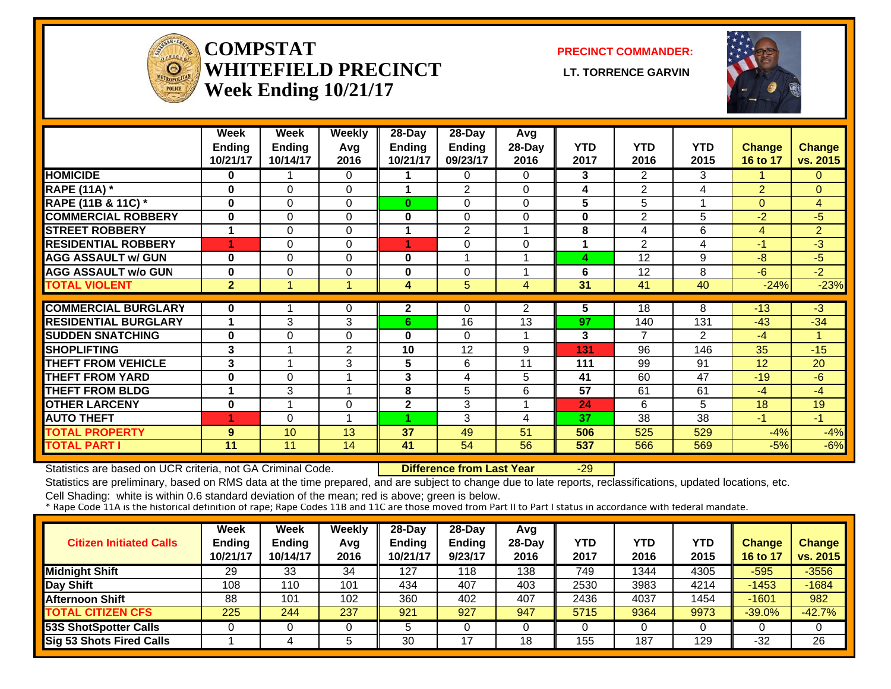# COMPSTAT
# WHITEFIELD PRECINCT
# Week Ending 10/21/17

**PRECINCT COMMANDER:**

**LT. TORRENCE GARVIN**

| | Week Ending 10/21/17 | Week Ending 10/14/17 | Weekly Avg 2016 | 28-Day Ending 10/21/17 | 28-Day Ending 09/23/17 | Avg 28-Day 2016 | YTD 2017 | YTD 2016 | YTD 2015 | Change 16 to 17 | Change vs. 2015 |
|---|---|---|---|---|---|---|---|---|---|---|---|
| HOMICIDE | 0 | 1 | 0 | 1 | 0 | 0 | 3 | 2 | 3 | 1 | 0 |
| RAPE (11A) * | 0 | 0 | 0 | 1 | 2 | 0 | 4 | 2 | 4 | 2 | 0 |
| RAPE (11B & 11C) * | 0 | 0 | 0 | 0 | 0 | 0 | 5 | 5 | 1 | 0 | 4 |
| COMMERCIAL ROBBERY | 0 | 0 | 0 | 0 | 0 | 0 | 0 | 2 | 5 | -2 | -5 |
| STREET ROBBERY | 1 | 0 | 0 | 1 | 2 | 1 | 8 | 4 | 6 | 4 | 2 |
| RESIDENTIAL ROBBERY | 1 | 0 | 0 | 1 | 0 | 0 | 1 | 2 | 4 | -1 | -3 |
| AGG ASSAULT w/ GUN | 0 | 0 | 0 | 0 | 1 | 1 | 4 | 12 | 9 | -8 | -5 |
| AGG ASSAULT w/o GUN | 0 | 0 | 0 | 0 | 0 | 1 | 6 | 12 | 8 | -6 | -2 |
| TOTAL VIOLENT | 2 | 1 | 1 | 4 | 5 | 4 | 31 | 41 | 40 | -24% | -23% |
| COMMERCIAL BURGLARY | 0 | 1 | 0 | 2 | 0 | 2 | 5 | 18 | 8 | -13 | -3 |
| RESIDENTIAL BURGLARY | 1 | 3 | 3 | 6 | 16 | 13 | 97 | 140 | 131 | -43 | -34 |
| SUDDEN SNATCHING | 0 | 0 | 0 | 0 | 0 | 1 | 3 | 7 | 2 | -4 | 1 |
| SHOPLIFTING | 3 | 1 | 2 | 10 | 12 | 9 | 131 | 96 | 146 | 35 | -15 |
| THEFT FROM VEHICLE | 3 | 1 | 3 | 5 | 6 | 11 | 111 | 99 | 91 | 12 | 20 |
| THEFT FROM YARD | 0 | 0 | 1 | 3 | 4 | 5 | 41 | 60 | 47 | -19 | -6 |
| THEFT FROM BLDG | 1 | 3 | 1 | 8 | 5 | 6 | 57 | 61 | 61 | -4 | -4 |
| OTHER LARCENY | 0 | 1 | 0 | 2 | 3 | 1 | 24 | 6 | 5 | 18 | 19 |
| AUTO THEFT | 1 | 0 | 1 | 1 | 3 | 4 | 37 | 38 | 38 | -1 | -1 |
| TOTAL PROPERTY | 9 | 10 | 13 | 37 | 49 | 51 | 506 | 525 | 529 | -4% | -4% |
| TOTAL PART I | 11 | 11 | 14 | 41 | 54 | 56 | 537 | 566 | 569 | -5% | -6% |

Statistics are based on UCR criteria, not GA Criminal Code. **Difference from Last Year** -29

Statistics are preliminary, based on RMS data at the time prepared, and are subject to change due to late reports, reclassifications, updated locations, etc.

Cell Shading: white is within 0.6 standard deviation of the mean; red is above; green is below.

* Rape Code 11A is the historical definition of rape; Rape Codes 11B and 11C are those moved from Part II to Part I status in accordance with federal mandate.

| Citizen Initiated Calls | Week Ending 10/21/17 | Week Ending 10/14/17 | Weekly Avg 2016 | 28-Day Ending 10/21/17 | 28-Day Ending 9/23/17 | Avg 28-Day 2016 | YTD 2017 | YTD 2016 | YTD 2015 | Change 16 to 17 | Change vs. 2015 |
|---|---|---|---|---|---|---|---|---|---|---|---|
| Midnight Shift | 29 | 33 | 34 | 127 | 118 | 138 | 749 | 1344 | 4305 | -595 | -3556 |
| Day Shift | 108 | 110 | 101 | 434 | 407 | 403 | 2530 | 3983 | 4214 | -1453 | -1684 |
| Afternoon Shift | 88 | 101 | 102 | 360 | 402 | 407 | 2436 | 4037 | 1454 | -1601 | 982 |
| TOTAL CITIZEN CFS | 225 | 244 | 237 | 921 | 927 | 947 | 5715 | 9364 | 9973 | -39.0% | -42.7% |
| 53S ShotSpotter Calls | 0 | 0 | 0 | 5 | 0 | 0 | 0 | 0 | 0 | 0 | 0 |
| Sig 53 Shots Fired Calls | 1 | 4 | 5 | 30 | 17 | 18 | 155 | 187 | 129 | -32 | 26 |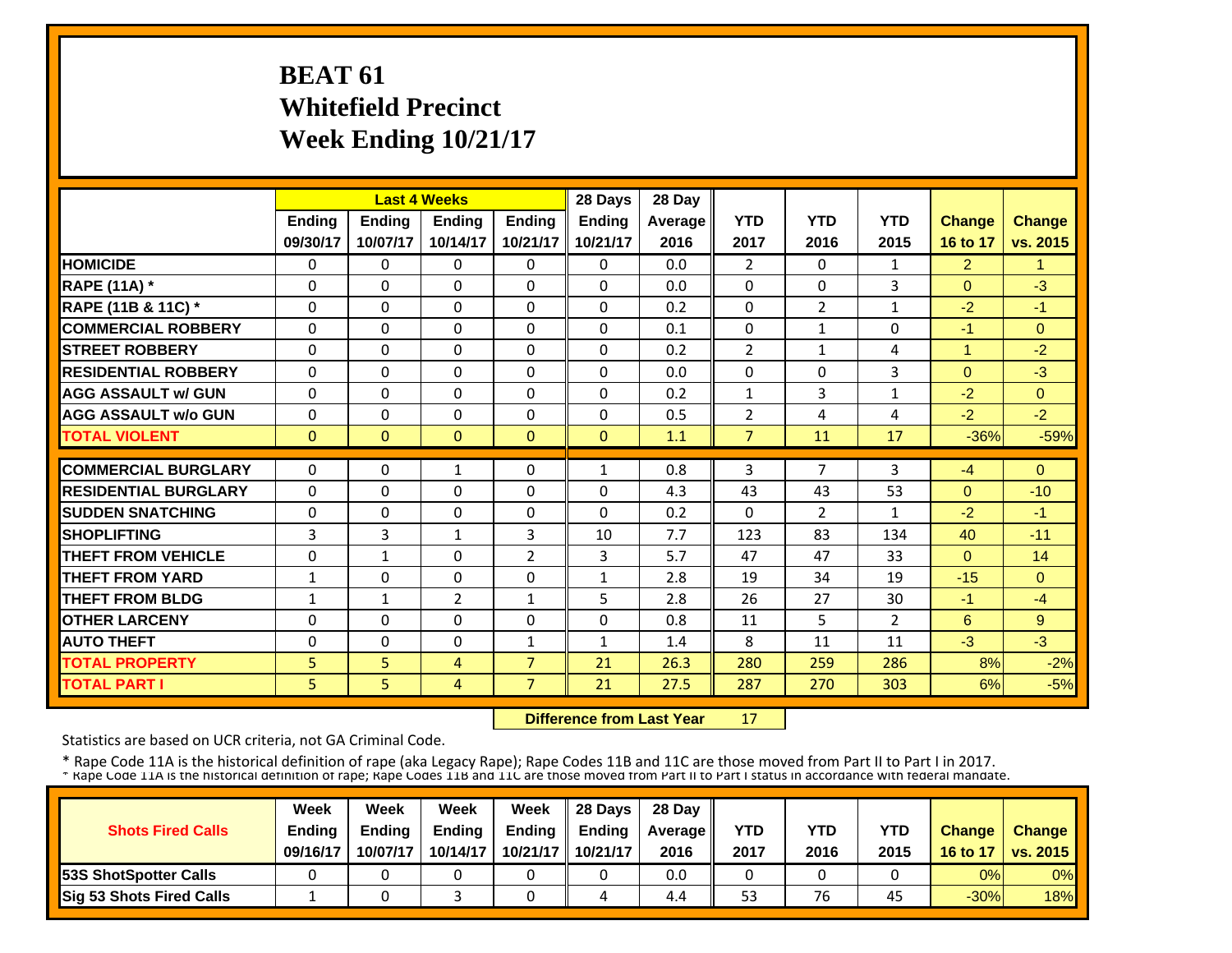# BEAT 61
## Whitefield Precinct
## Week Ending 10/21/17

| | Last 4 Weeks | | | | 28 Days | 28 Day | | | | | |
|---|---|---|---|---|---|---|---|---|---|---|---|
| | Ending 09/30/17 | Ending 10/07/17 | Ending 10/14/17 | Ending 10/21/17 | Ending 10/21/17 | Average 2016 | YTD 2017 | YTD 2016 | YTD 2015 | Change 16 to 17 | Change vs. 2015 |
| **HOMICIDE** | 0 | 0 | 0 | 0 | 0 | 0.0 | 2 | 0 | 1 | 2 | 1 |
| **RAPE (11A) *** | 0 | 0 | 0 | 0 | 0 | 0.0 | 0 | 0 | 3 | 0 | -3 |
| **RAPE (11B & 11C) *** | 0 | 0 | 0 | 0 | 0 | 0.2 | 0 | 2 | 1 | -2 | -1 |
| **COMMERCIAL ROBBERY** | 0 | 0 | 0 | 0 | 0 | 0.1 | 0 | 1 | 0 | -1 | 0 |
| **STREET ROBBERY** | 0 | 0 | 0 | 0 | 0 | 0.2 | 2 | 1 | 4 | 1 | -2 |
| **RESIDENTIAL ROBBERY** | 0 | 0 | 0 | 0 | 0 | 0.0 | 0 | 0 | 3 | 0 | -3 |
| **AGG ASSAULT w/ GUN** | 0 | 0 | 0 | 0 | 0 | 0.2 | 1 | 3 | 1 | -2 | 0 |
| **AGG ASSAULT w/o GUN** | 0 | 0 | 0 | 0 | 0 | 0.5 | 2 | 4 | 4 | -2 | -2 |
| **TOTAL VIOLENT** | 0 | 0 | 0 | 0 | 0 | 1.1 | 7 | 11 | 17 | -36% | -59% |
| **COMMERCIAL BURGLARY** | 0 | 0 | 1 | 0 | 1 | 0.8 | 3 | 7 | 3 | -4 | 0 |
| **RESIDENTIAL BURGLARY** | 0 | 0 | 0 | 0 | 0 | 4.3 | 43 | 43 | 53 | 0 | -10 |
| **SUDDEN SNATCHING** | 0 | 0 | 0 | 0 | 0 | 0.2 | 0 | 2 | 1 | -2 | -1 |
| **SHOPLIFTING** | 3 | 3 | 1 | 3 | 10 | 7.7 | 123 | 83 | 134 | 40 | -11 |
| **THEFT FROM VEHICLE** | 0 | 1 | 0 | 2 | 3 | 5.7 | 47 | 47 | 33 | 0 | 14 |
| **THEFT FROM YARD** | 1 | 0 | 0 | 0 | 1 | 2.8 | 19 | 34 | 19 | -15 | 0 |
| **THEFT FROM BLDG** | 1 | 1 | 2 | 1 | 5 | 2.8 | 26 | 27 | 30 | -1 | -4 |
| **OTHER LARCENY** | 0 | 0 | 0 | 0 | 0 | 0.8 | 11 | 5 | 2 | 6 | 9 |
| **AUTO THEFT** | 0 | 0 | 0 | 1 | 1 | 1.4 | 8 | 11 | 11 | -3 | -3 |
| **TOTAL PROPERTY** | 5 | 5 | 4 | 7 | 21 | 26.3 | 280 | 259 | 286 | 8% | -2% |
| **TOTAL PART I** | 5 | 5 | 4 | 7 | 21 | 27.5 | 287 | 270 | 303 | 6% | -5% |

**Difference from Last Year** 17

Statistics are based on UCR criteria, not GA Criminal Code.

* Rape Code 11A is the historical definition of rape (aka Legacy Rape); Rape Codes 11B and 11C are those moved from Part II to Part I in 2017.

| Shots Fired Calls | Week Ending 09/16/17 | Week Ending 10/07/17 | Week Ending 10/14/17 | Week Ending 10/21/17 | 28 Days Ending 10/21/17 | 28 Day Average 2016 | YTD 2017 | YTD 2016 | YTD 2015 | Change 16 to 17 | Change vs. 2015 |
|---|---|---|---|---|---|---|---|---|---|---|---|
| **53S ShotSpotter Calls** | 0 | 0 | 0 | 0 | 0 | 0.0 | 0 | 0 | 0 | 0% | 0% |
| **Sig 53 Shots Fired Calls** | 1 | 0 | 3 | 0 | 4 | 4.4 | 53 | 76 | 45 | -30% | 18% |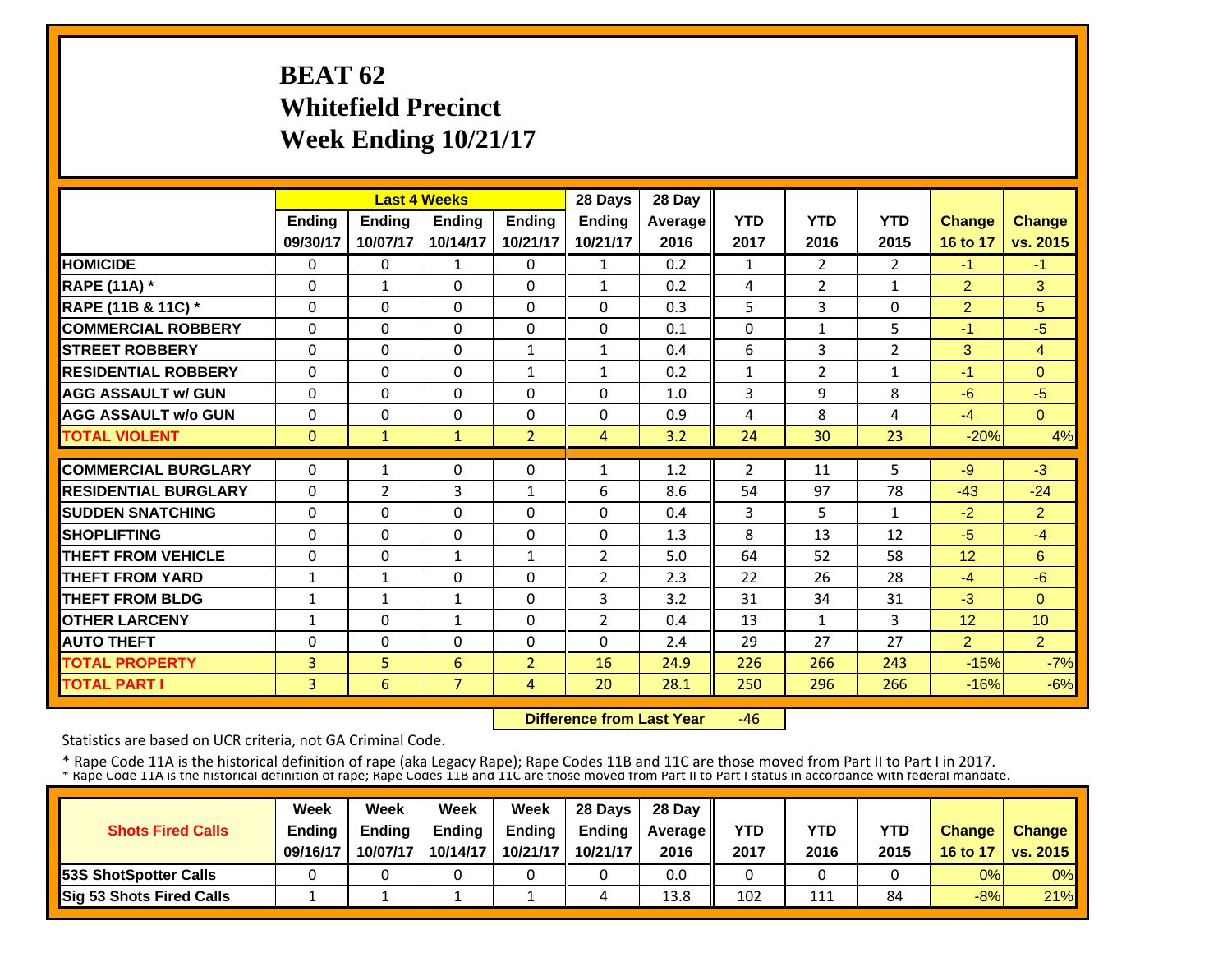# BEAT 62
# Whitefield Precinct
# Week Ending 10/21/17

| | Last 4 Weeks | | | | 28 Days | 28 Day | | | | | |
|---|---|---|---|---|---|---|---|---|---|---|---|
| | Ending 09/30/17 | Ending 10/07/17 | Ending 10/14/17 | Ending 10/21/17 | Ending 10/21/17 | Average 2016 | YTD 2017 | YTD 2016 | YTD 2015 | Change 16 to 17 | Change vs. 2015 |
| HOMICIDE | 0 | 0 | 1 | 0 | 1 | 0.2 | 1 | 2 | 2 | -1 | -1 |
| RAPE (11A) * | 0 | 1 | 0 | 0 | 1 | 0.2 | 4 | 2 | 1 | 2 | 3 |
| RAPE (11B & 11C) * | 0 | 0 | 0 | 0 | 0 | 0.3 | 5 | 3 | 0 | 2 | 5 |
| COMMERCIAL ROBBERY | 0 | 0 | 0 | 0 | 0 | 0.1 | 0 | 1 | 5 | -1 | -5 |
| STREET ROBBERY | 0 | 0 | 0 | 1 | 1 | 0.4 | 6 | 3 | 2 | 3 | 4 |
| RESIDENTIAL ROBBERY | 0 | 0 | 0 | 1 | 1 | 0.2 | 1 | 2 | 1 | -1 | 0 |
| AGG ASSAULT w/ GUN | 0 | 0 | 0 | 0 | 0 | 1.0 | 3 | 9 | 8 | -6 | -5 |
| AGG ASSAULT w/o GUN | 0 | 0 | 0 | 0 | 0 | 0.9 | 4 | 8 | 4 | -4 | 0 |
| TOTAL VIOLENT | 0 | 1 | 1 | 2 | 4 | 3.2 | 24 | 30 | 23 | -20% | 4% |
| COMMERCIAL BURGLARY | 0 | 1 | 0 | 0 | 1 | 1.2 | 2 | 11 | 5 | -9 | -3 |
| RESIDENTIAL BURGLARY | 0 | 2 | 3 | 1 | 6 | 8.6 | 54 | 97 | 78 | -43 | -24 |
| SUDDEN SNATCHING | 0 | 0 | 0 | 0 | 0 | 0.4 | 3 | 5 | 1 | -2 | 2 |
| SHOPLIFTING | 0 | 0 | 0 | 0 | 0 | 1.3 | 8 | 13 | 12 | -5 | -4 |
| THEFT FROM VEHICLE | 0 | 0 | 1 | 1 | 2 | 5.0 | 64 | 52 | 58 | 12 | 6 |
| THEFT FROM YARD | 1 | 1 | 0 | 0 | 2 | 2.3 | 22 | 26 | 28 | -4 | -6 |
| THEFT FROM BLDG | 1 | 1 | 1 | 0 | 3 | 3.2 | 31 | 34 | 31 | -3 | 0 |
| OTHER LARCENY | 1 | 0 | 1 | 0 | 2 | 0.4 | 13 | 1 | 3 | 12 | 10 |
| AUTO THEFT | 0 | 0 | 0 | 0 | 0 | 2.4 | 29 | 27 | 27 | 2 | 2 |
| TOTAL PROPERTY | 3 | 5 | 6 | 2 | 16 | 24.9 | 226 | 266 | 243 | -15% | -7% |
| TOTAL PART I | 3 | 6 | 7 | 4 | 20 | 28.1 | 250 | 296 | 266 | -16% | -6% |

**Difference from Last Year** -46

Statistics are based on UCR criteria, not GA Criminal Code.

* Rape Code 11A is the historical definition of rape (aka Legacy Rape); Rape Codes 11B and 11C are those moved from Part II to Part I in 2017.
* Rape Code 11A is the historical definition of rape; Rape Codes 11B and 11C are those moved from Part II to Part I status in accordance with federal mandate.

| Shots Fired Calls | Week Ending 09/16/17 | Week Ending 10/07/17 | Week Ending 10/14/17 | Week Ending 10/21/17 | 28 Days Ending 10/21/17 | 28 Day Average 2016 | YTD 2017 | YTD 2016 | YTD 2015 | Change 16 to 17 | Change vs. 2015 |
|---|---|---|---|---|---|---|---|---|---|---|---|
| 53S ShotSpotter Calls | 0 | 0 | 0 | 0 | 0 | 0.0 | 0 | 0 | 0 | 0% | 0% |
| Sig 53 Shots Fired Calls | 1 | 1 | 1 | 1 | 4 | 13.8 | 102 | 111 | 84 | -8% | 21% |